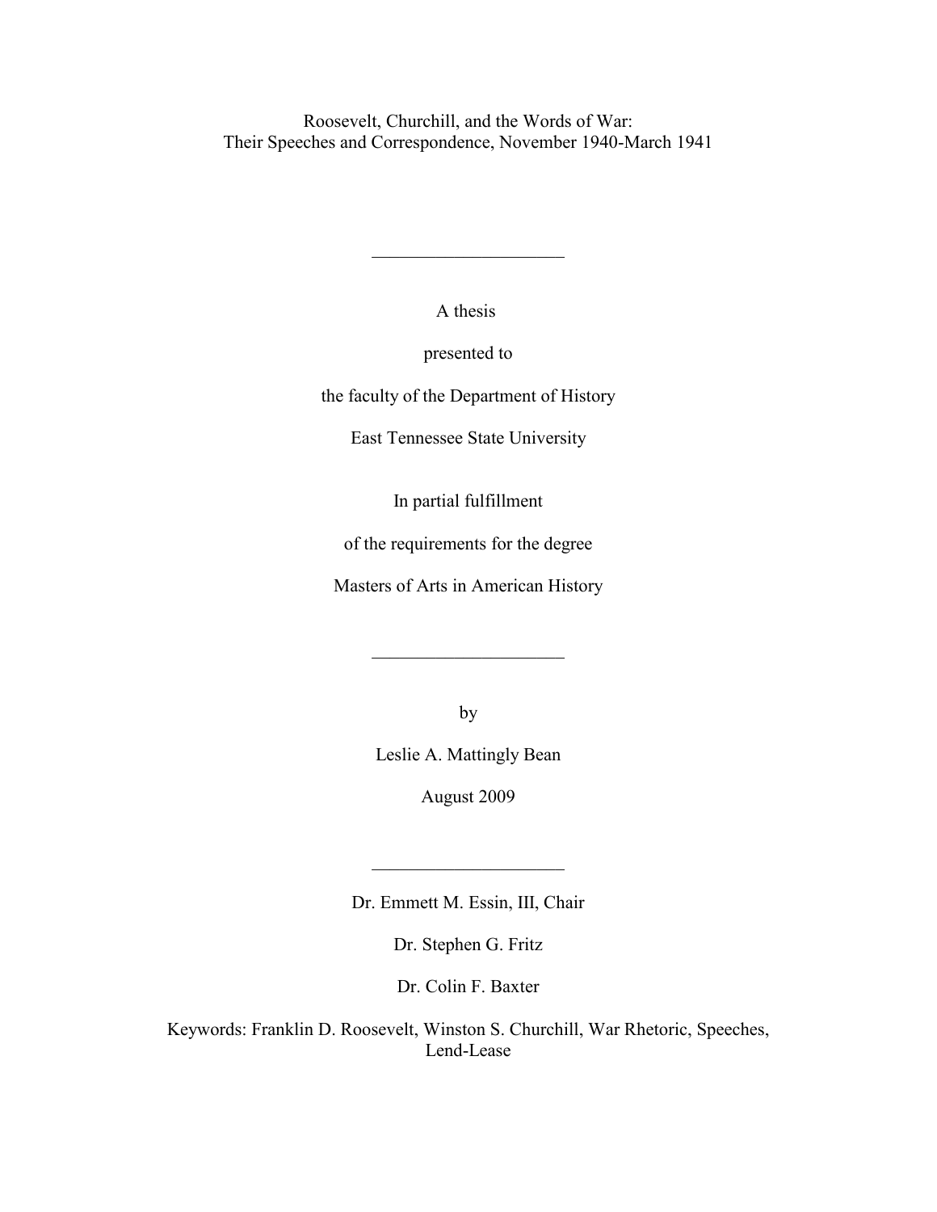# Roosevelt, Churchill, and the Words of War:
## Their Speeches and Correspondence, November 1940-March 1941

---

A thesis

presented to

the faculty of the Department of History

East Tennessee State University

In partial fulfillment

of the requirements for the degree

Masters of Arts in American History

---

by

Leslie A. Mattingly Bean

August 2009

---

Dr. Emmett M. Essin, III, Chair

Dr. Stephen G. Fritz

Dr. Colin F. Baxter

Keywords: Franklin D. Roosevelt, Winston S. Churchill, War Rhetoric, Speeches, Lend-Lease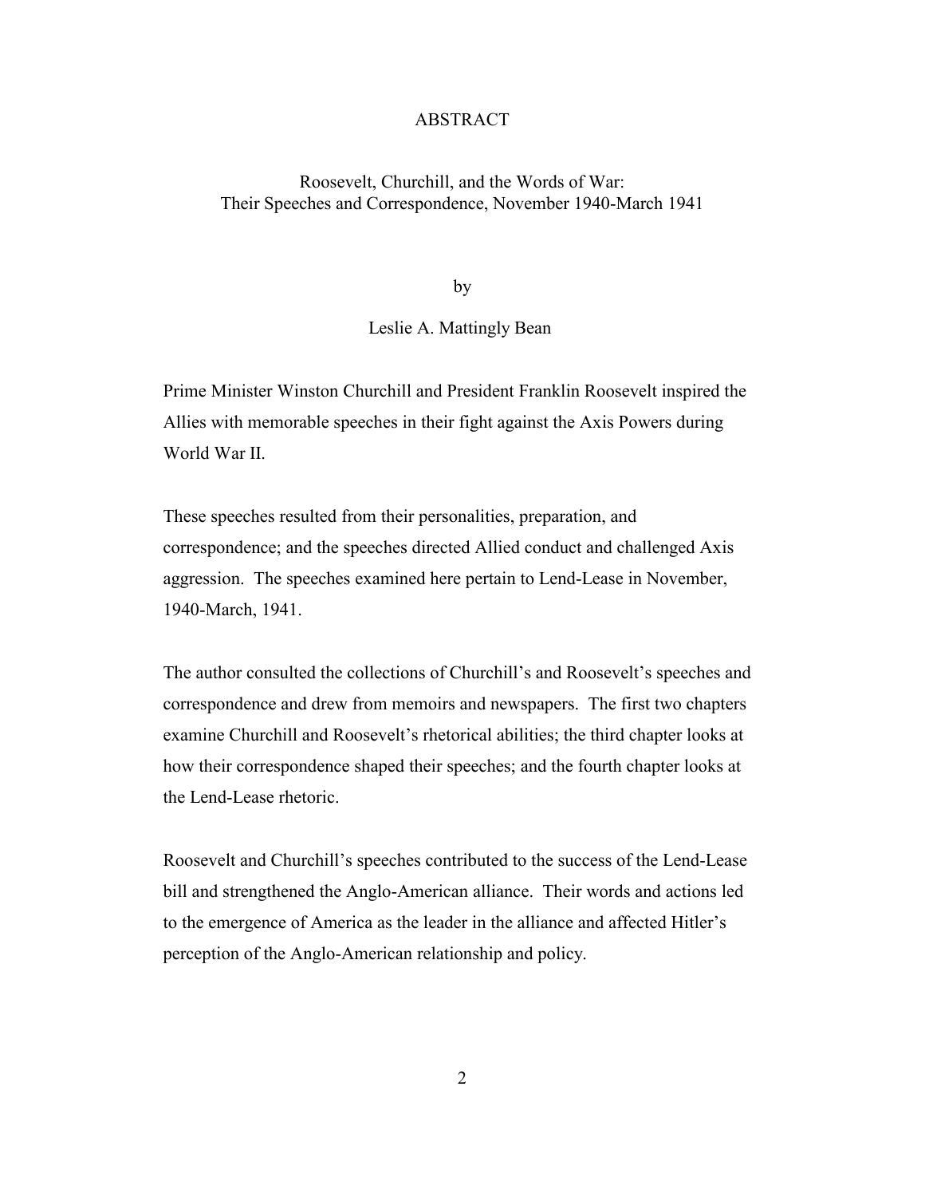# ABSTRACT

## Roosevelt, Churchill, and the Words of War: Their Speeches and Correspondence, November 1940-March 1941

by

Leslie A. Mattingly Bean

Prime Minister Winston Churchill and President Franklin Roosevelt inspired the Allies with memorable speeches in their fight against the Axis Powers during World War II.

These speeches resulted from their personalities, preparation, and correspondence; and the speeches directed Allied conduct and challenged Axis aggression. The speeches examined here pertain to Lend-Lease in November, 1940-March, 1941.

The author consulted the collections of Churchill's and Roosevelt's speeches and correspondence and drew from memoirs and newspapers. The first two chapters examine Churchill and Roosevelt's rhetorical abilities; the third chapter looks at how their correspondence shaped their speeches; and the fourth chapter looks at the Lend-Lease rhetoric.

Roosevelt and Churchill's speeches contributed to the success of the Lend-Lease bill and strengthened the Anglo-American alliance. Their words and actions led to the emergence of America as the leader in the alliance and affected Hitler's perception of the Anglo-American relationship and policy.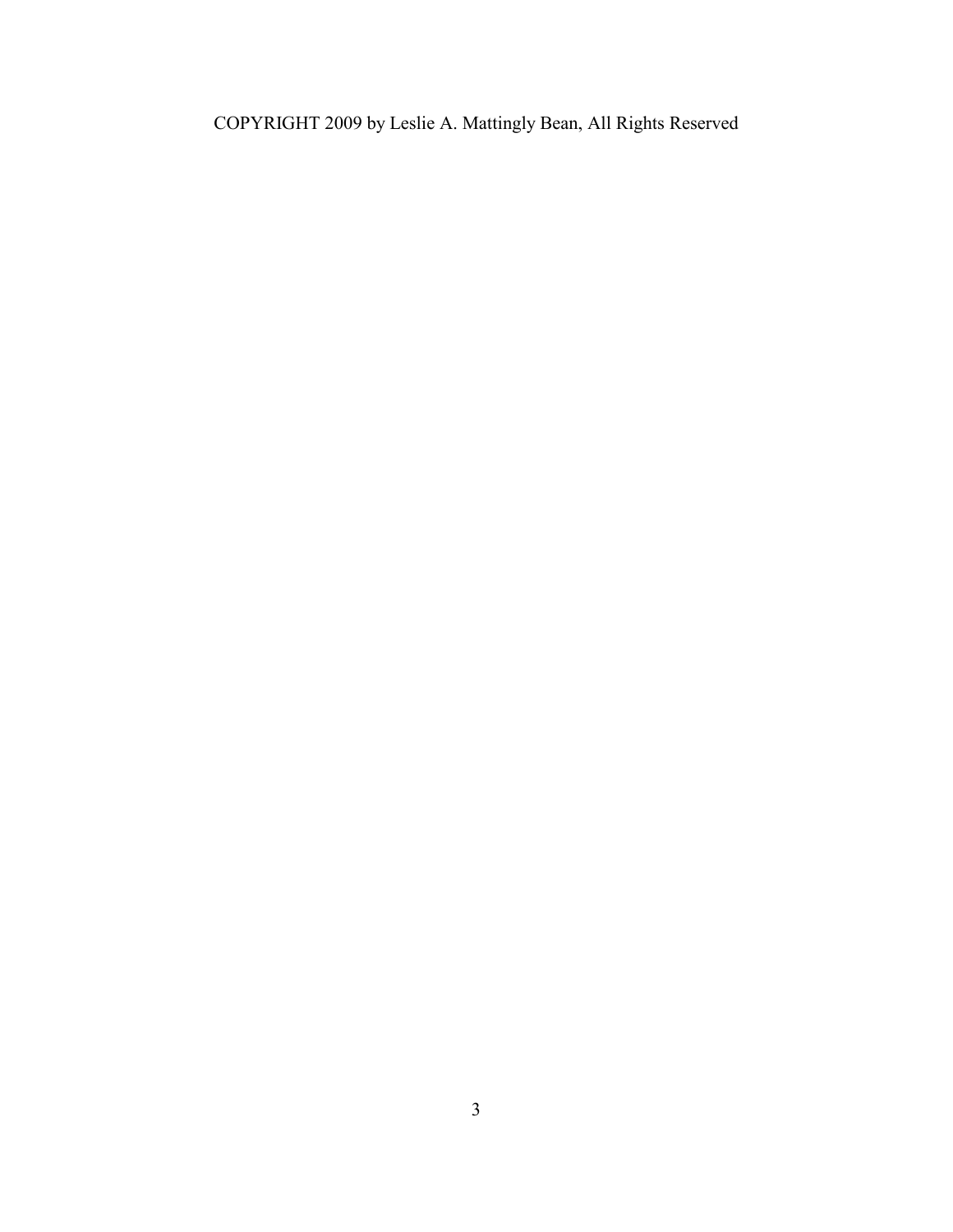COPYRIGHT 2009 by Leslie A. Mattingly Bean, All Rights Reserved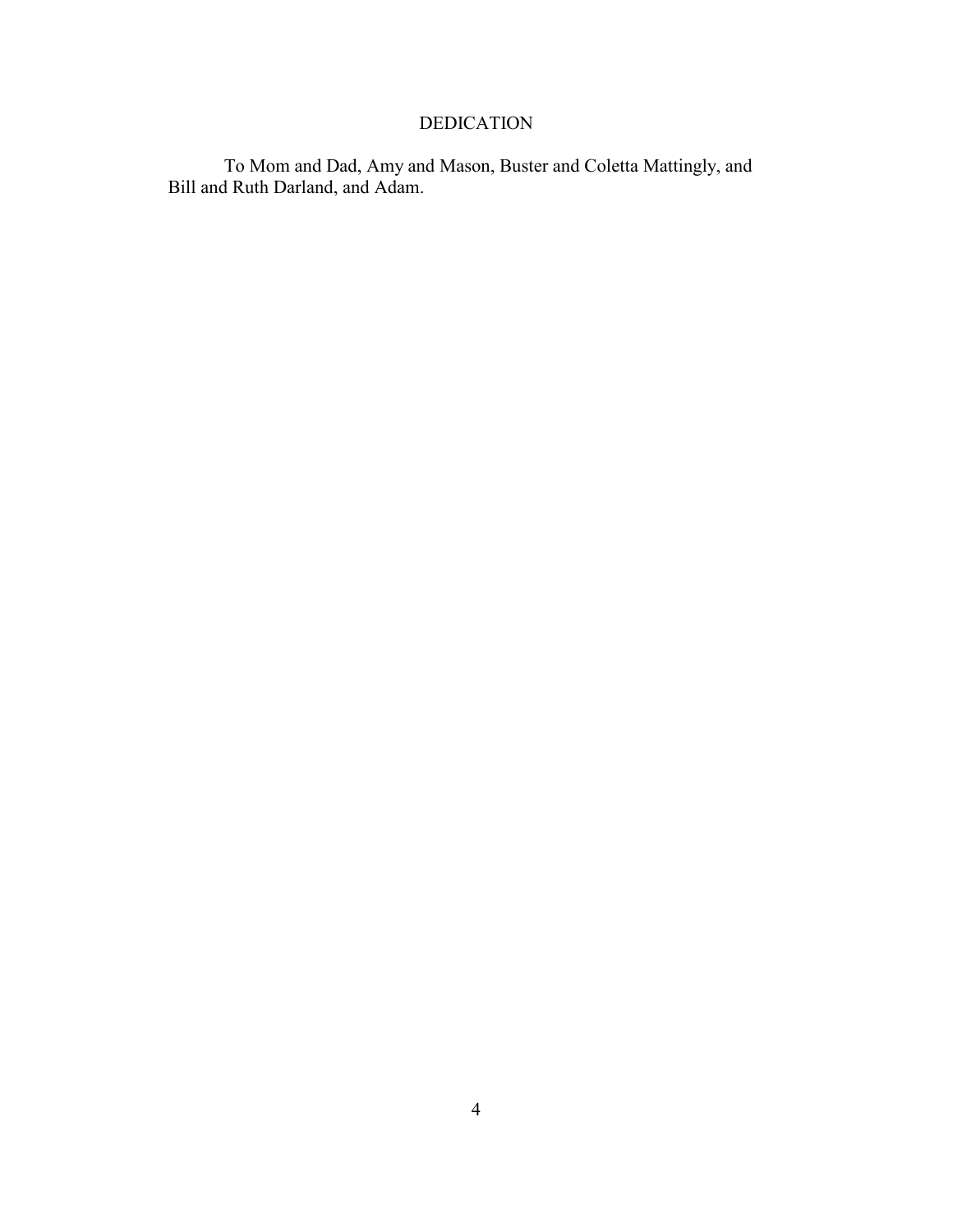# DEDICATION

To Mom and Dad, Amy and Mason, Buster and Coletta Mattingly, and Bill and Ruth Darland, and Adam.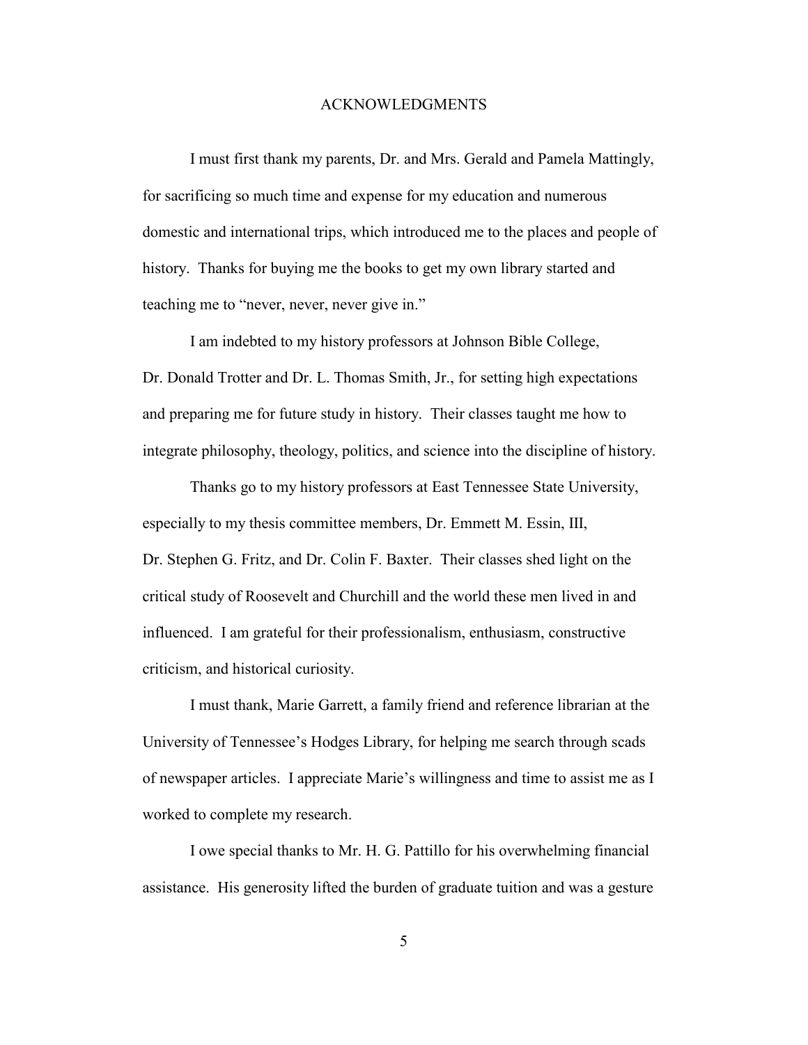# ACKNOWLEDGMENTS

I must first thank my parents, Dr. and Mrs. Gerald and Pamela Mattingly, for sacrificing so much time and expense for my education and numerous domestic and international trips, which introduced me to the places and people of history. Thanks for buying me the books to get my own library started and teaching me to "never, never, never give in."

I am indebted to my history professors at Johnson Bible College, Dr. Donald Trotter and Dr. L. Thomas Smith, Jr., for setting high expectations and preparing me for future study in history. Their classes taught me how to integrate philosophy, theology, politics, and science into the discipline of history.

Thanks go to my history professors at East Tennessee State University, especially to my thesis committee members, Dr. Emmett M. Essin, III, Dr. Stephen G. Fritz, and Dr. Colin F. Baxter. Their classes shed light on the critical study of Roosevelt and Churchill and the world these men lived in and influenced. I am grateful for their professionalism, enthusiasm, constructive criticism, and historical curiosity.

I must thank, Marie Garrett, a family friend and reference librarian at the University of Tennessee's Hodges Library, for helping me search through scads of newspaper articles. I appreciate Marie's willingness and time to assist me as I worked to complete my research.

I owe special thanks to Mr. H. G. Pattillo for his overwhelming financial assistance. His generosity lifted the burden of graduate tuition and was a gesture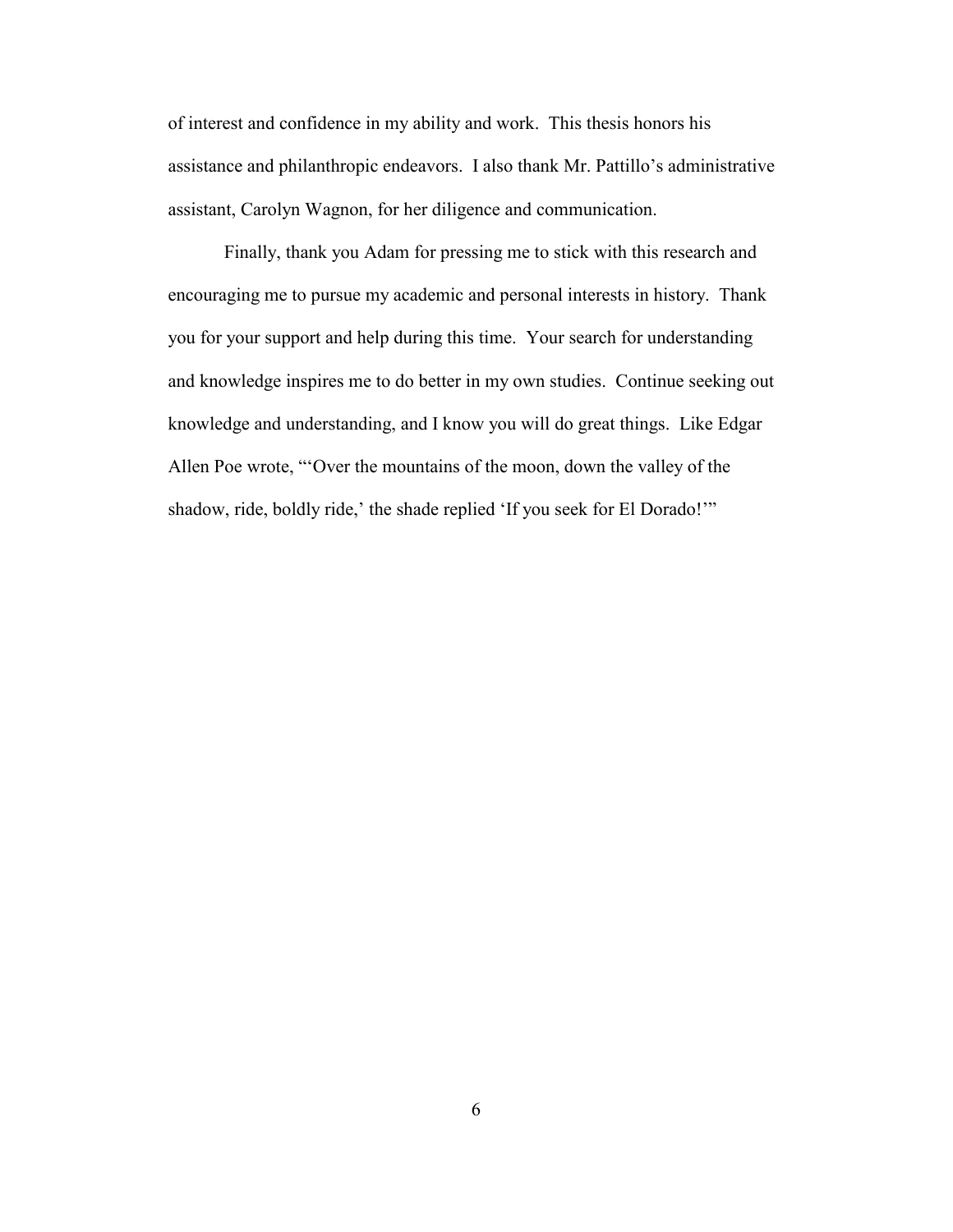of interest and confidence in my ability and work. This thesis honors his assistance and philanthropic endeavors. I also thank Mr. Pattillo's administrative assistant, Carolyn Wagnon, for her diligence and communication.

Finally, thank you Adam for pressing me to stick with this research and encouraging me to pursue my academic and personal interests in history. Thank you for your support and help during this time. Your search for understanding and knowledge inspires me to do better in my own studies. Continue seeking out knowledge and understanding, and I know you will do great things. Like Edgar Allen Poe wrote, "'Over the mountains of the moon, down the valley of the shadow, ride, boldly ride,' the shade replied 'If you seek for El Dorado!'"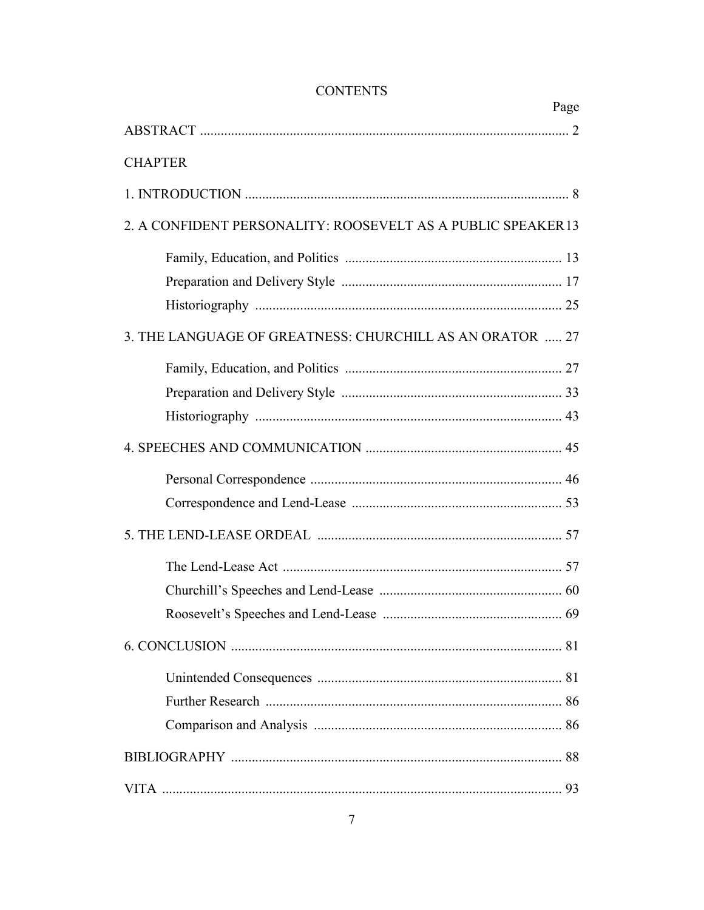# CONTENTS

| | Page |
|---|---|
| ABSTRACT | 2 |
| CHAPTER | |
| 1. INTRODUCTION | 8 |
| 2. A CONFIDENT PERSONALITY: ROOSEVELT AS A PUBLIC SPEAKER | 13 |
| Family, Education, and Politics | 13 |
| Preparation and Delivery Style | 17 |
| Historiography | 25 |
| 3. THE LANGUAGE OF GREATNESS: CHURCHILL AS AN ORATOR | 27 |
| Family, Education, and Politics | 27 |
| Preparation and Delivery Style | 33 |
| Historiography | 43 |
| 4. SPEECHES AND COMMUNICATION | 45 |
| Personal Correspondence | 46 |
| Correspondence and Lend-Lease | 53 |
| 5. THE LEND-LEASE ORDEAL | 57 |
| The Lend-Lease Act | 57 |
| Churchill's Speeches and Lend-Lease | 60 |
| Roosevelt's Speeches and Lend-Lease | 69 |
| 6. CONCLUSION | 81 |
| Unintended Consequences | 81 |
| Further Research | 86 |
| Comparison and Analysis | 86 |
| BIBLIOGRAPHY | 88 |
| VITA | 93 |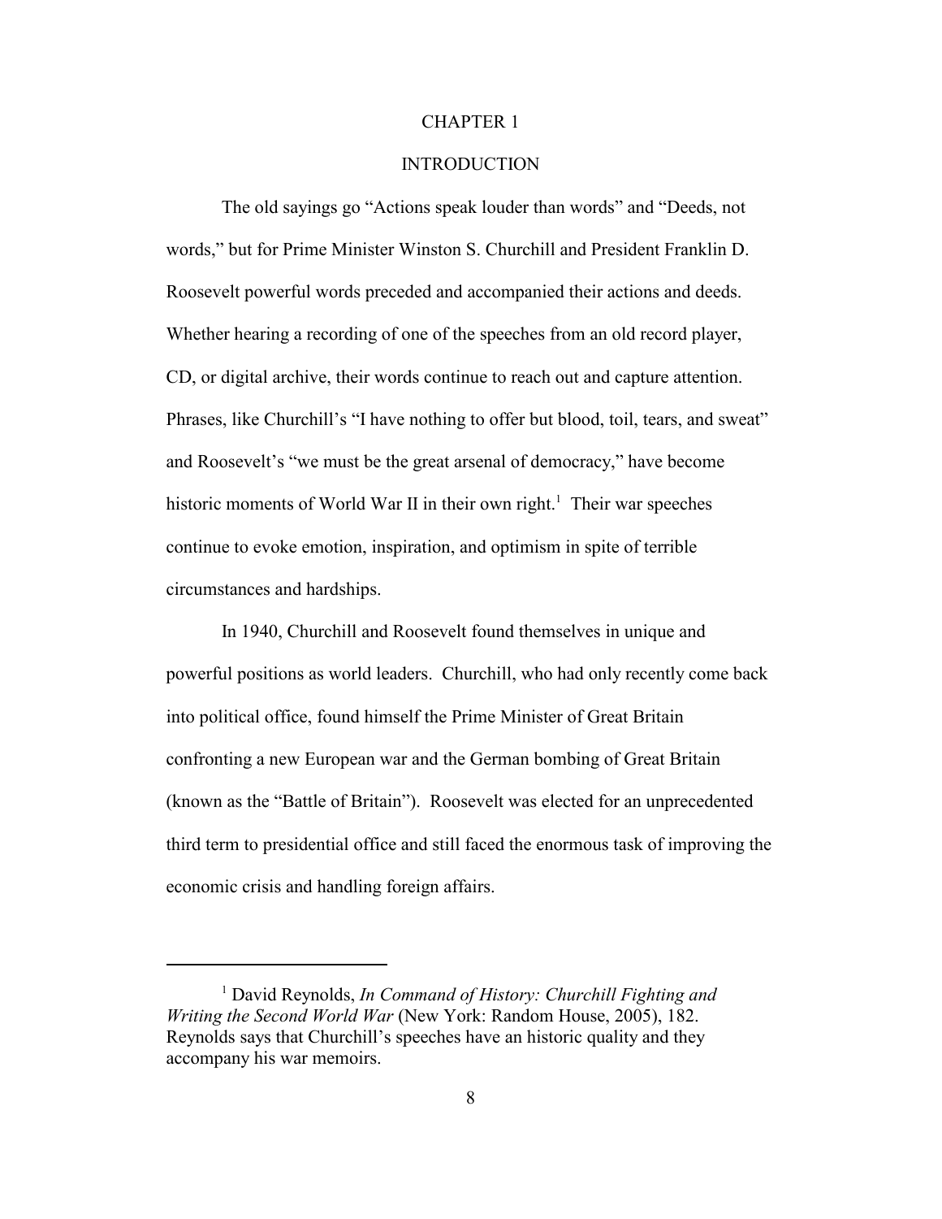# CHAPTER 1

## INTRODUCTION

The old sayings go "Actions speak louder than words" and "Deeds, not words," but for Prime Minister Winston S. Churchill and President Franklin D. Roosevelt powerful words preceded and accompanied their actions and deeds. Whether hearing a recording of one of the speeches from an old record player, CD, or digital archive, their words continue to reach out and capture attention. Phrases, like Churchill's "I have nothing to offer but blood, toil, tears, and sweat" and Roosevelt's "we must be the great arsenal of democracy," have become historic moments of World War II in their own right.[1] Their war speeches continue to evoke emotion, inspiration, and optimism in spite of terrible circumstances and hardships.

In 1940, Churchill and Roosevelt found themselves in unique and powerful positions as world leaders. Churchill, who had only recently come back into political office, found himself the Prime Minister of Great Britain confronting a new European war and the German bombing of Great Britain (known as the "Battle of Britain"). Roosevelt was elected for an unprecedented third term to presidential office and still faced the enormous task of improving the economic crisis and handling foreign affairs.

---

[1] David Reynolds, *In Command of History: Churchill Fighting and Writing the Second World War* (New York: Random House, 2005), 182. Reynolds says that Churchill's speeches have an historic quality and they accompany his war memoirs.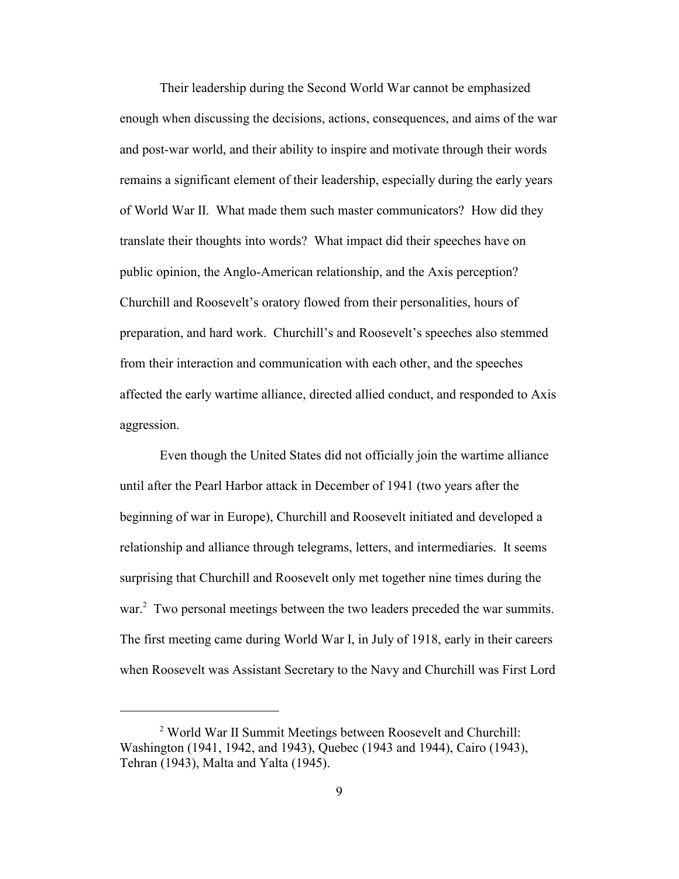Their leadership during the Second World War cannot be emphasized enough when discussing the decisions, actions, consequences, and aims of the war and post-war world, and their ability to inspire and motivate through their words remains a significant element of their leadership, especially during the early years of World War II. What made them such master communicators? How did they translate their thoughts into words? What impact did their speeches have on public opinion, the Anglo-American relationship, and the Axis perception? Churchill and Roosevelt's oratory flowed from their personalities, hours of preparation, and hard work. Churchill's and Roosevelt's speeches also stemmed from their interaction and communication with each other, and the speeches affected the early wartime alliance, directed allied conduct, and responded to Axis aggression.

Even though the United States did not officially join the wartime alliance until after the Pearl Harbor attack in December of 1941 (two years after the beginning of war in Europe), Churchill and Roosevelt initiated and developed a relationship and alliance through telegrams, letters, and intermediaries. It seems surprising that Churchill and Roosevelt only met together nine times during the war.[2] Two personal meetings between the two leaders preceded the war summits. The first meeting came during World War I, in July of 1918, early in their careers when Roosevelt was Assistant Secretary to the Navy and Churchill was First Lord

---

[2] World War II Summit Meetings between Roosevelt and Churchill: Washington (1941, 1942, and 1943), Quebec (1943 and 1944), Cairo (1943), Tehran (1943), Malta and Yalta (1945).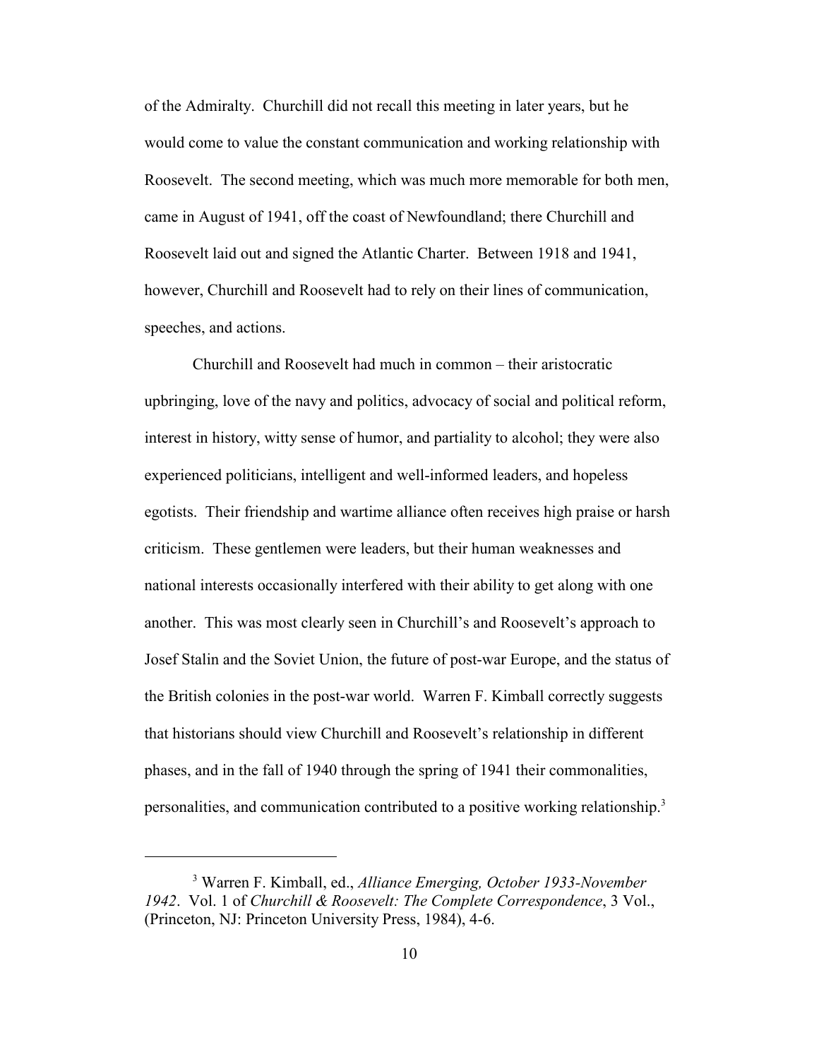of the Admiralty. Churchill did not recall this meeting in later years, but he would come to value the constant communication and working relationship with Roosevelt. The second meeting, which was much more memorable for both men, came in August of 1941, off the coast of Newfoundland; there Churchill and Roosevelt laid out and signed the Atlantic Charter. Between 1918 and 1941, however, Churchill and Roosevelt had to rely on their lines of communication, speeches, and actions.

Churchill and Roosevelt had much in common – their aristocratic upbringing, love of the navy and politics, advocacy of social and political reform, interest in history, witty sense of humor, and partiality to alcohol; they were also experienced politicians, intelligent and well-informed leaders, and hopeless egotists. Their friendship and wartime alliance often receives high praise or harsh criticism. These gentlemen were leaders, but their human weaknesses and national interests occasionally interfered with their ability to get along with one another. This was most clearly seen in Churchill's and Roosevelt's approach to Josef Stalin and the Soviet Union, the future of post-war Europe, and the status of the British colonies in the post-war world. Warren F. Kimball correctly suggests that historians should view Churchill and Roosevelt's relationship in different phases, and in the fall of 1940 through the spring of 1941 their commonalities, personalities, and communication contributed to a positive working relationship.[3]

---

[3] Warren F. Kimball, ed., *Alliance Emerging, October 1933-November 1942*. Vol. 1 of *Churchill & Roosevelt: The Complete Correspondence*, 3 Vol., (Princeton, NJ: Princeton University Press, 1984), 4-6.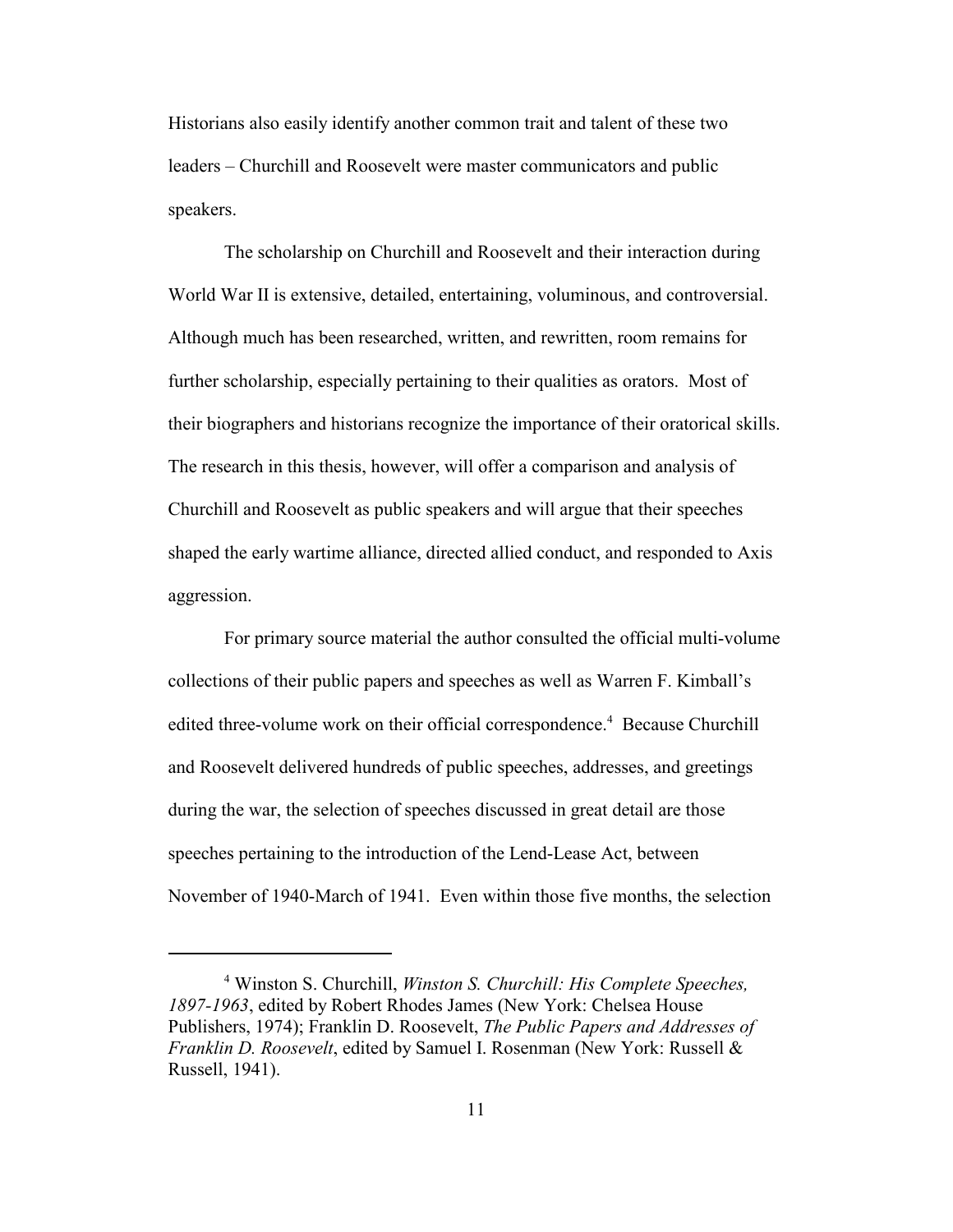Historians also easily identify another common trait and talent of these two leaders – Churchill and Roosevelt were master communicators and public speakers.

The scholarship on Churchill and Roosevelt and their interaction during World War II is extensive, detailed, entertaining, voluminous, and controversial. Although much has been researched, written, and rewritten, room remains for further scholarship, especially pertaining to their qualities as orators. Most of their biographers and historians recognize the importance of their oratorical skills. The research in this thesis, however, will offer a comparison and analysis of Churchill and Roosevelt as public speakers and will argue that their speeches shaped the early wartime alliance, directed allied conduct, and responded to Axis aggression.

For primary source material the author consulted the official multi-volume collections of their public papers and speeches as well as Warren F. Kimball's edited three-volume work on their official correspondence.[4] Because Churchill and Roosevelt delivered hundreds of public speeches, addresses, and greetings during the war, the selection of speeches discussed in great detail are those speeches pertaining to the introduction of the Lend-Lease Act, between November of 1940-March of 1941. Even within those five months, the selection

---

[4] Winston S. Churchill, *Winston S. Churchill: His Complete Speeches, 1897-1963*, edited by Robert Rhodes James (New York: Chelsea House Publishers, 1974); Franklin D. Roosevelt, *The Public Papers and Addresses of Franklin D. Roosevelt*, edited by Samuel I. Rosenman (New York: Russell & Russell, 1941).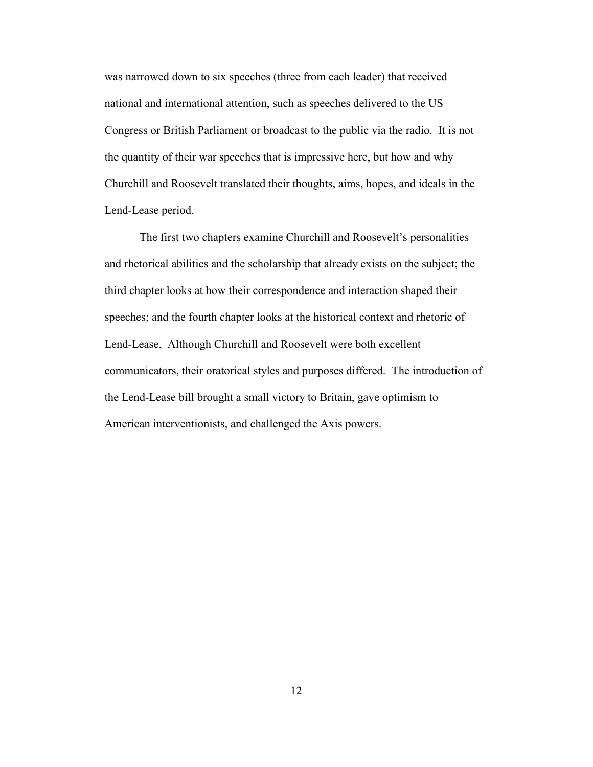was narrowed down to six speeches (three from each leader) that received national and international attention, such as speeches delivered to the US Congress or British Parliament or broadcast to the public via the radio. It is not the quantity of their war speeches that is impressive here, but how and why Churchill and Roosevelt translated their thoughts, aims, hopes, and ideals in the Lend-Lease period.

The first two chapters examine Churchill and Roosevelt's personalities and rhetorical abilities and the scholarship that already exists on the subject; the third chapter looks at how their correspondence and interaction shaped their speeches; and the fourth chapter looks at the historical context and rhetoric of Lend-Lease. Although Churchill and Roosevelt were both excellent communicators, their oratorical styles and purposes differed. The introduction of the Lend-Lease bill brought a small victory to Britain, gave optimism to American interventionists, and challenged the Axis powers.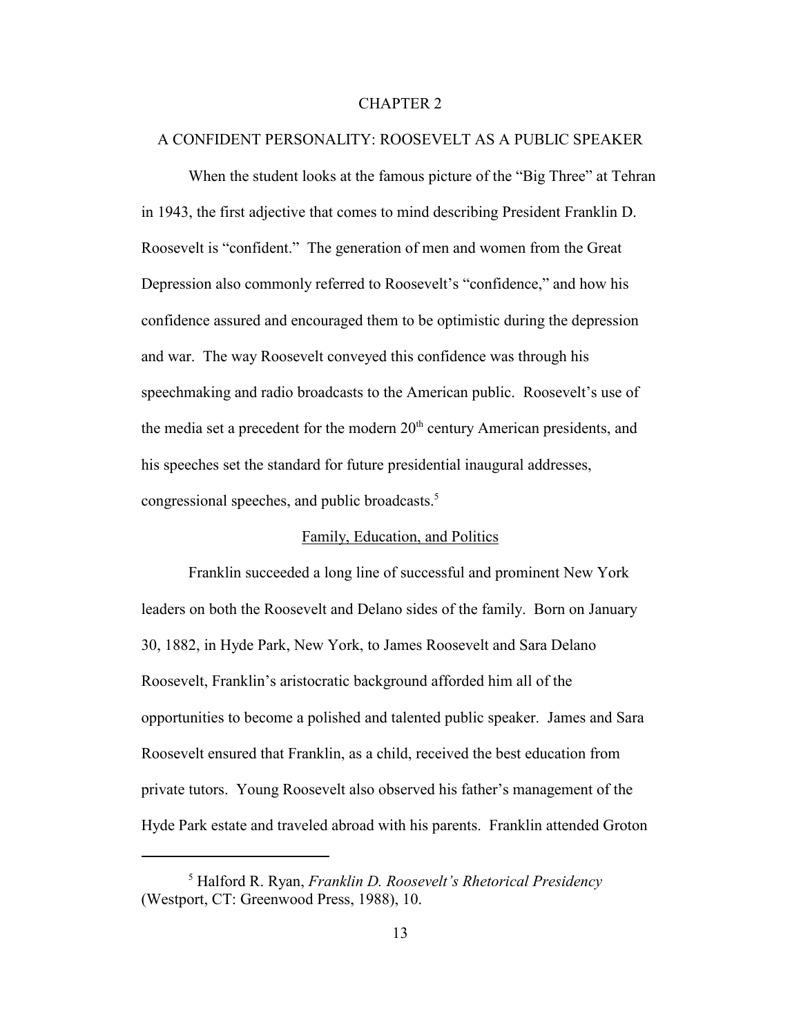# CHAPTER 2

## A CONFIDENT PERSONALITY: ROOSEVELT AS A PUBLIC SPEAKER

When the student looks at the famous picture of the "Big Three" at Tehran in 1943, the first adjective that comes to mind describing President Franklin D. Roosevelt is "confident." The generation of men and women from the Great Depression also commonly referred to Roosevelt's "confidence," and how his confidence assured and encouraged them to be optimistic during the depression and war. The way Roosevelt conveyed this confidence was through his speechmaking and radio broadcasts to the American public. Roosevelt's use of the media set a precedent for the modern 20th century American presidents, and his speeches set the standard for future presidential inaugural addresses, congressional speeches, and public broadcasts.[5]

### Family, Education, and Politics

Franklin succeeded a long line of successful and prominent New York leaders on both the Roosevelt and Delano sides of the family. Born on January 30, 1882, in Hyde Park, New York, to James Roosevelt and Sara Delano Roosevelt, Franklin's aristocratic background afforded him all of the opportunities to become a polished and talented public speaker. James and Sara Roosevelt ensured that Franklin, as a child, received the best education from private tutors. Young Roosevelt also observed his father's management of the Hyde Park estate and traveled abroad with his parents. Franklin attended Groton

---

[5] Halford R. Ryan, *Franklin D. Roosevelt's Rhetorical Presidency* (Westport, CT: Greenwood Press, 1988), 10.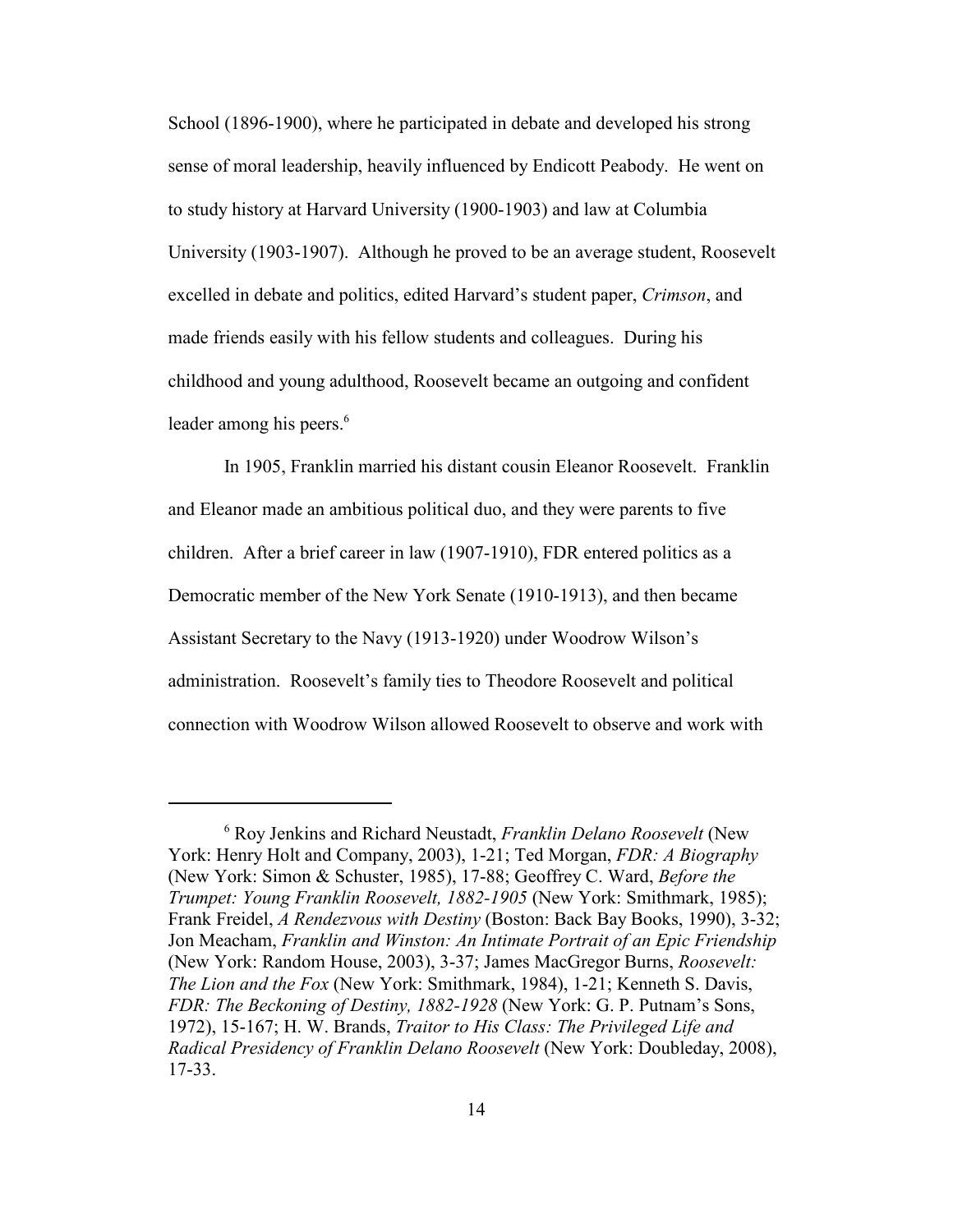School (1896-1900), where he participated in debate and developed his strong sense of moral leadership, heavily influenced by Endicott Peabody. He went on to study history at Harvard University (1900-1903) and law at Columbia University (1903-1907). Although he proved to be an average student, Roosevelt excelled in debate and politics, edited Harvard's student paper, *Crimson*, and made friends easily with his fellow students and colleagues. During his childhood and young adulthood, Roosevelt became an outgoing and confident leader among his peers.[6]

In 1905, Franklin married his distant cousin Eleanor Roosevelt. Franklin and Eleanor made an ambitious political duo, and they were parents to five children. After a brief career in law (1907-1910), FDR entered politics as a Democratic member of the New York Senate (1910-1913), and then became Assistant Secretary to the Navy (1913-1920) under Woodrow Wilson's administration. Roosevelt's family ties to Theodore Roosevelt and political connection with Woodrow Wilson allowed Roosevelt to observe and work with

---

[6] Roy Jenkins and Richard Neustadt, *Franklin Delano Roosevelt* (New York: Henry Holt and Company, 2003), 1-21; Ted Morgan, *FDR: A Biography* (New York: Simon & Schuster, 1985), 17-88; Geoffrey C. Ward, *Before the Trumpet: Young Franklin Roosevelt, 1882-1905* (New York: Smithmark, 1985); Frank Freidel, *A Rendezvous with Destiny* (Boston: Back Bay Books, 1990), 3-32; Jon Meacham, *Franklin and Winston: An Intimate Portrait of an Epic Friendship* (New York: Random House, 2003), 3-37; James MacGregor Burns, *Roosevelt: The Lion and the Fox* (New York: Smithmark, 1984), 1-21; Kenneth S. Davis, *FDR: The Beckoning of Destiny, 1882-1928* (New York: G. P. Putnam's Sons, 1972), 15-167; H. W. Brands, *Traitor to His Class: The Privileged Life and Radical Presidency of Franklin Delano Roosevelt* (New York: Doubleday, 2008), 17-33.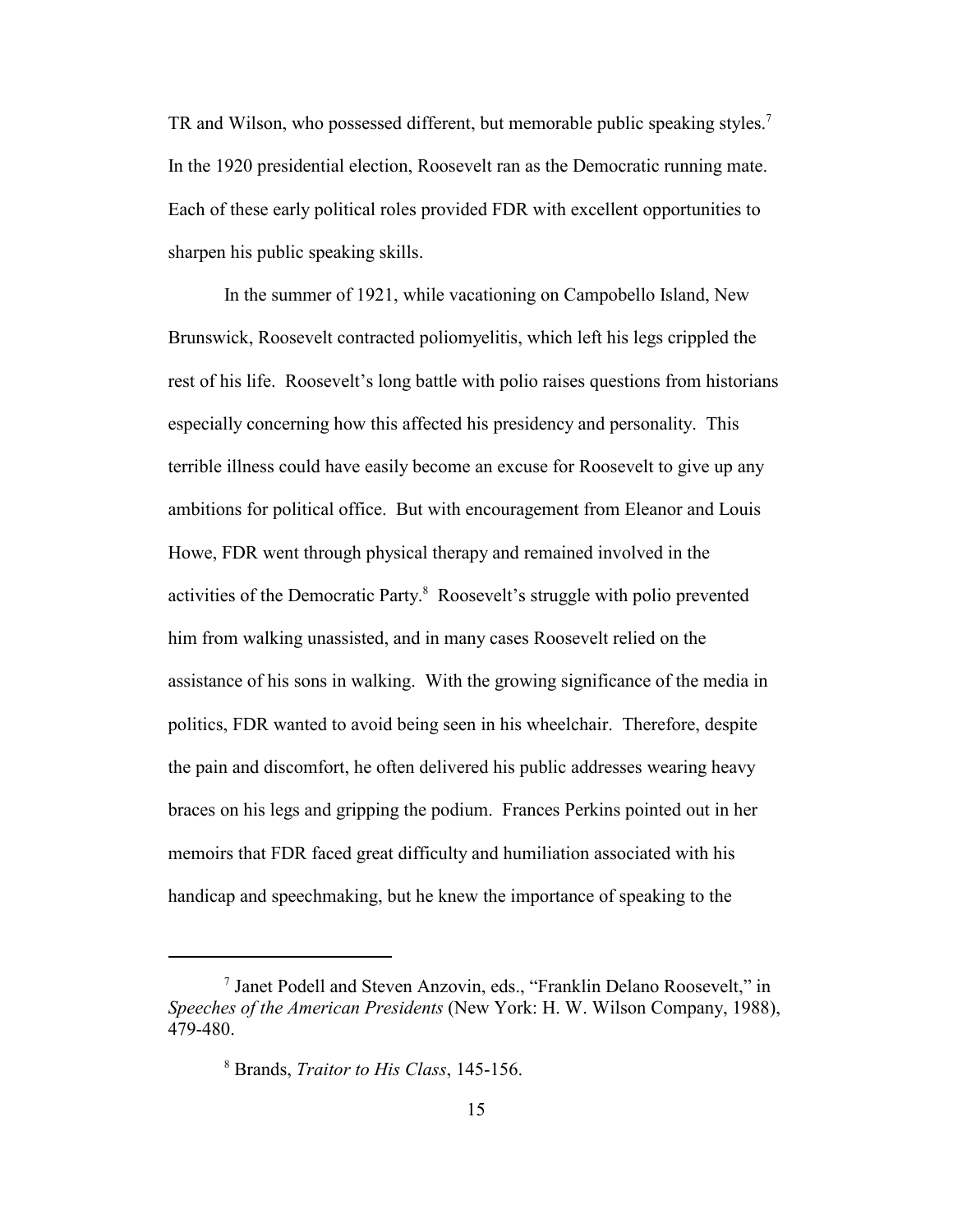TR and Wilson, who possessed different, but memorable public speaking styles.[7] In the 1920 presidential election, Roosevelt ran as the Democratic running mate. Each of these early political roles provided FDR with excellent opportunities to sharpen his public speaking skills.

In the summer of 1921, while vacationing on Campobello Island, New Brunswick, Roosevelt contracted poliomyelitis, which left his legs crippled the rest of his life. Roosevelt's long battle with polio raises questions from historians especially concerning how this affected his presidency and personality. This terrible illness could have easily become an excuse for Roosevelt to give up any ambitions for political office. But with encouragement from Eleanor and Louis Howe, FDR went through physical therapy and remained involved in the activities of the Democratic Party.[8] Roosevelt's struggle with polio prevented him from walking unassisted, and in many cases Roosevelt relied on the assistance of his sons in walking. With the growing significance of the media in politics, FDR wanted to avoid being seen in his wheelchair. Therefore, despite the pain and discomfort, he often delivered his public addresses wearing heavy braces on his legs and gripping the podium. Frances Perkins pointed out in her memoirs that FDR faced great difficulty and humiliation associated with his handicap and speechmaking, but he knew the importance of speaking to the

---

[7] Janet Podell and Steven Anzovin, eds., "Franklin Delano Roosevelt," in *Speeches of the American Presidents* (New York: H. W. Wilson Company, 1988), 479-480.

[8] Brands, *Traitor to His Class*, 145-156.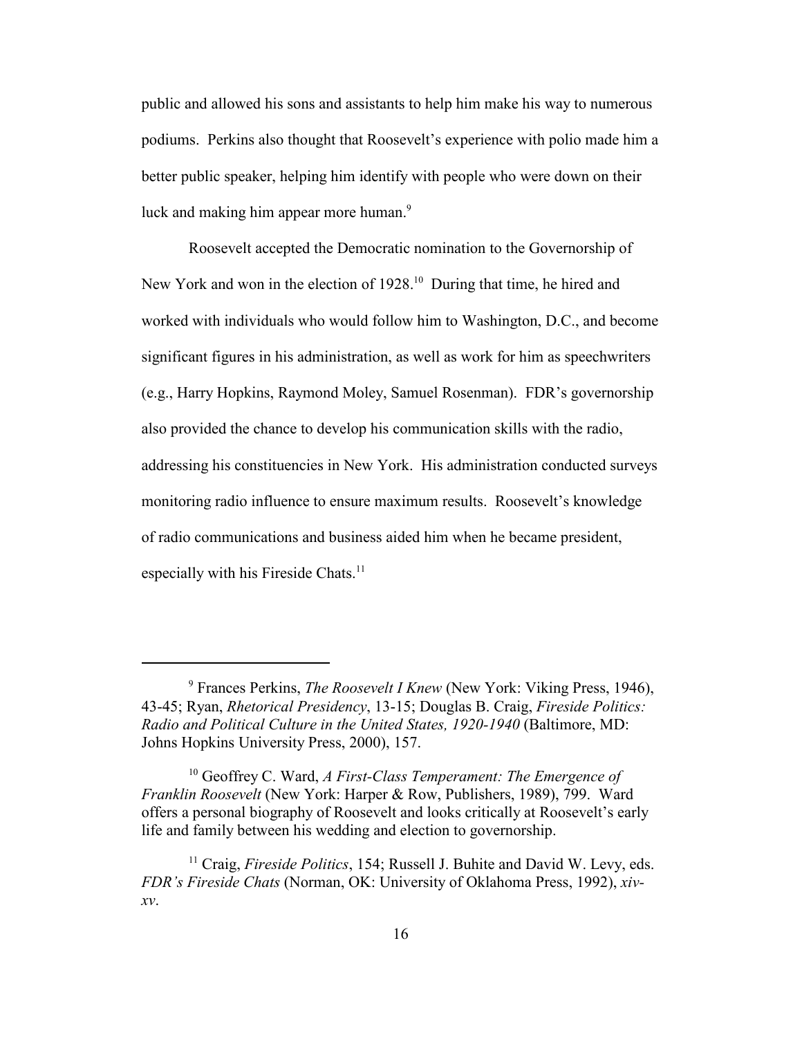public and allowed his sons and assistants to help him make his way to numerous podiums. Perkins also thought that Roosevelt's experience with polio made him a better public speaker, helping him identify with people who were down on their luck and making him appear more human.[9]

Roosevelt accepted the Democratic nomination to the Governorship of New York and won in the election of 1928.[10] During that time, he hired and worked with individuals who would follow him to Washington, D.C., and become significant figures in his administration, as well as work for him as speechwriters (e.g., Harry Hopkins, Raymond Moley, Samuel Rosenman). FDR's governorship also provided the chance to develop his communication skills with the radio, addressing his constituencies in New York. His administration conducted surveys monitoring radio influence to ensure maximum results. Roosevelt's knowledge of radio communications and business aided him when he became president, especially with his Fireside Chats.[11]

---

[9] Frances Perkins, *The Roosevelt I Knew* (New York: Viking Press, 1946), 43-45; Ryan, *Rhetorical Presidency*, 13-15; Douglas B. Craig, *Fireside Politics: Radio and Political Culture in the United States, 1920-1940* (Baltimore, MD: Johns Hopkins University Press, 2000), 157.

[10] Geoffrey C. Ward, *A First-Class Temperament: The Emergence of Franklin Roosevelt* (New York: Harper & Row, Publishers, 1989), 799. Ward offers a personal biography of Roosevelt and looks critically at Roosevelt's early life and family between his wedding and election to governorship.

[11] Craig, *Fireside Politics*, 154; Russell J. Buhite and David W. Levy, eds. *FDR's Fireside Chats* (Norman, OK: University of Oklahoma Press, 1992), *xiv-xv*.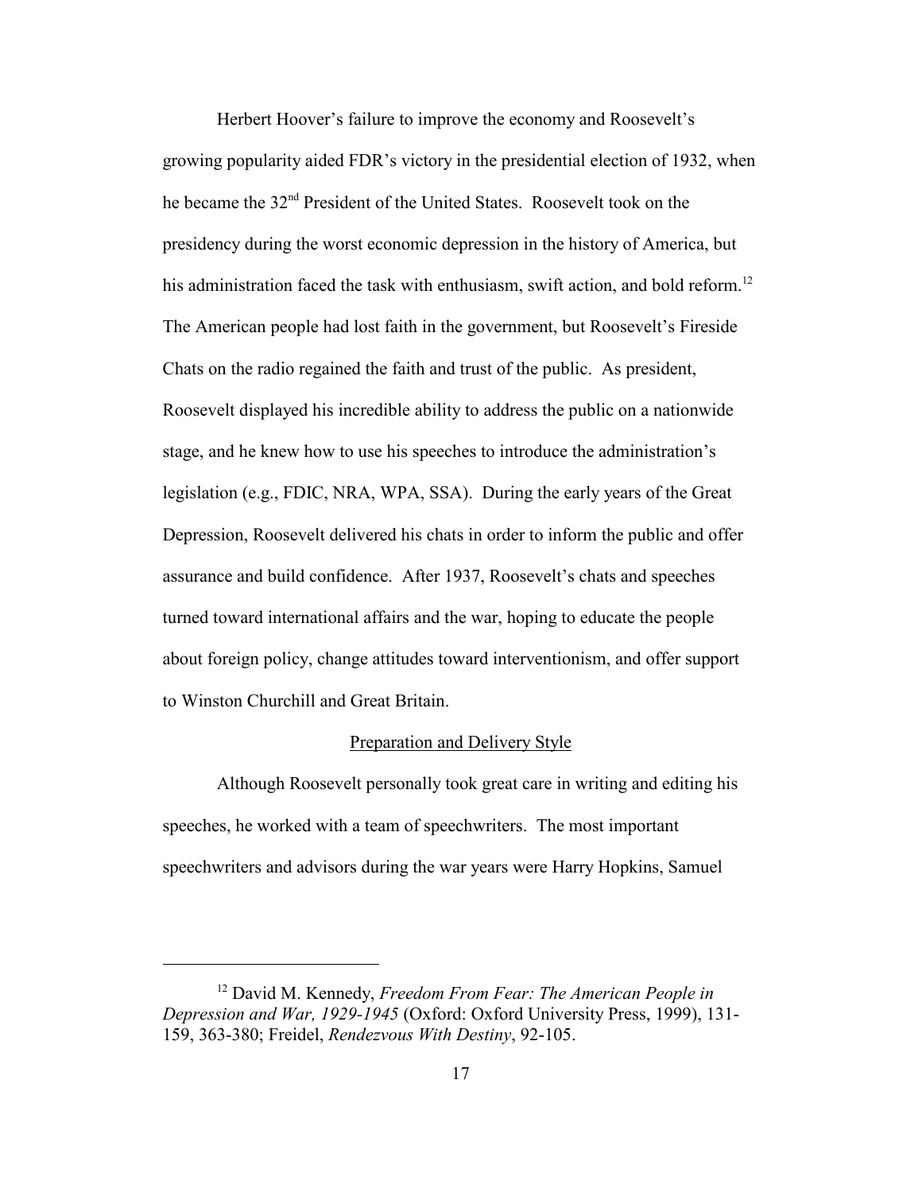Herbert Hoover's failure to improve the economy and Roosevelt's growing popularity aided FDR's victory in the presidential election of 1932, when he became the 32nd President of the United States. Roosevelt took on the presidency during the worst economic depression in the history of America, but his administration faced the task with enthusiasm, swift action, and bold reform.[12] The American people had lost faith in the government, but Roosevelt's Fireside Chats on the radio regained the faith and trust of the public. As president, Roosevelt displayed his incredible ability to address the public on a nationwide stage, and he knew how to use his speeches to introduce the administration's legislation (e.g., FDIC, NRA, WPA, SSA). During the early years of the Great Depression, Roosevelt delivered his chats in order to inform the public and offer assurance and build confidence. After 1937, Roosevelt's chats and speeches turned toward international affairs and the war, hoping to educate the people about foreign policy, change attitudes toward interventionism, and offer support to Winston Churchill and Great Britain.

## Preparation and Delivery Style

Although Roosevelt personally took great care in writing and editing his speeches, he worked with a team of speechwriters. The most important speechwriters and advisors during the war years were Harry Hopkins, Samuel

---

[12] David M. Kennedy, *Freedom From Fear: The American People in Depression and War, 1929-1945* (Oxford: Oxford University Press, 1999), 131-159, 363-380; Freidel, *Rendezvous With Destiny*, 92-105.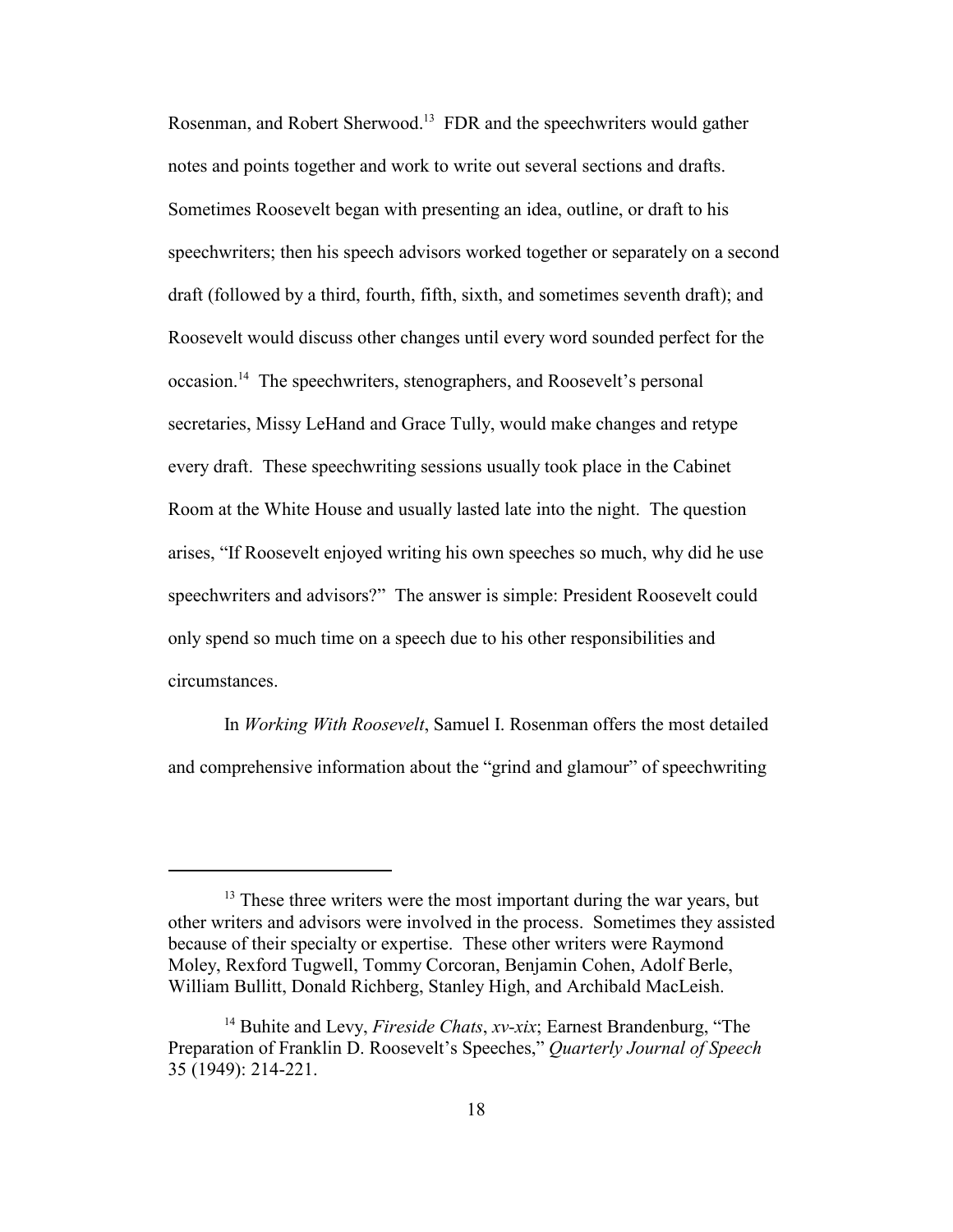Rosenman, and Robert Sherwood.[13] FDR and the speechwriters would gather notes and points together and work to write out several sections and drafts. Sometimes Roosevelt began with presenting an idea, outline, or draft to his speechwriters; then his speech advisors worked together or separately on a second draft (followed by a third, fourth, fifth, sixth, and sometimes seventh draft); and Roosevelt would discuss other changes until every word sounded perfect for the occasion.[14] The speechwriters, stenographers, and Roosevelt's personal secretaries, Missy LeHand and Grace Tully, would make changes and retype every draft. These speechwriting sessions usually took place in the Cabinet Room at the White House and usually lasted late into the night. The question arises, "If Roosevelt enjoyed writing his own speeches so much, why did he use speechwriters and advisors?" The answer is simple: President Roosevelt could only spend so much time on a speech due to his other responsibilities and circumstances.

In *Working With Roosevelt*, Samuel I. Rosenman offers the most detailed and comprehensive information about the "grind and glamour" of speechwriting

---

[13] These three writers were the most important during the war years, but other writers and advisors were involved in the process. Sometimes they assisted because of their specialty or expertise. These other writers were Raymond Moley, Rexford Tugwell, Tommy Corcoran, Benjamin Cohen, Adolf Berle, William Bullitt, Donald Richberg, Stanley High, and Archibald MacLeish.

[14] Buhite and Levy, *Fireside Chats*, *xv-xix*; Earnest Brandenburg, "The Preparation of Franklin D. Roosevelt's Speeches," *Quarterly Journal of Speech* 35 (1949): 214-221.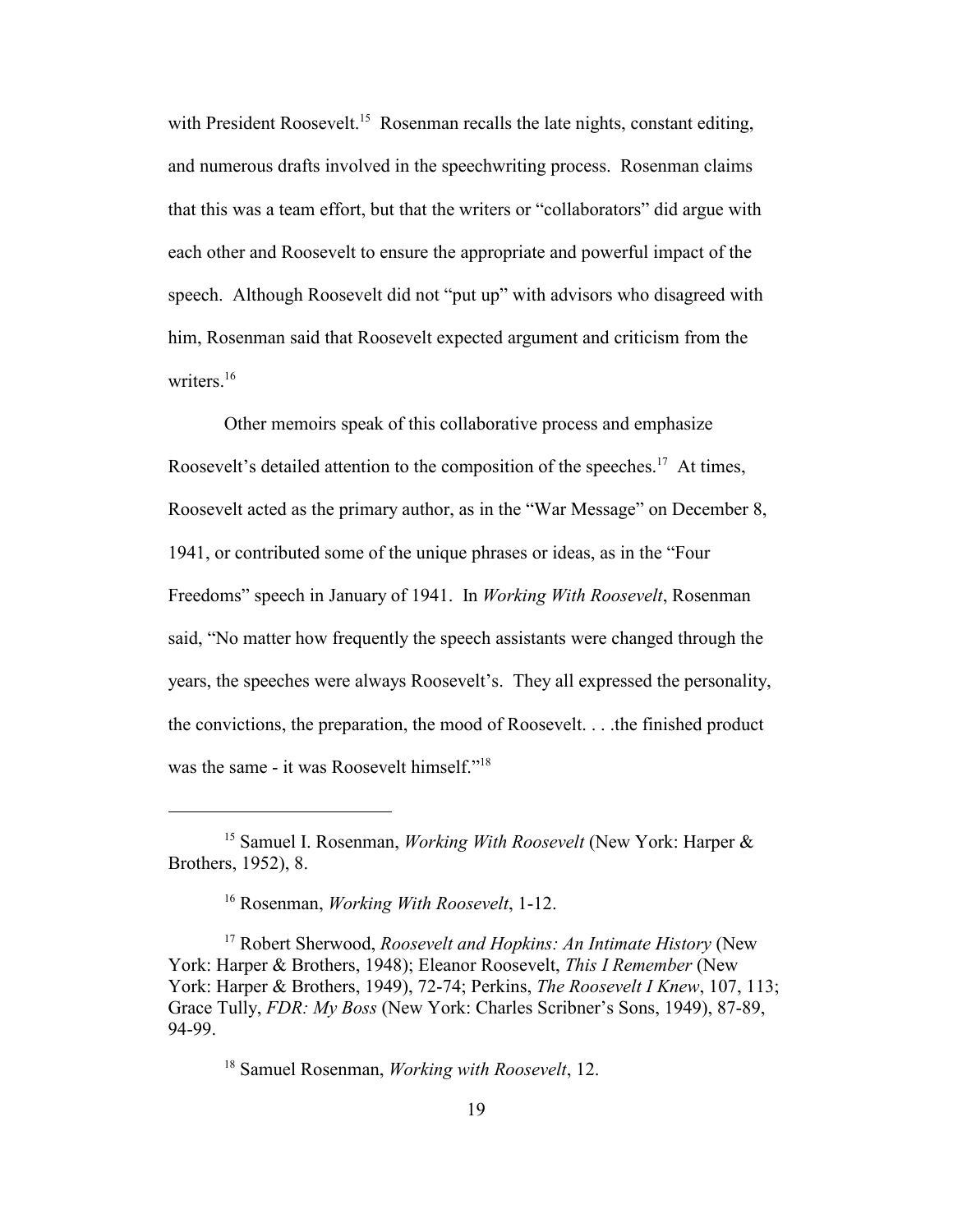with President Roosevelt.[15] Rosenman recalls the late nights, constant editing, and numerous drafts involved in the speechwriting process. Rosenman claims that this was a team effort, but that the writers or "collaborators" did argue with each other and Roosevelt to ensure the appropriate and powerful impact of the speech. Although Roosevelt did not "put up" with advisors who disagreed with him, Rosenman said that Roosevelt expected argument and criticism from the writers.[16]

Other memoirs speak of this collaborative process and emphasize Roosevelt's detailed attention to the composition of the speeches.[17] At times, Roosevelt acted as the primary author, as in the "War Message" on December 8, 1941, or contributed some of the unique phrases or ideas, as in the "Four Freedoms" speech in January of 1941. In *Working With Roosevelt*, Rosenman said, "No matter how frequently the speech assistants were changed through the years, the speeches were always Roosevelt's. They all expressed the personality, the convictions, the preparation, the mood of Roosevelt. . . .the finished product was the same - it was Roosevelt himself."[18]

---

[15] Samuel I. Rosenman, *Working With Roosevelt* (New York: Harper & Brothers, 1952), 8.

[16] Rosenman, *Working With Roosevelt*, 1-12.

[17] Robert Sherwood, *Roosevelt and Hopkins: An Intimate History* (New York: Harper & Brothers, 1948); Eleanor Roosevelt, *This I Remember* (New York: Harper & Brothers, 1949), 72-74; Perkins, *The Roosevelt I Knew*, 107, 113; Grace Tully, *FDR: My Boss* (New York: Charles Scribner's Sons, 1949), 87-89, 94-99.

[18] Samuel Rosenman, *Working with Roosevelt*, 12.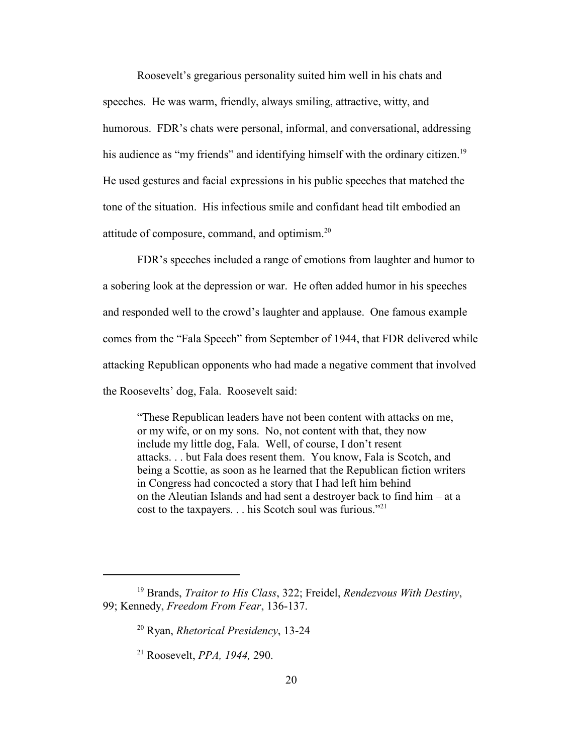Roosevelt's gregarious personality suited him well in his chats and speeches. He was warm, friendly, always smiling, attractive, witty, and humorous. FDR's chats were personal, informal, and conversational, addressing his audience as "my friends" and identifying himself with the ordinary citizen.[19] He used gestures and facial expressions in his public speeches that matched the tone of the situation. His infectious smile and confidant head tilt embodied an attitude of composure, command, and optimism.[20]

FDR's speeches included a range of emotions from laughter and humor to a sobering look at the depression or war. He often added humor in his speeches and responded well to the crowd's laughter and applause. One famous example comes from the "Fala Speech" from September of 1944, that FDR delivered while attacking Republican opponents who had made a negative comment that involved the Roosevelts' dog, Fala. Roosevelt said:

> "These Republican leaders have not been content with attacks on me, or my wife, or on my sons. No, not content with that, they now include my little dog, Fala. Well, of course, I don't resent attacks. . . but Fala does resent them. You know, Fala is Scotch, and being a Scottie, as soon as he learned that the Republican fiction writers in Congress had concocted a story that I had left him behind on the Aleutian Islands and had sent a destroyer back to find him – at a cost to the taxpayers. . . his Scotch soul was furious."[21]

---

[19] Brands, *Traitor to His Class*, 322; Freidel, *Rendezvous With Destiny*, 99; Kennedy, *Freedom From Fear*, 136-137.

[20] Ryan, *Rhetorical Presidency*, 13-24

[21] Roosevelt, *PPA, 1944,* 290.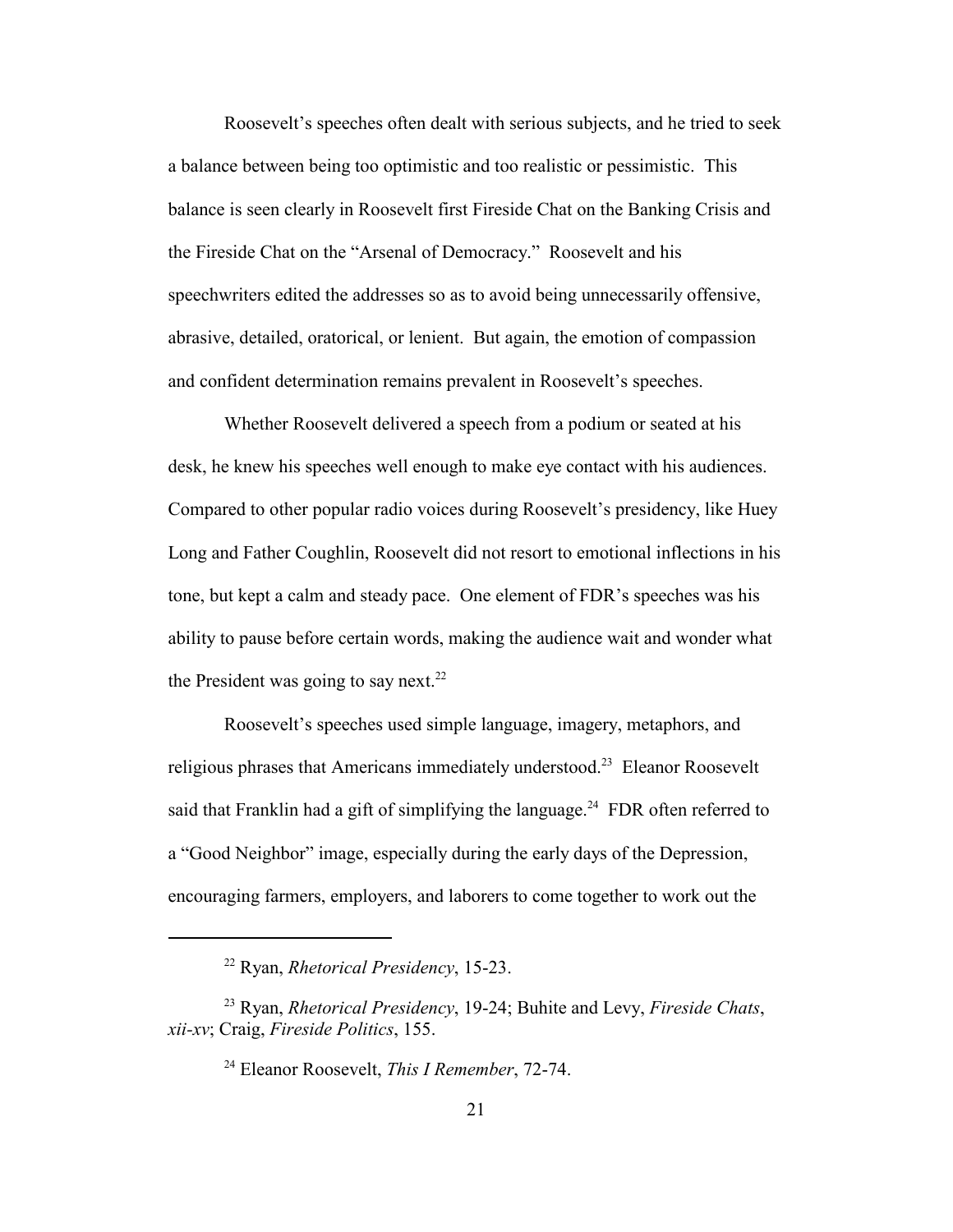Roosevelt's speeches often dealt with serious subjects, and he tried to seek a balance between being too optimistic and too realistic or pessimistic. This balance is seen clearly in Roosevelt first Fireside Chat on the Banking Crisis and the Fireside Chat on the "Arsenal of Democracy." Roosevelt and his speechwriters edited the addresses so as to avoid being unnecessarily offensive, abrasive, detailed, oratorical, or lenient. But again, the emotion of compassion and confident determination remains prevalent in Roosevelt's speeches.

Whether Roosevelt delivered a speech from a podium or seated at his desk, he knew his speeches well enough to make eye contact with his audiences. Compared to other popular radio voices during Roosevelt's presidency, like Huey Long and Father Coughlin, Roosevelt did not resort to emotional inflections in his tone, but kept a calm and steady pace. One element of FDR's speeches was his ability to pause before certain words, making the audience wait and wonder what the President was going to say next.[22]

Roosevelt's speeches used simple language, imagery, metaphors, and religious phrases that Americans immediately understood.[23] Eleanor Roosevelt said that Franklin had a gift of simplifying the language.[24] FDR often referred to a "Good Neighbor" image, especially during the early days of the Depression, encouraging farmers, employers, and laborers to come together to work out the

---

[22] Ryan, *Rhetorical Presidency*, 15-23.

[23] Ryan, *Rhetorical Presidency*, 19-24; Buhite and Levy, *Fireside Chats*, *xii-xv*; Craig, *Fireside Politics*, 155.

[24] Eleanor Roosevelt, *This I Remember*, 72-74.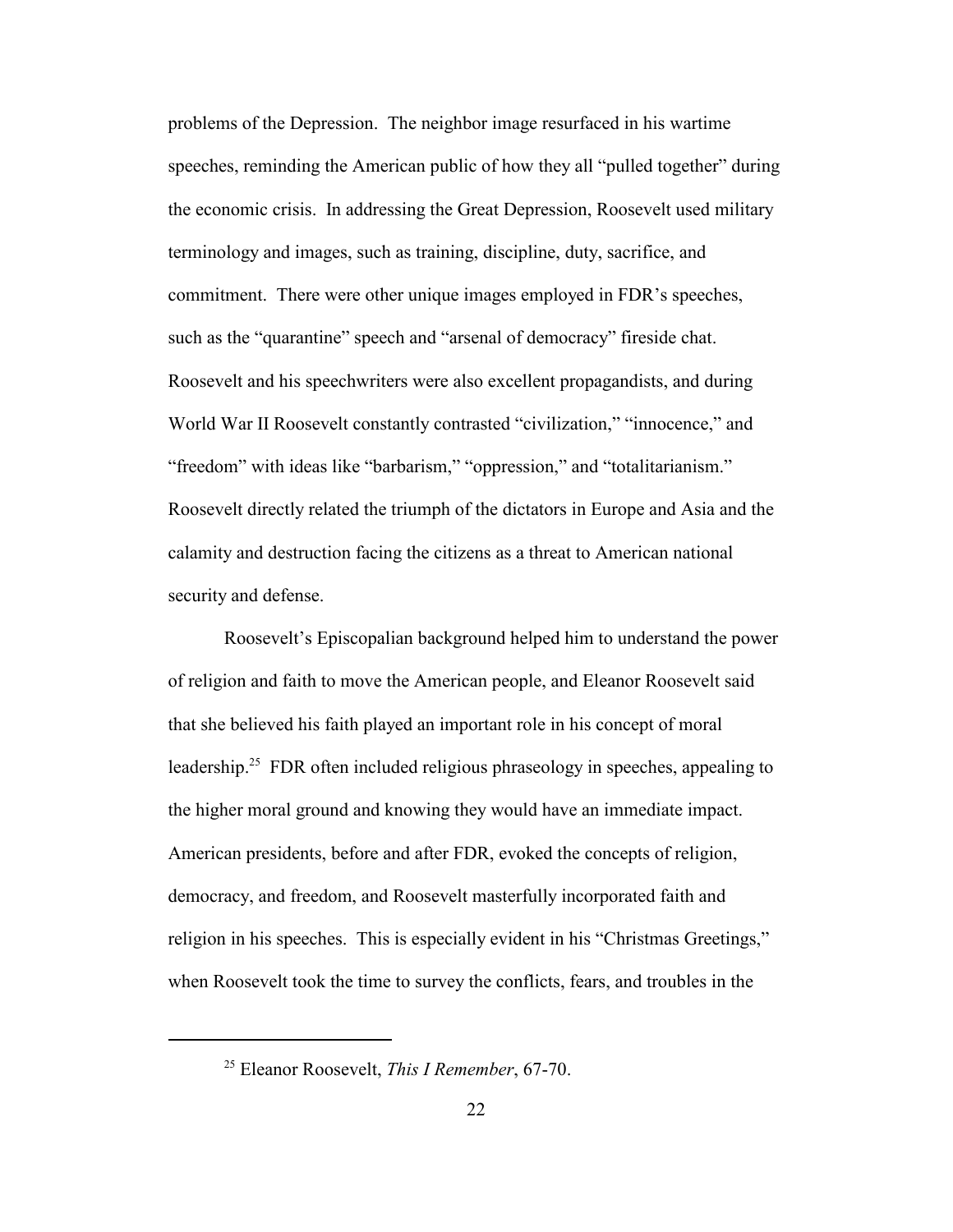problems of the Depression. The neighbor image resurfaced in his wartime speeches, reminding the American public of how they all "pulled together" during the economic crisis. In addressing the Great Depression, Roosevelt used military terminology and images, such as training, discipline, duty, sacrifice, and commitment. There were other unique images employed in FDR's speeches, such as the "quarantine" speech and "arsenal of democracy" fireside chat. Roosevelt and his speechwriters were also excellent propagandists, and during World War II Roosevelt constantly contrasted "civilization," "innocence," and "freedom" with ideas like "barbarism," "oppression," and "totalitarianism." Roosevelt directly related the triumph of the dictators in Europe and Asia and the calamity and destruction facing the citizens as a threat to American national security and defense.

Roosevelt's Episcopalian background helped him to understand the power of religion and faith to move the American people, and Eleanor Roosevelt said that she believed his faith played an important role in his concept of moral leadership.[25] FDR often included religious phraseology in speeches, appealing to the higher moral ground and knowing they would have an immediate impact. American presidents, before and after FDR, evoked the concepts of religion, democracy, and freedom, and Roosevelt masterfully incorporated faith and religion in his speeches. This is especially evident in his "Christmas Greetings," when Roosevelt took the time to survey the conflicts, fears, and troubles in the

---

[25] Eleanor Roosevelt, *This I Remember*, 67-70.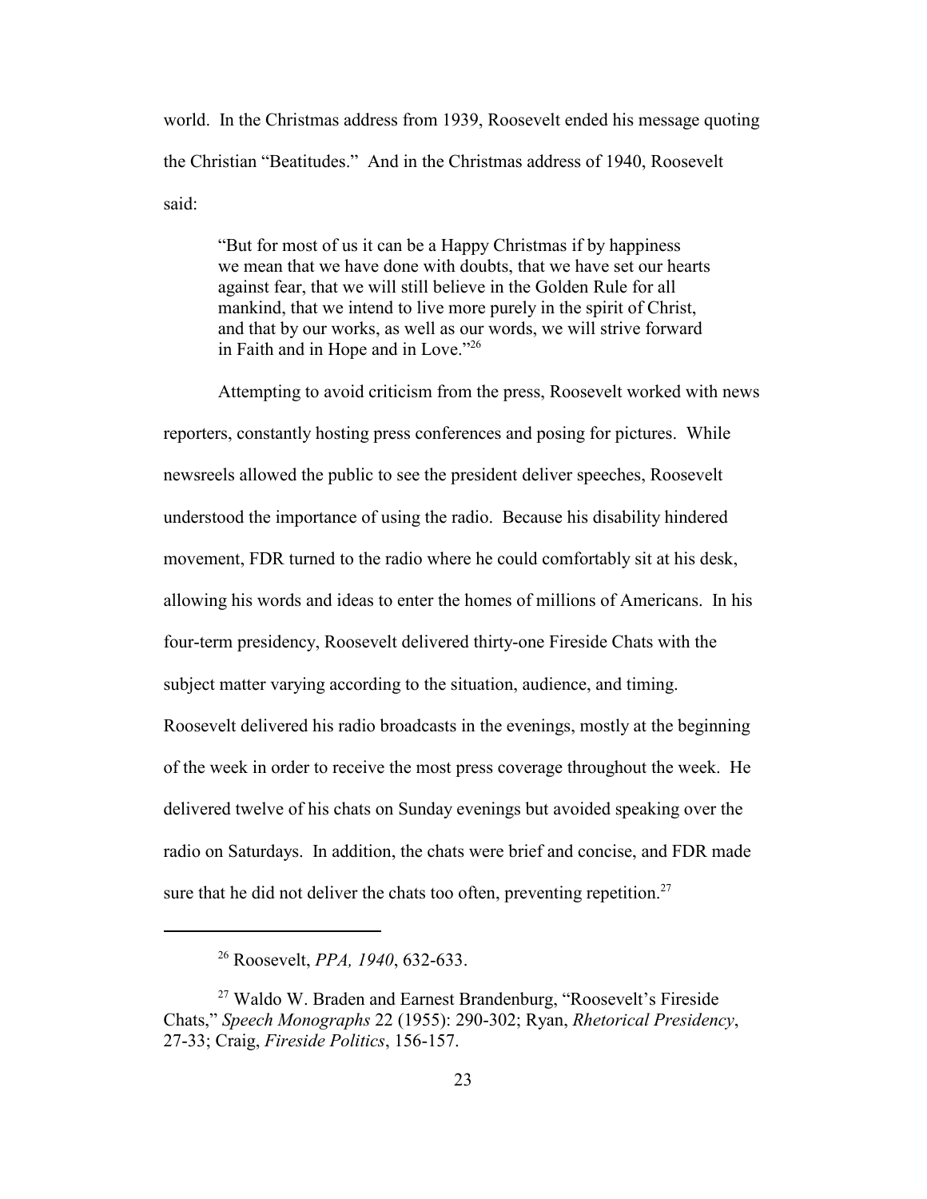world. In the Christmas address from 1939, Roosevelt ended his message quoting the Christian "Beatitudes." And in the Christmas address of 1940, Roosevelt said:

> "But for most of us it can be a Happy Christmas if by happiness we mean that we have done with doubts, that we have set our hearts against fear, that we will still believe in the Golden Rule for all mankind, that we intend to live more purely in the spirit of Christ, and that by our works, as well as our words, we will strive forward in Faith and in Hope and in Love."[26]

Attempting to avoid criticism from the press, Roosevelt worked with news reporters, constantly hosting press conferences and posing for pictures. While newsreels allowed the public to see the president deliver speeches, Roosevelt understood the importance of using the radio. Because his disability hindered movement, FDR turned to the radio where he could comfortably sit at his desk, allowing his words and ideas to enter the homes of millions of Americans. In his four-term presidency, Roosevelt delivered thirty-one Fireside Chats with the subject matter varying according to the situation, audience, and timing. Roosevelt delivered his radio broadcasts in the evenings, mostly at the beginning of the week in order to receive the most press coverage throughout the week. He delivered twelve of his chats on Sunday evenings but avoided speaking over the radio on Saturdays. In addition, the chats were brief and concise, and FDR made sure that he did not deliver the chats too often, preventing repetition.[27]

---

[26] Roosevelt, *PPA, 1940*, 632-633.

[27] Waldo W. Braden and Earnest Brandenburg, "Roosevelt's Fireside Chats," *Speech Monographs* 22 (1955): 290-302; Ryan, *Rhetorical Presidency*, 27-33; Craig, *Fireside Politics*, 156-157.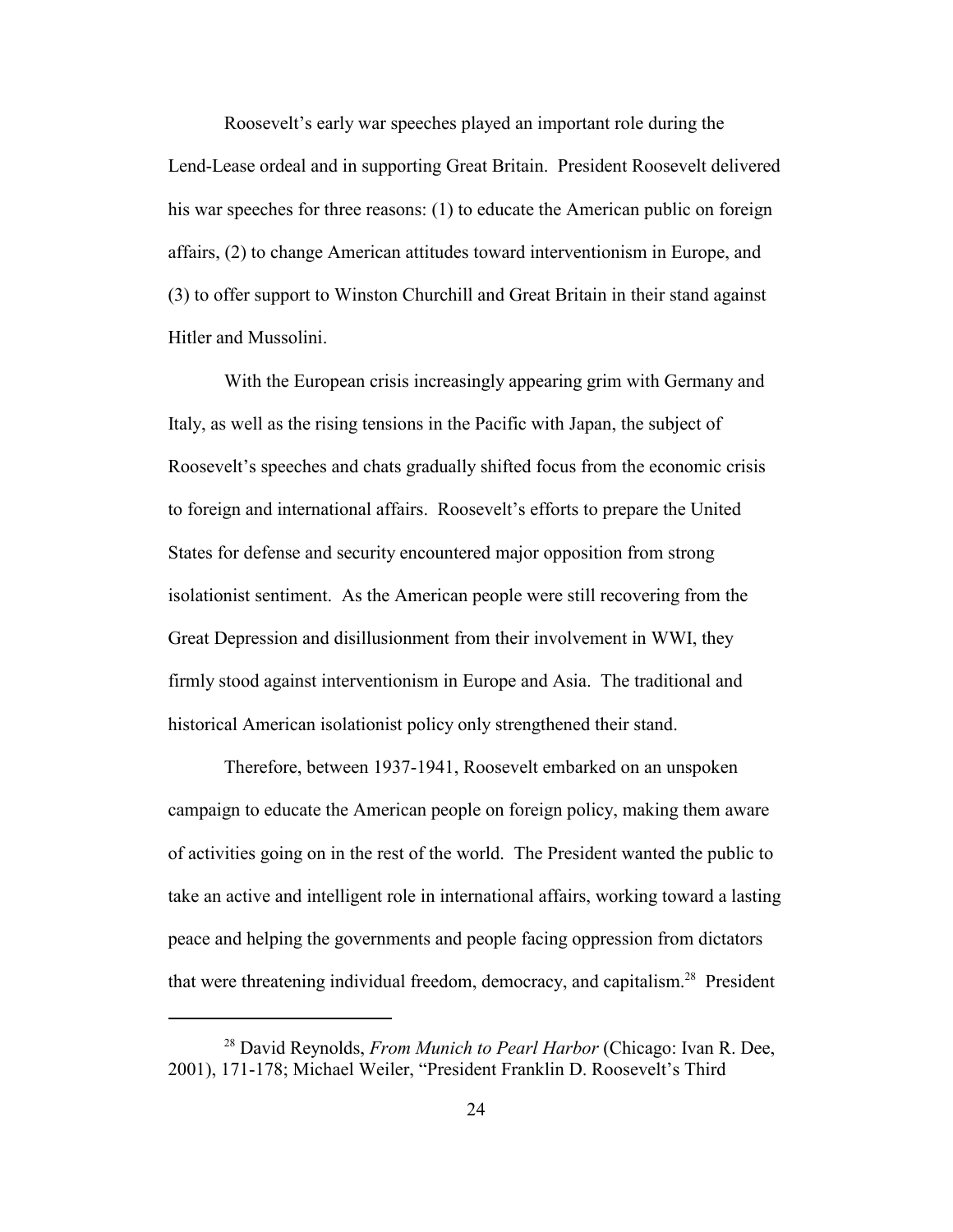Roosevelt's early war speeches played an important role during the Lend-Lease ordeal and in supporting Great Britain. President Roosevelt delivered his war speeches for three reasons: (1) to educate the American public on foreign affairs, (2) to change American attitudes toward interventionism in Europe, and (3) to offer support to Winston Churchill and Great Britain in their stand against Hitler and Mussolini.

With the European crisis increasingly appearing grim with Germany and Italy, as well as the rising tensions in the Pacific with Japan, the subject of Roosevelt's speeches and chats gradually shifted focus from the economic crisis to foreign and international affairs. Roosevelt's efforts to prepare the United States for defense and security encountered major opposition from strong isolationist sentiment. As the American people were still recovering from the Great Depression and disillusionment from their involvement in WWI, they firmly stood against interventionism in Europe and Asia. The traditional and historical American isolationist policy only strengthened their stand.

Therefore, between 1937-1941, Roosevelt embarked on an unspoken campaign to educate the American people on foreign policy, making them aware of activities going on in the rest of the world. The President wanted the public to take an active and intelligent role in international affairs, working toward a lasting peace and helping the governments and people facing oppression from dictators that were threatening individual freedom, democracy, and capitalism.[28] President

---

[28] David Reynolds, *From Munich to Pearl Harbor* (Chicago: Ivan R. Dee, 2001), 171-178; Michael Weiler, "President Franklin D. Roosevelt's Third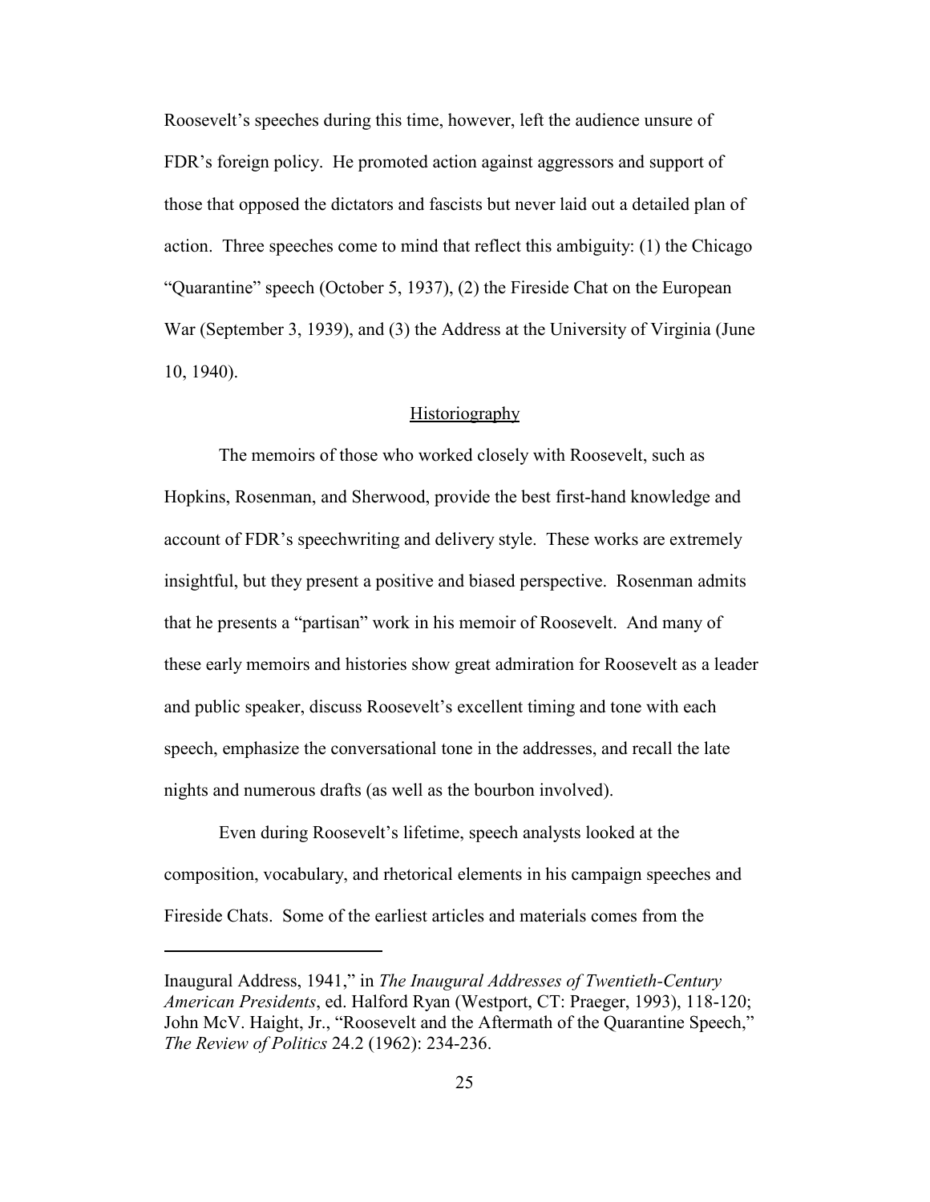Roosevelt's speeches during this time, however, left the audience unsure of FDR's foreign policy. He promoted action against aggressors and support of those that opposed the dictators and fascists but never laid out a detailed plan of action. Three speeches come to mind that reflect this ambiguity: (1) the Chicago "Quarantine" speech (October 5, 1937), (2) the Fireside Chat on the European War (September 3, 1939), and (3) the Address at the University of Virginia (June 10, 1940).

## Historiography

The memoirs of those who worked closely with Roosevelt, such as Hopkins, Rosenman, and Sherwood, provide the best first-hand knowledge and account of FDR's speechwriting and delivery style. These works are extremely insightful, but they present a positive and biased perspective. Rosenman admits that he presents a "partisan" work in his memoir of Roosevelt. And many of these early memoirs and histories show great admiration for Roosevelt as a leader and public speaker, discuss Roosevelt's excellent timing and tone with each speech, emphasize the conversational tone in the addresses, and recall the late nights and numerous drafts (as well as the bourbon involved).

Even during Roosevelt's lifetime, speech analysts looked at the composition, vocabulary, and rhetorical elements in his campaign speeches and Fireside Chats. Some of the earliest articles and materials comes from the

---

Inaugural Address, 1941," in *The Inaugural Addresses of Twentieth-Century American Presidents*, ed. Halford Ryan (Westport, CT: Praeger, 1993), 118-120; John McV. Haight, Jr., "Roosevelt and the Aftermath of the Quarantine Speech," *The Review of Politics* 24.2 (1962): 234-236.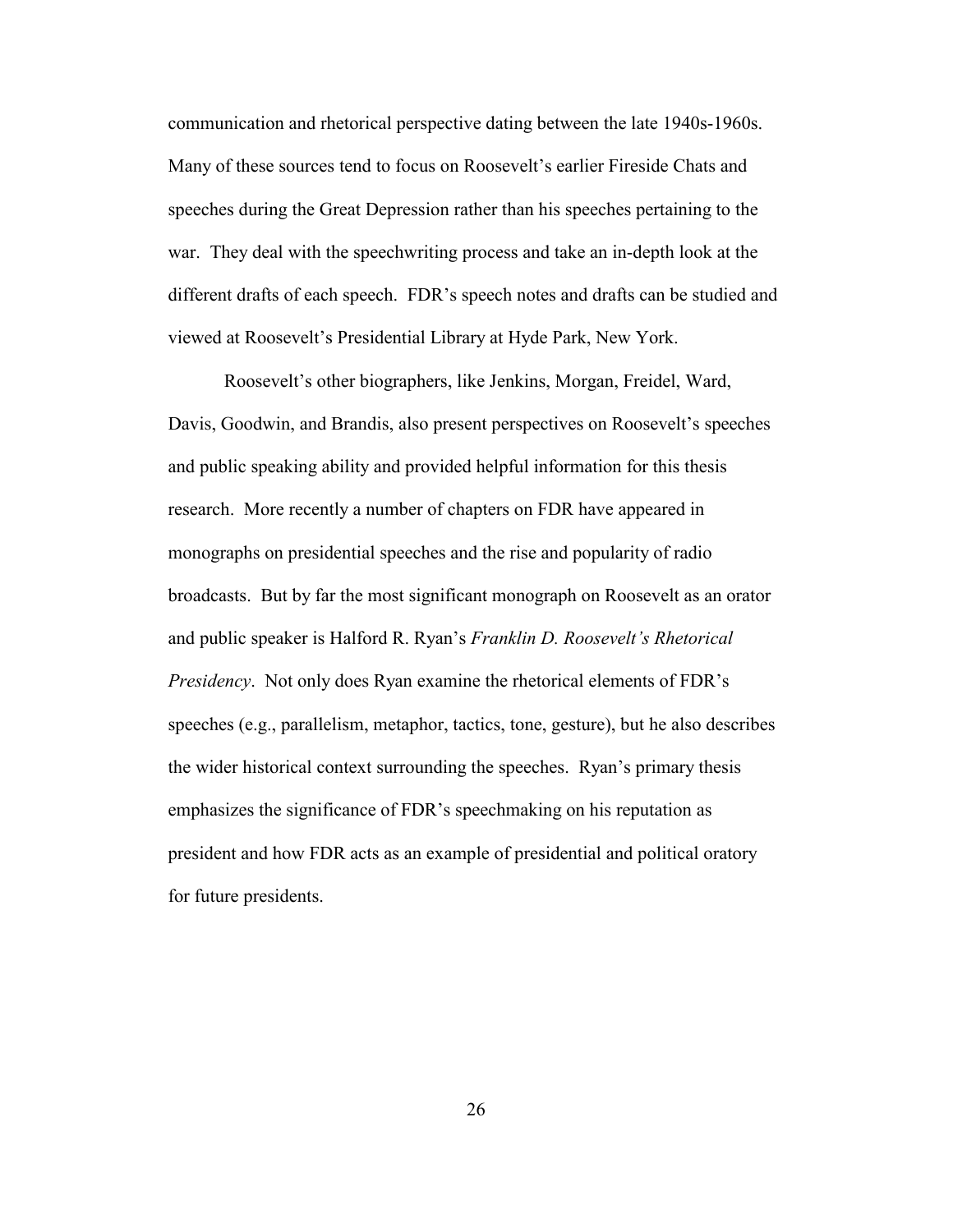communication and rhetorical perspective dating between the late 1940s-1960s. Many of these sources tend to focus on Roosevelt's earlier Fireside Chats and speeches during the Great Depression rather than his speeches pertaining to the war. They deal with the speechwriting process and take an in-depth look at the different drafts of each speech. FDR's speech notes and drafts can be studied and viewed at Roosevelt's Presidential Library at Hyde Park, New York.

Roosevelt's other biographers, like Jenkins, Morgan, Freidel, Ward, Davis, Goodwin, and Brandis, also present perspectives on Roosevelt's speeches and public speaking ability and provided helpful information for this thesis research. More recently a number of chapters on FDR have appeared in monographs on presidential speeches and the rise and popularity of radio broadcasts. But by far the most significant monograph on Roosevelt as an orator and public speaker is Halford R. Ryan's *Franklin D. Roosevelt's Rhetorical Presidency*. Not only does Ryan examine the rhetorical elements of FDR's speeches (e.g., parallelism, metaphor, tactics, tone, gesture), but he also describes the wider historical context surrounding the speeches. Ryan's primary thesis emphasizes the significance of FDR's speechmaking on his reputation as president and how FDR acts as an example of presidential and political oratory for future presidents.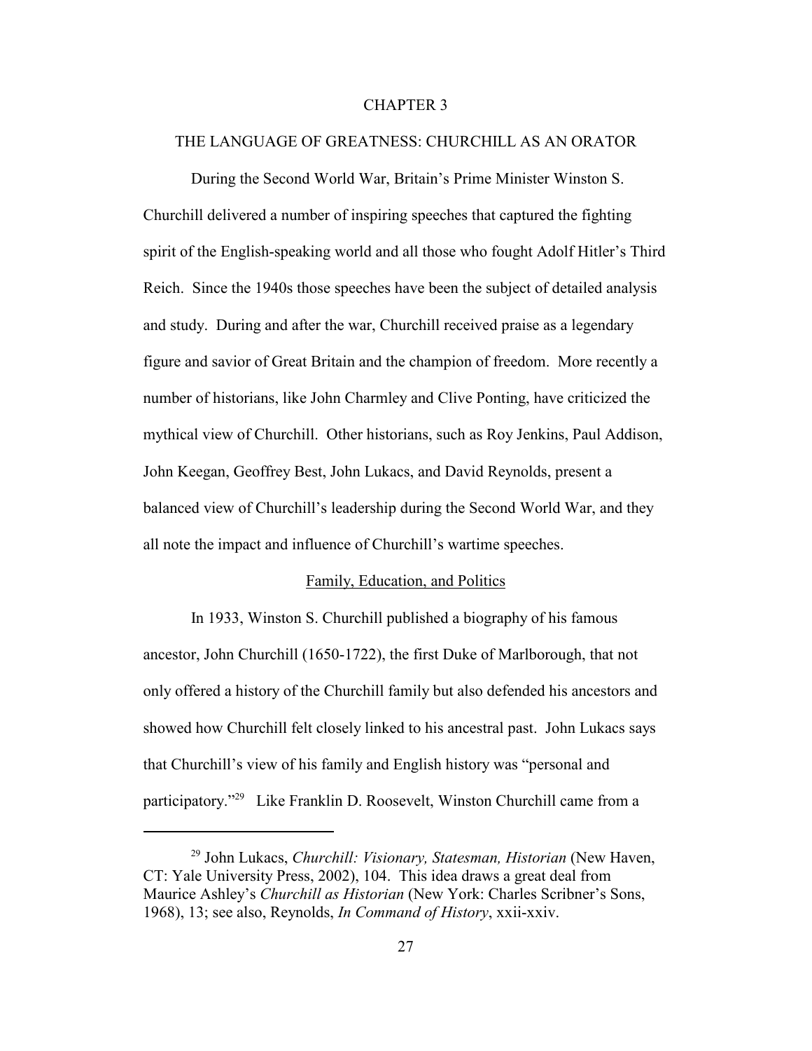# CHAPTER 3

## THE LANGUAGE OF GREATNESS: CHURCHILL AS AN ORATOR

During the Second World War, Britain's Prime Minister Winston S. Churchill delivered a number of inspiring speeches that captured the fighting spirit of the English-speaking world and all those who fought Adolf Hitler's Third Reich. Since the 1940s those speeches have been the subject of detailed analysis and study. During and after the war, Churchill received praise as a legendary figure and savior of Great Britain and the champion of freedom. More recently a number of historians, like John Charmley and Clive Ponting, have criticized the mythical view of Churchill. Other historians, such as Roy Jenkins, Paul Addison, John Keegan, Geoffrey Best, John Lukacs, and David Reynolds, present a balanced view of Churchill's leadership during the Second World War, and they all note the impact and influence of Churchill's wartime speeches.

### Family, Education, and Politics

In 1933, Winston S. Churchill published a biography of his famous ancestor, John Churchill (1650-1722), the first Duke of Marlborough, that not only offered a history of the Churchill family but also defended his ancestors and showed how Churchill felt closely linked to his ancestral past. John Lukacs says that Churchill's view of his family and English history was "personal and participatory."[29] Like Franklin D. Roosevelt, Winston Churchill came from a

---

[29] John Lukacs, *Churchill: Visionary, Statesman, Historian* (New Haven, CT: Yale University Press, 2002), 104. This idea draws a great deal from Maurice Ashley's *Churchill as Historian* (New York: Charles Scribner's Sons, 1968), 13; see also, Reynolds, *In Command of History*, xxii-xxiv.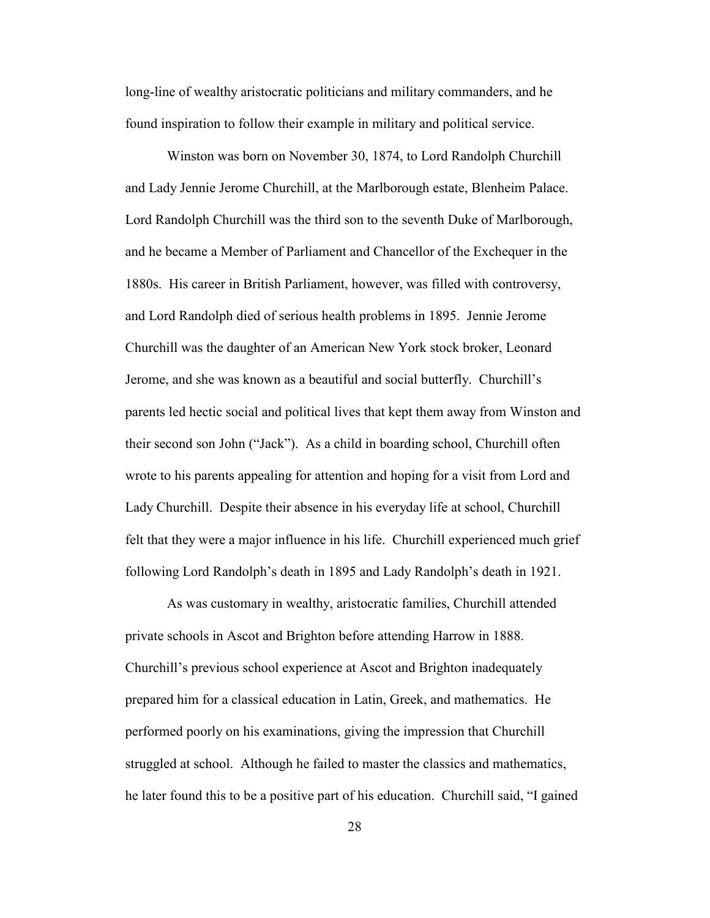long-line of wealthy aristocratic politicians and military commanders, and he found inspiration to follow their example in military and political service.

Winston was born on November 30, 1874, to Lord Randolph Churchill and Lady Jennie Jerome Churchill, at the Marlborough estate, Blenheim Palace. Lord Randolph Churchill was the third son to the seventh Duke of Marlborough, and he became a Member of Parliament and Chancellor of the Exchequer in the 1880s. His career in British Parliament, however, was filled with controversy, and Lord Randolph died of serious health problems in 1895. Jennie Jerome Churchill was the daughter of an American New York stock broker, Leonard Jerome, and she was known as a beautiful and social butterfly. Churchill's parents led hectic social and political lives that kept them away from Winston and their second son John ("Jack"). As a child in boarding school, Churchill often wrote to his parents appealing for attention and hoping for a visit from Lord and Lady Churchill. Despite their absence in his everyday life at school, Churchill felt that they were a major influence in his life. Churchill experienced much grief following Lord Randolph's death in 1895 and Lady Randolph's death in 1921.

As was customary in wealthy, aristocratic families, Churchill attended private schools in Ascot and Brighton before attending Harrow in 1888. Churchill's previous school experience at Ascot and Brighton inadequately prepared him for a classical education in Latin, Greek, and mathematics. He performed poorly on his examinations, giving the impression that Churchill struggled at school. Although he failed to master the classics and mathematics, he later found this to be a positive part of his education. Churchill said, "I gained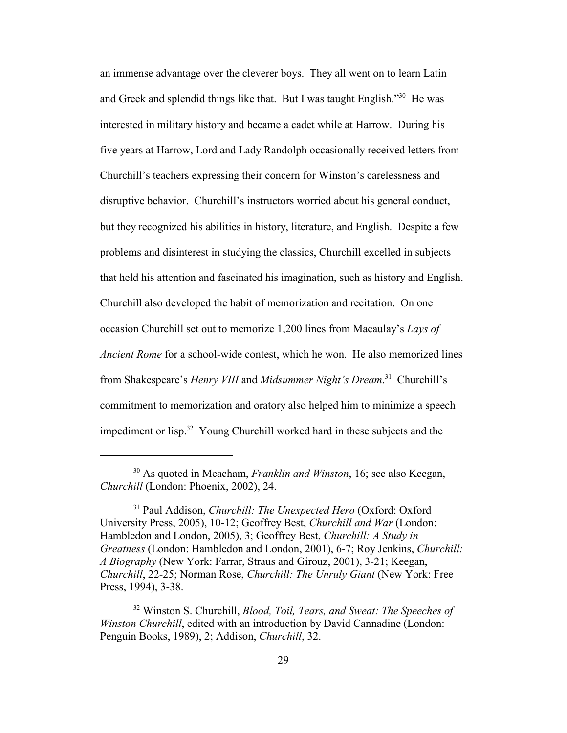an immense advantage over the cleverer boys. They all went on to learn Latin and Greek and splendid things like that. But I was taught English."[30] He was interested in military history and became a cadet while at Harrow. During his five years at Harrow, Lord and Lady Randolph occasionally received letters from Churchill's teachers expressing their concern for Winston's carelessness and disruptive behavior. Churchill's instructors worried about his general conduct, but they recognized his abilities in history, literature, and English. Despite a few problems and disinterest in studying the classics, Churchill excelled in subjects that held his attention and fascinated his imagination, such as history and English. Churchill also developed the habit of memorization and recitation. On one occasion Churchill set out to memorize 1,200 lines from Macaulay's *Lays of Ancient Rome* for a school-wide contest, which he won. He also memorized lines from Shakespeare's *Henry VIII* and *Midsummer Night's Dream*.[31] Churchill's commitment to memorization and oratory also helped him to minimize a speech impediment or lisp.[32] Young Churchill worked hard in these subjects and the

---

[30] As quoted in Meacham, *Franklin and Winston*, 16; see also Keegan, *Churchill* (London: Phoenix, 2002), 24.

[31] Paul Addison, *Churchill: The Unexpected Hero* (Oxford: Oxford University Press, 2005), 10-12; Geoffrey Best, *Churchill and War* (London: Hambledon and London, 2005), 3; Geoffrey Best, *Churchill: A Study in Greatness* (London: Hambledon and London, 2001), 6-7; Roy Jenkins, *Churchill: A Biography* (New York: Farrar, Straus and Girouz, 2001), 3-21; Keegan, *Churchill*, 22-25; Norman Rose, *Churchill: The Unruly Giant* (New York: Free Press, 1994), 3-38.

[32] Winston S. Churchill, *Blood, Toil, Tears, and Sweat: The Speeches of Winston Churchill*, edited with an introduction by David Cannadine (London: Penguin Books, 1989), 2; Addison, *Churchill*, 32.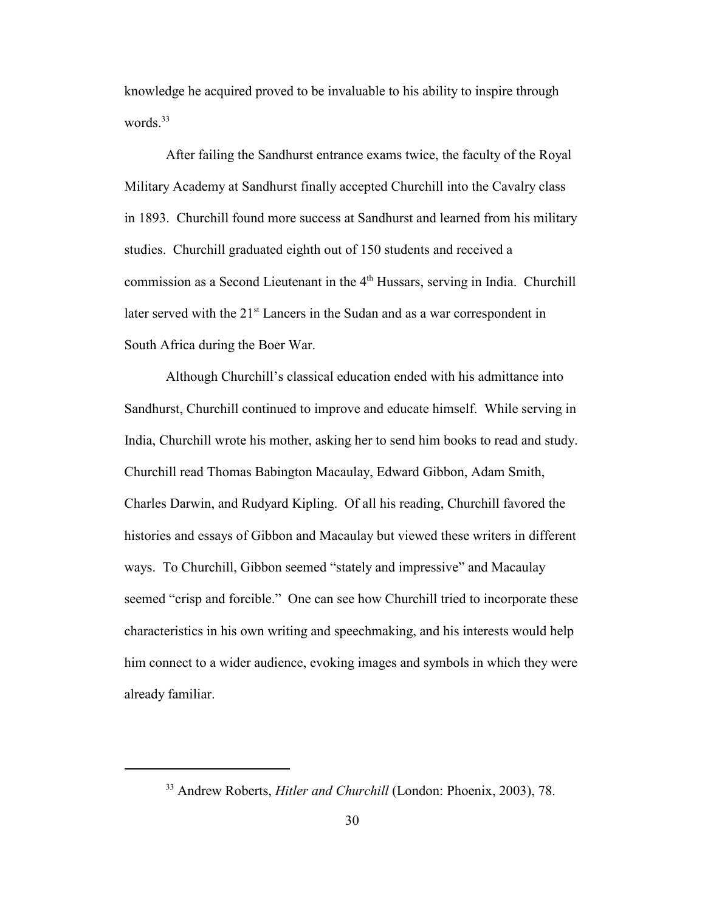knowledge he acquired proved to be invaluable to his ability to inspire through words.[33]

After failing the Sandhurst entrance exams twice, the faculty of the Royal Military Academy at Sandhurst finally accepted Churchill into the Cavalry class in 1893. Churchill found more success at Sandhurst and learned from his military studies. Churchill graduated eighth out of 150 students and received a commission as a Second Lieutenant in the 4th Hussars, serving in India. Churchill later served with the 21st Lancers in the Sudan and as a war correspondent in South Africa during the Boer War.

Although Churchill's classical education ended with his admittance into Sandhurst, Churchill continued to improve and educate himself. While serving in India, Churchill wrote his mother, asking her to send him books to read and study. Churchill read Thomas Babington Macaulay, Edward Gibbon, Adam Smith, Charles Darwin, and Rudyard Kipling. Of all his reading, Churchill favored the histories and essays of Gibbon and Macaulay but viewed these writers in different ways. To Churchill, Gibbon seemed "stately and impressive" and Macaulay seemed "crisp and forcible." One can see how Churchill tried to incorporate these characteristics in his own writing and speechmaking, and his interests would help him connect to a wider audience, evoking images and symbols in which they were already familiar.

---

[33] Andrew Roberts, *Hitler and Churchill* (London: Phoenix, 2003), 78.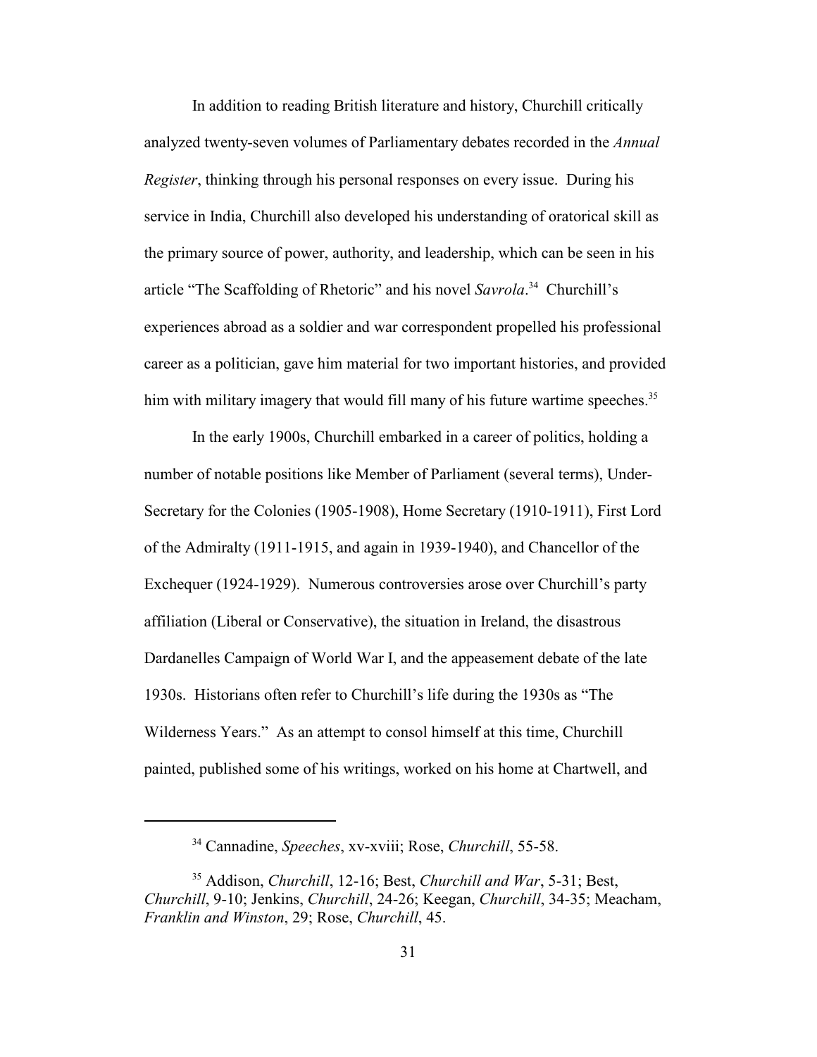In addition to reading British literature and history, Churchill critically analyzed twenty-seven volumes of Parliamentary debates recorded in the *Annual Register*, thinking through his personal responses on every issue. During his service in India, Churchill also developed his understanding of oratorical skill as the primary source of power, authority, and leadership, which can be seen in his article "The Scaffolding of Rhetoric" and his novel *Savrola*.[34] Churchill's experiences abroad as a soldier and war correspondent propelled his professional career as a politician, gave him material for two important histories, and provided him with military imagery that would fill many of his future wartime speeches.[35]

In the early 1900s, Churchill embarked in a career of politics, holding a number of notable positions like Member of Parliament (several terms), Under-Secretary for the Colonies (1905-1908), Home Secretary (1910-1911), First Lord of the Admiralty (1911-1915, and again in 1939-1940), and Chancellor of the Exchequer (1924-1929). Numerous controversies arose over Churchill's party affiliation (Liberal or Conservative), the situation in Ireland, the disastrous Dardanelles Campaign of World War I, and the appeasement debate of the late 1930s. Historians often refer to Churchill's life during the 1930s as "The Wilderness Years." As an attempt to consol himself at this time, Churchill painted, published some of his writings, worked on his home at Chartwell, and

---

[34] Cannadine, *Speeches*, xv-xviii; Rose, *Churchill*, 55-58.

[35] Addison, *Churchill*, 12-16; Best, *Churchill and War*, 5-31; Best, *Churchill*, 9-10; Jenkins, *Churchill*, 24-26; Keegan, *Churchill*, 34-35; Meacham, *Franklin and Winston*, 29; Rose, *Churchill*, 45.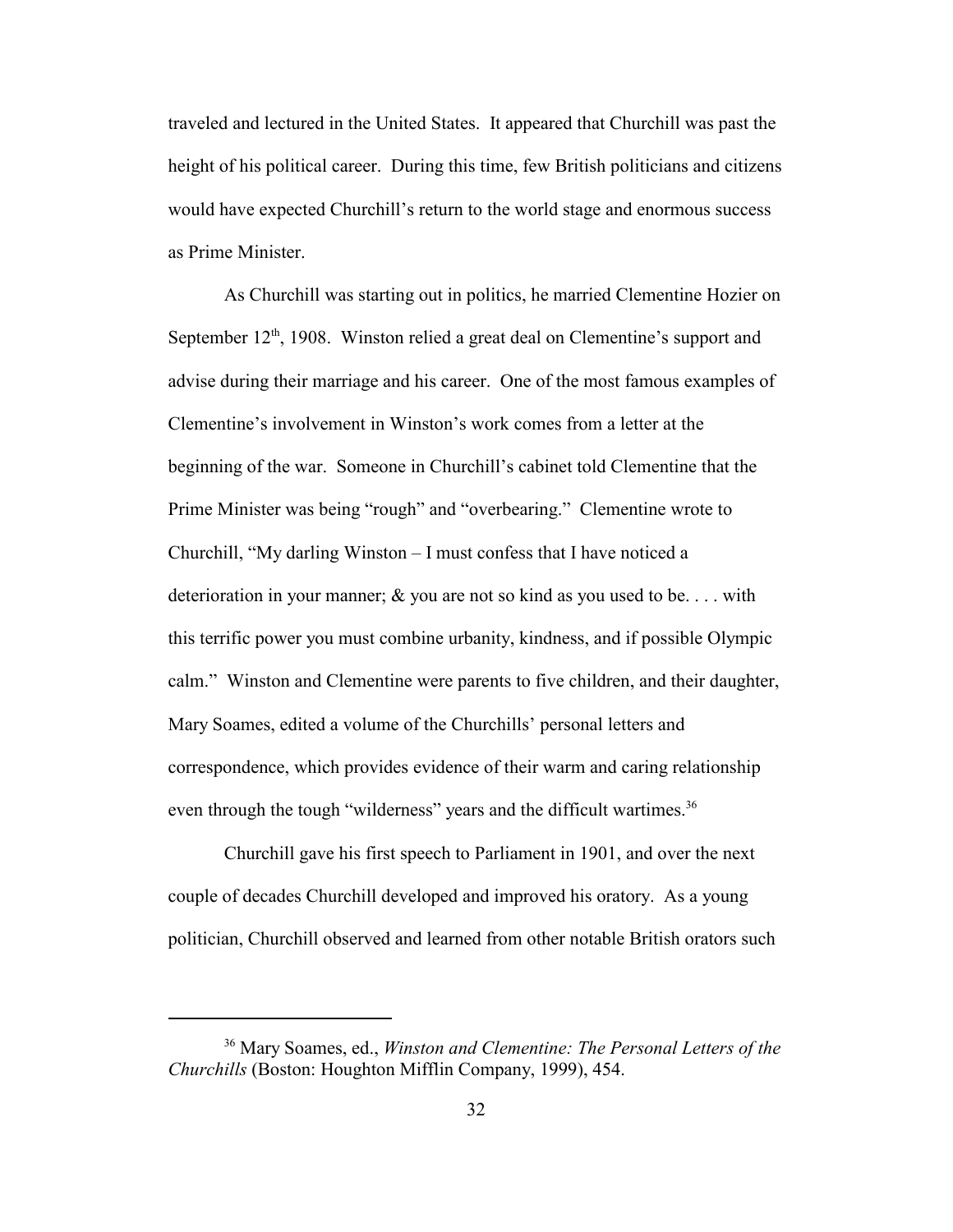traveled and lectured in the United States. It appeared that Churchill was past the height of his political career. During this time, few British politicians and citizens would have expected Churchill's return to the world stage and enormous success as Prime Minister.

As Churchill was starting out in politics, he married Clementine Hozier on September 12th, 1908. Winston relied a great deal on Clementine's support and advise during their marriage and his career. One of the most famous examples of Clementine's involvement in Winston's work comes from a letter at the beginning of the war. Someone in Churchill's cabinet told Clementine that the Prime Minister was being "rough" and "overbearing." Clementine wrote to Churchill, "My darling Winston – I must confess that I have noticed a deterioration in your manner; & you are not so kind as you used to be. . . . with this terrific power you must combine urbanity, kindness, and if possible Olympic calm." Winston and Clementine were parents to five children, and their daughter, Mary Soames, edited a volume of the Churchills' personal letters and correspondence, which provides evidence of their warm and caring relationship even through the tough "wilderness" years and the difficult wartimes.[36]

Churchill gave his first speech to Parliament in 1901, and over the next couple of decades Churchill developed and improved his oratory. As a young politician, Churchill observed and learned from other notable British orators such

---

[36] Mary Soames, ed., *Winston and Clementine: The Personal Letters of the Churchills* (Boston: Houghton Mifflin Company, 1999), 454.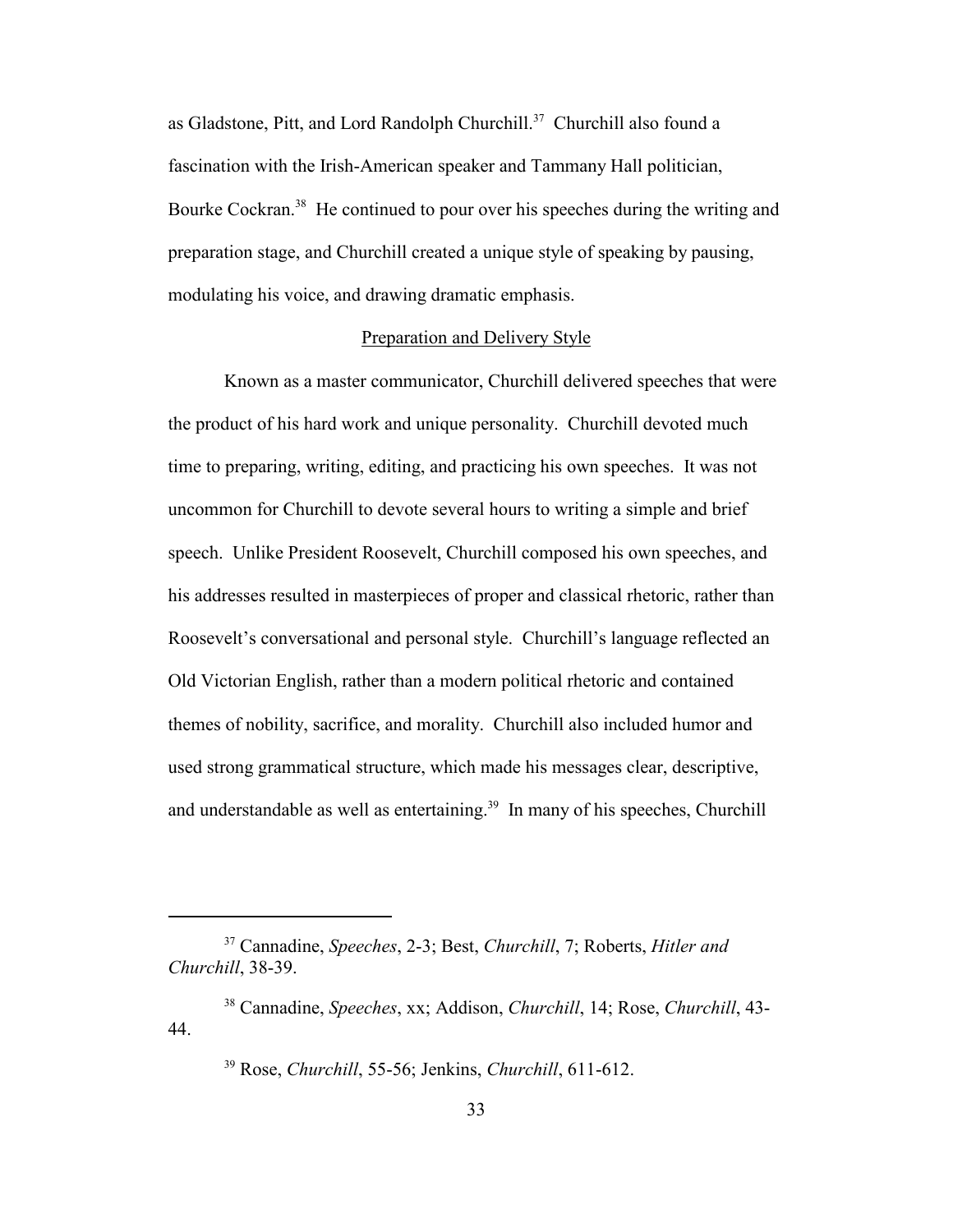as Gladstone, Pitt, and Lord Randolph Churchill.[37] Churchill also found a fascination with the Irish-American speaker and Tammany Hall politician, Bourke Cockran.[38] He continued to pour over his speeches during the writing and preparation stage, and Churchill created a unique style of speaking by pausing, modulating his voice, and drawing dramatic emphasis.

<u>Preparation and Delivery Style</u>

Known as a master communicator, Churchill delivered speeches that were the product of his hard work and unique personality. Churchill devoted much time to preparing, writing, editing, and practicing his own speeches. It was not uncommon for Churchill to devote several hours to writing a simple and brief speech. Unlike President Roosevelt, Churchill composed his own speeches, and his addresses resulted in masterpieces of proper and classical rhetoric, rather than Roosevelt's conversational and personal style. Churchill's language reflected an Old Victorian English, rather than a modern political rhetoric and contained themes of nobility, sacrifice, and morality. Churchill also included humor and used strong grammatical structure, which made his messages clear, descriptive, and understandable as well as entertaining.[39] In many of his speeches, Churchill

---

[37] Cannadine, *Speeches*, 2-3; Best, *Churchill*, 7; Roberts, *Hitler and Churchill*, 38-39.

[38] Cannadine, *Speeches*, xx; Addison, *Churchill*, 14; Rose, *Churchill*, 43-44.

[39] Rose, *Churchill*, 55-56; Jenkins, *Churchill*, 611-612.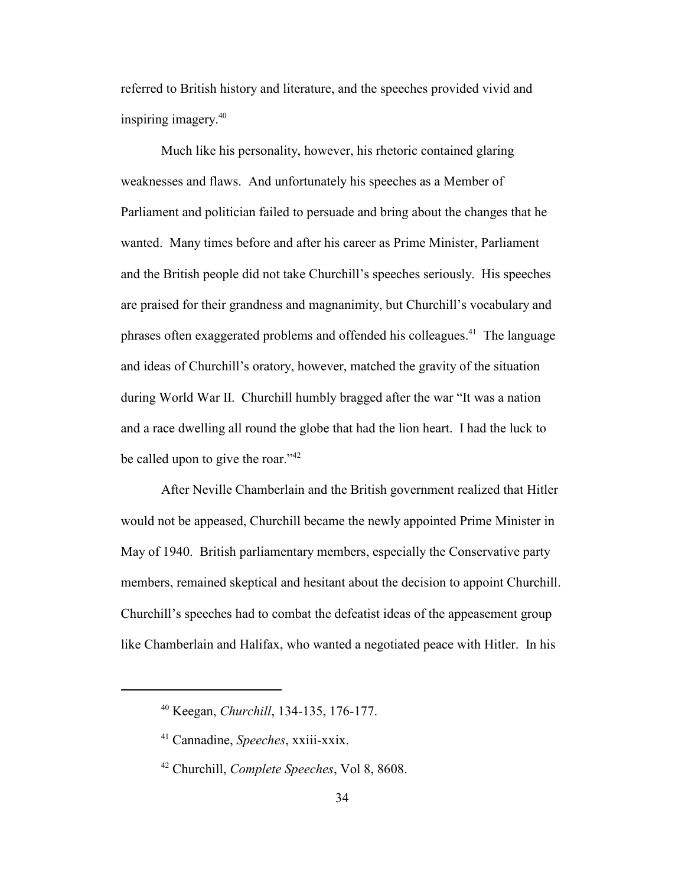referred to British history and literature, and the speeches provided vivid and inspiring imagery.[40]

Much like his personality, however, his rhetoric contained glaring weaknesses and flaws. And unfortunately his speeches as a Member of Parliament and politician failed to persuade and bring about the changes that he wanted. Many times before and after his career as Prime Minister, Parliament and the British people did not take Churchill's speeches seriously. His speeches are praised for their grandness and magnanimity, but Churchill's vocabulary and phrases often exaggerated problems and offended his colleagues.[41] The language and ideas of Churchill's oratory, however, matched the gravity of the situation during World War II. Churchill humbly bragged after the war "It was a nation and a race dwelling all round the globe that had the lion heart. I had the luck to be called upon to give the roar."[42]

After Neville Chamberlain and the British government realized that Hitler would not be appeased, Churchill became the newly appointed Prime Minister in May of 1940. British parliamentary members, especially the Conservative party members, remained skeptical and hesitant about the decision to appoint Churchill. Churchill's speeches had to combat the defeatist ideas of the appeasement group like Chamberlain and Halifax, who wanted a negotiated peace with Hitler. In his

---

[40] Keegan, *Churchill*, 134-135, 176-177.

[41] Cannadine, *Speeches*, xxiii-xxix.

[42] Churchill, *Complete Speeches*, Vol 8, 8608.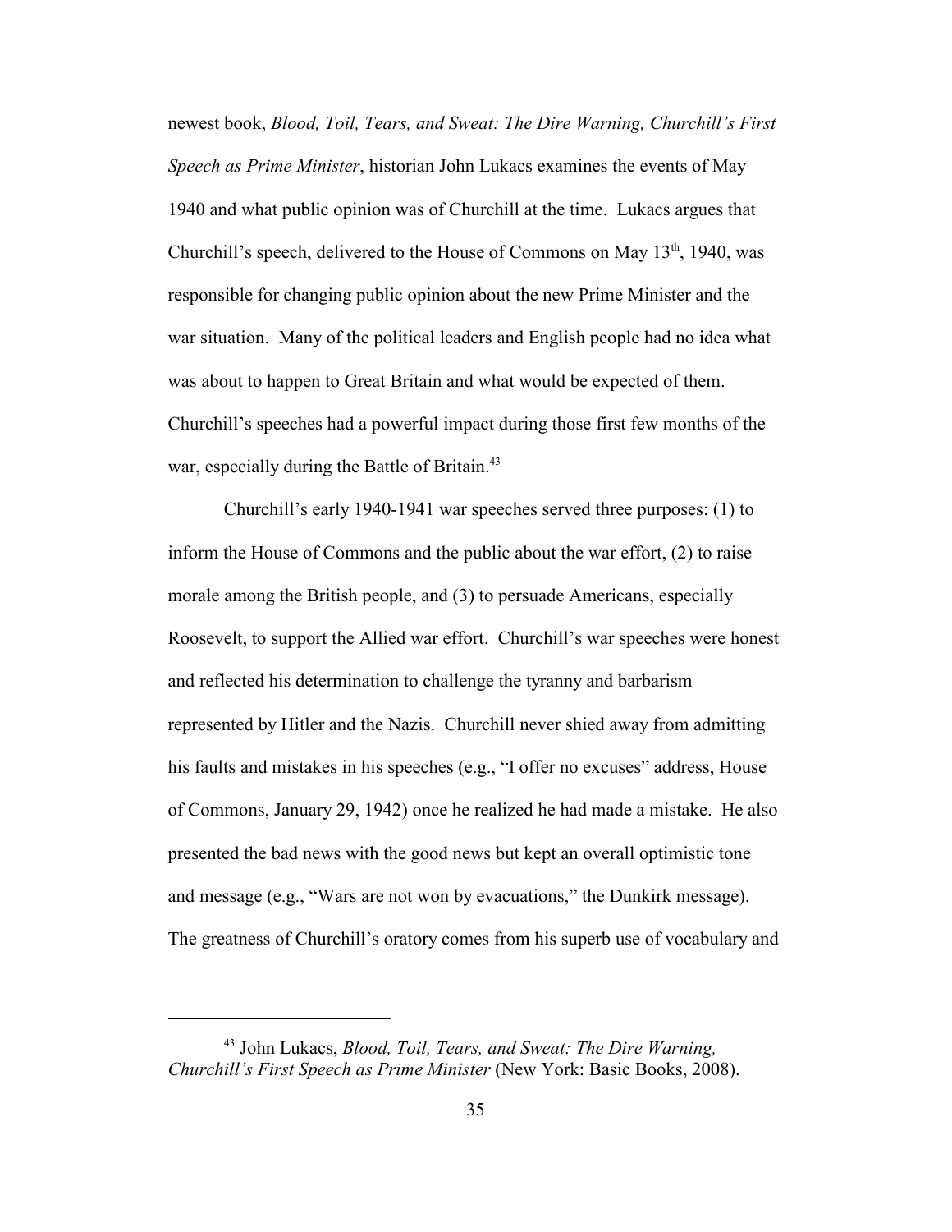newest book, *Blood, Toil, Tears, and Sweat: The Dire Warning, Churchill's First Speech as Prime Minister*, historian John Lukacs examines the events of May 1940 and what public opinion was of Churchill at the time. Lukacs argues that Churchill's speech, delivered to the House of Commons on May 13th, 1940, was responsible for changing public opinion about the new Prime Minister and the war situation. Many of the political leaders and English people had no idea what was about to happen to Great Britain and what would be expected of them. Churchill's speeches had a powerful impact during those first few months of the war, especially during the Battle of Britain.[43]

Churchill's early 1940-1941 war speeches served three purposes: (1) to inform the House of Commons and the public about the war effort, (2) to raise morale among the British people, and (3) to persuade Americans, especially Roosevelt, to support the Allied war effort. Churchill's war speeches were honest and reflected his determination to challenge the tyranny and barbarism represented by Hitler and the Nazis. Churchill never shied away from admitting his faults and mistakes in his speeches (e.g., "I offer no excuses" address, House of Commons, January 29, 1942) once he realized he had made a mistake. He also presented the bad news with the good news but kept an overall optimistic tone and message (e.g., "Wars are not won by evacuations," the Dunkirk message). The greatness of Churchill's oratory comes from his superb use of vocabulary and

---

[43] John Lukacs, *Blood, Toil, Tears, and Sweat: The Dire Warning, Churchill's First Speech as Prime Minister* (New York: Basic Books, 2008).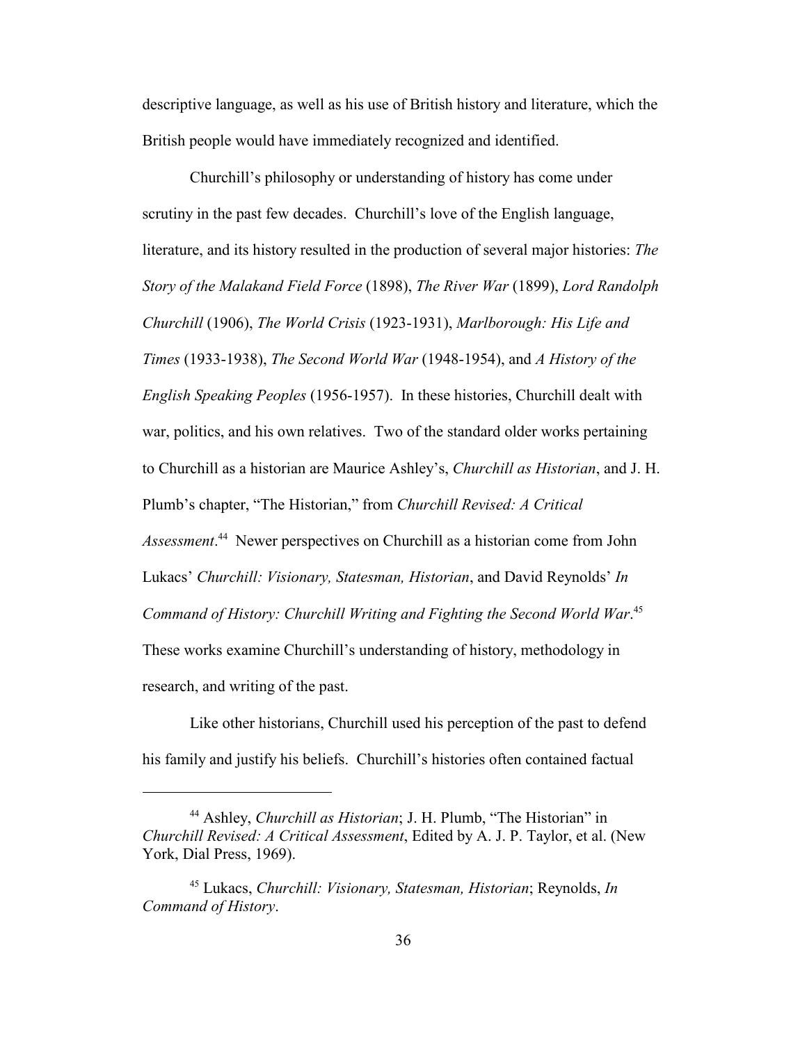descriptive language, as well as his use of British history and literature, which the British people would have immediately recognized and identified.

Churchill's philosophy or understanding of history has come under scrutiny in the past few decades. Churchill's love of the English language, literature, and its history resulted in the production of several major histories: *The Story of the Malakand Field Force* (1898), *The River War* (1899), *Lord Randolph Churchill* (1906), *The World Crisis* (1923-1931), *Marlborough: His Life and Times* (1933-1938), *The Second World War* (1948-1954), and *A History of the English Speaking Peoples* (1956-1957). In these histories, Churchill dealt with war, politics, and his own relatives. Two of the standard older works pertaining to Churchill as a historian are Maurice Ashley's, *Churchill as Historian*, and J. H. Plumb's chapter, "The Historian," from *Churchill Revised: A Critical Assessment*.[44] Newer perspectives on Churchill as a historian come from John Lukacs' *Churchill: Visionary, Statesman, Historian*, and David Reynolds' *In Command of History: Churchill Writing and Fighting the Second World War*.[45] These works examine Churchill's understanding of history, methodology in research, and writing of the past.

Like other historians, Churchill used his perception of the past to defend his family and justify his beliefs. Churchill's histories often contained factual

---

[44] Ashley, *Churchill as Historian*; J. H. Plumb, "The Historian" in *Churchill Revised: A Critical Assessment*, Edited by A. J. P. Taylor, et al. (New York, Dial Press, 1969).

[45] Lukacs, *Churchill: Visionary, Statesman, Historian*; Reynolds, *In Command of History*.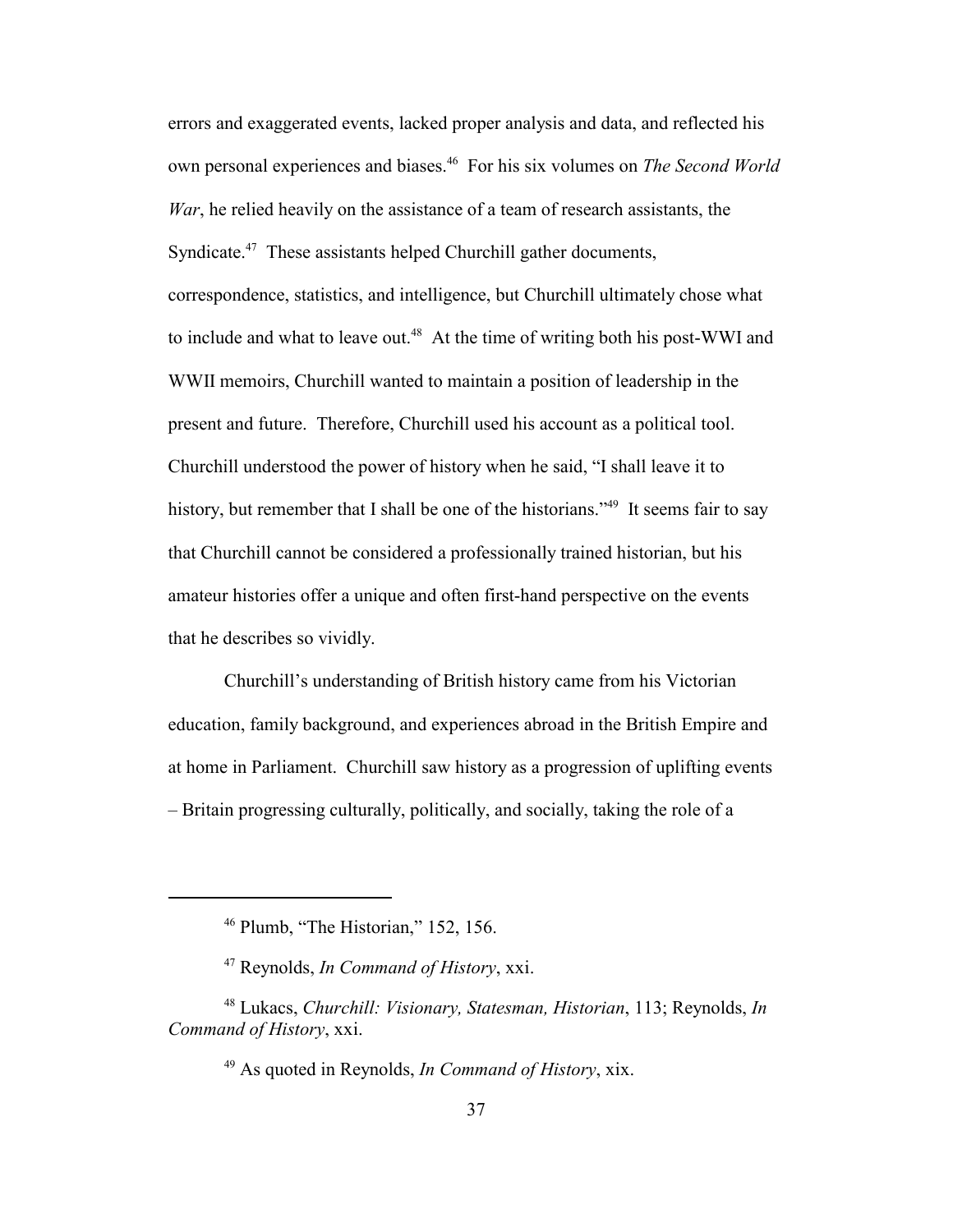errors and exaggerated events, lacked proper analysis and data, and reflected his own personal experiences and biases.[46] For his six volumes on *The Second World War*, he relied heavily on the assistance of a team of research assistants, the Syndicate.[47] These assistants helped Churchill gather documents, correspondence, statistics, and intelligence, but Churchill ultimately chose what to include and what to leave out.[48] At the time of writing both his post-WWI and WWII memoirs, Churchill wanted to maintain a position of leadership in the present and future. Therefore, Churchill used his account as a political tool. Churchill understood the power of history when he said, "I shall leave it to history, but remember that I shall be one of the historians."[49] It seems fair to say that Churchill cannot be considered a professionally trained historian, but his amateur histories offer a unique and often first-hand perspective on the events that he describes so vividly.

Churchill's understanding of British history came from his Victorian education, family background, and experiences abroad in the British Empire and at home in Parliament. Churchill saw history as a progression of uplifting events – Britain progressing culturally, politically, and socially, taking the role of a

---

[46] Plumb, "The Historian," 152, 156.

[47] Reynolds, *In Command of History*, xxi.

[48] Lukacs, *Churchill: Visionary, Statesman, Historian*, 113; Reynolds, *In Command of History*, xxi.

[49] As quoted in Reynolds, *In Command of History*, xix.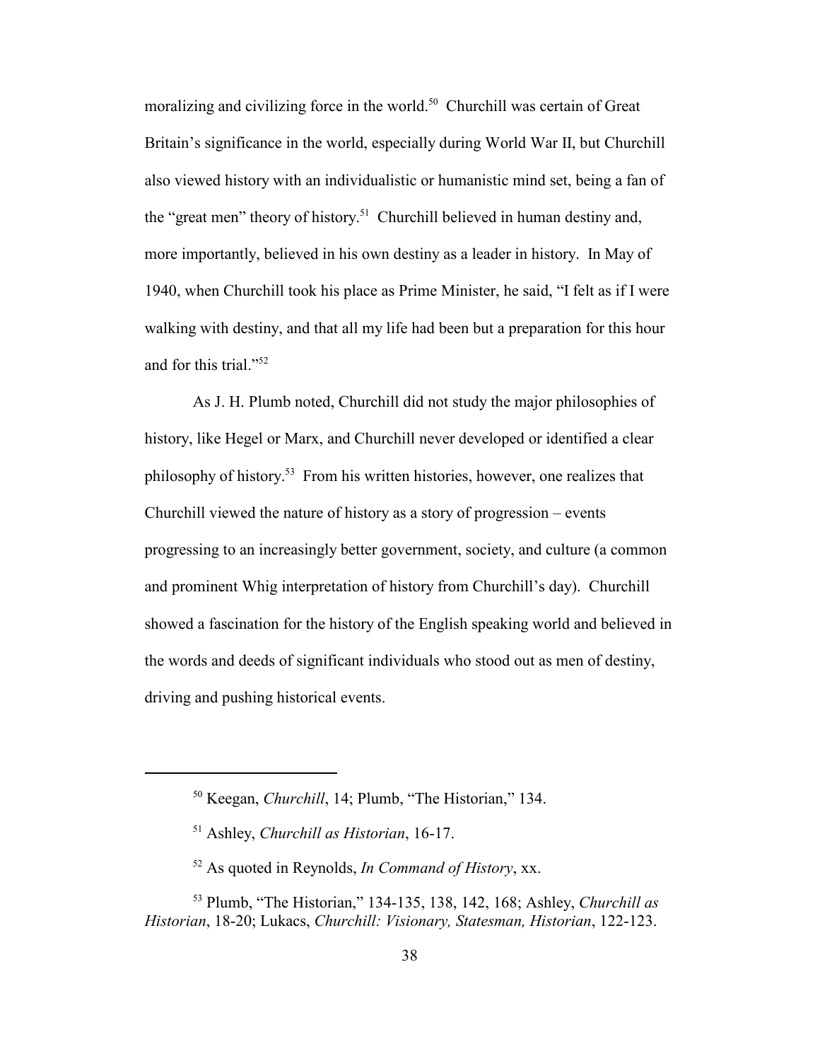moralizing and civilizing force in the world.[50] Churchill was certain of Great Britain's significance in the world, especially during World War II, but Churchill also viewed history with an individualistic or humanistic mind set, being a fan of the "great men" theory of history.[51] Churchill believed in human destiny and, more importantly, believed in his own destiny as a leader in history. In May of 1940, when Churchill took his place as Prime Minister, he said, "I felt as if I were walking with destiny, and that all my life had been but a preparation for this hour and for this trial."[52]

As J. H. Plumb noted, Churchill did not study the major philosophies of history, like Hegel or Marx, and Churchill never developed or identified a clear philosophy of history.[53] From his written histories, however, one realizes that Churchill viewed the nature of history as a story of progression – events progressing to an increasingly better government, society, and culture (a common and prominent Whig interpretation of history from Churchill's day). Churchill showed a fascination for the history of the English speaking world and believed in the words and deeds of significant individuals who stood out as men of destiny, driving and pushing historical events.

---

[50] Keegan, *Churchill*, 14; Plumb, "The Historian," 134.

[51] Ashley, *Churchill as Historian*, 16-17.

[52] As quoted in Reynolds, *In Command of History*, xx.

[53] Plumb, "The Historian," 134-135, 138, 142, 168; Ashley, *Churchill as Historian*, 18-20; Lukacs, *Churchill: Visionary, Statesman, Historian*, 122-123.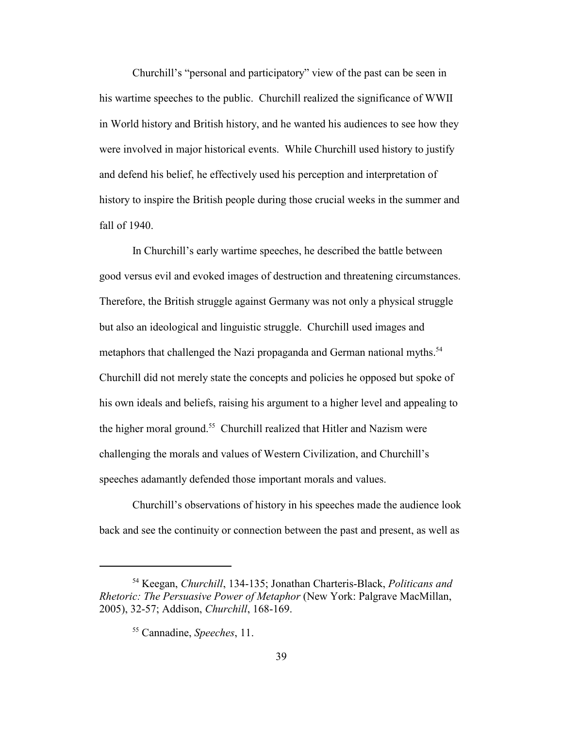Churchill's "personal and participatory" view of the past can be seen in his wartime speeches to the public. Churchill realized the significance of WWII in World history and British history, and he wanted his audiences to see how they were involved in major historical events. While Churchill used history to justify and defend his belief, he effectively used his perception and interpretation of history to inspire the British people during those crucial weeks in the summer and fall of 1940.

In Churchill's early wartime speeches, he described the battle between good versus evil and evoked images of destruction and threatening circumstances. Therefore, the British struggle against Germany was not only a physical struggle but also an ideological and linguistic struggle. Churchill used images and metaphors that challenged the Nazi propaganda and German national myths.[54] Churchill did not merely state the concepts and policies he opposed but spoke of his own ideals and beliefs, raising his argument to a higher level and appealing to the higher moral ground.[55] Churchill realized that Hitler and Nazism were challenging the morals and values of Western Civilization, and Churchill's speeches adamantly defended those important morals and values.

Churchill's observations of history in his speeches made the audience look back and see the continuity or connection between the past and present, as well as

---

[54] Keegan, *Churchill*, 134-135; Jonathan Charteris-Black, *Politicans and Rhetoric: The Persuasive Power of Metaphor* (New York: Palgrave MacMillan, 2005), 32-57; Addison, *Churchill*, 168-169.

[55] Cannadine, *Speeches*, 11.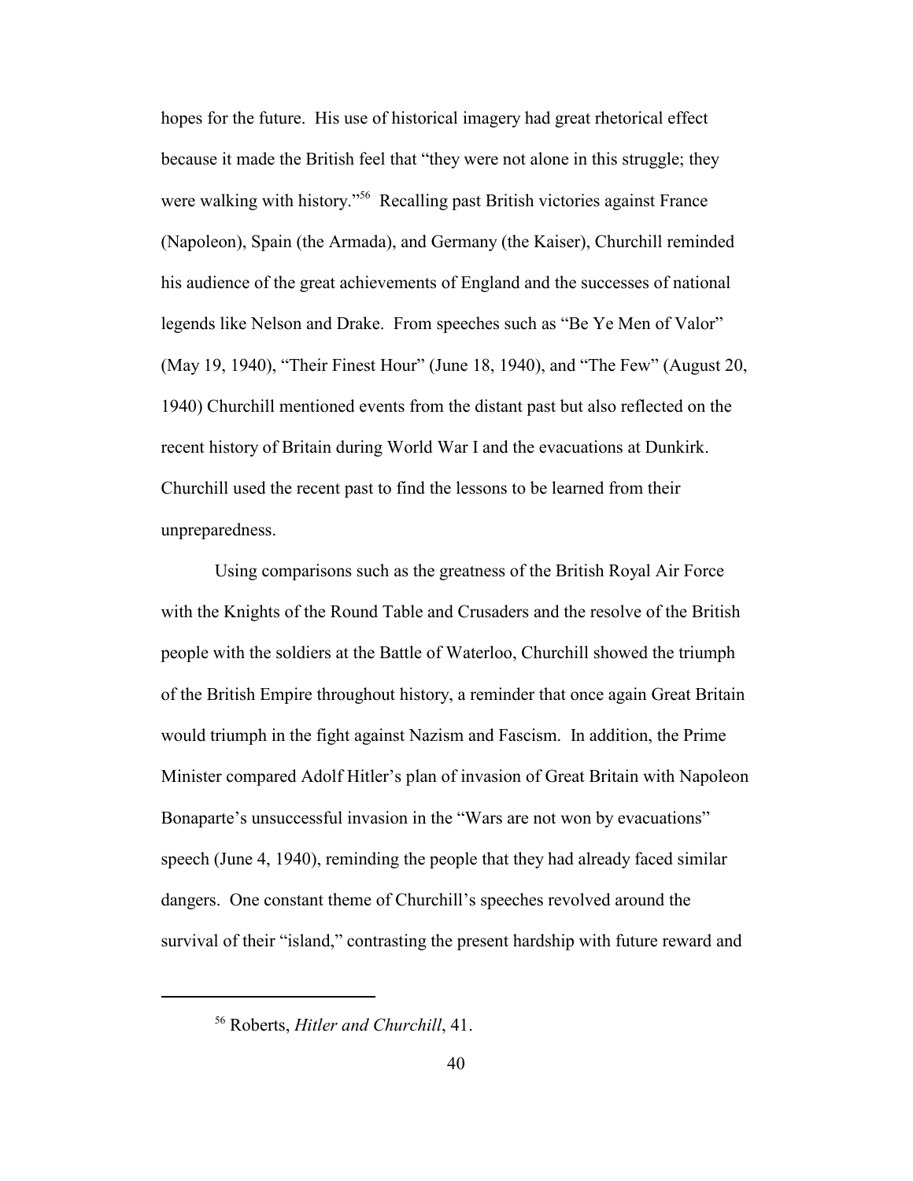hopes for the future. His use of historical imagery had great rhetorical effect because it made the British feel that "they were not alone in this struggle; they were walking with history."[56] Recalling past British victories against France (Napoleon), Spain (the Armada), and Germany (the Kaiser), Churchill reminded his audience of the great achievements of England and the successes of national legends like Nelson and Drake. From speeches such as "Be Ye Men of Valor" (May 19, 1940), "Their Finest Hour" (June 18, 1940), and "The Few" (August 20, 1940) Churchill mentioned events from the distant past but also reflected on the recent history of Britain during World War I and the evacuations at Dunkirk. Churchill used the recent past to find the lessons to be learned from their unpreparedness.

Using comparisons such as the greatness of the British Royal Air Force with the Knights of the Round Table and Crusaders and the resolve of the British people with the soldiers at the Battle of Waterloo, Churchill showed the triumph of the British Empire throughout history, a reminder that once again Great Britain would triumph in the fight against Nazism and Fascism. In addition, the Prime Minister compared Adolf Hitler's plan of invasion of Great Britain with Napoleon Bonaparte's unsuccessful invasion in the "Wars are not won by evacuations" speech (June 4, 1940), reminding the people that they had already faced similar dangers. One constant theme of Churchill's speeches revolved around the survival of their "island," contrasting the present hardship with future reward and

---

[56] Roberts, *Hitler and Churchill*, 41.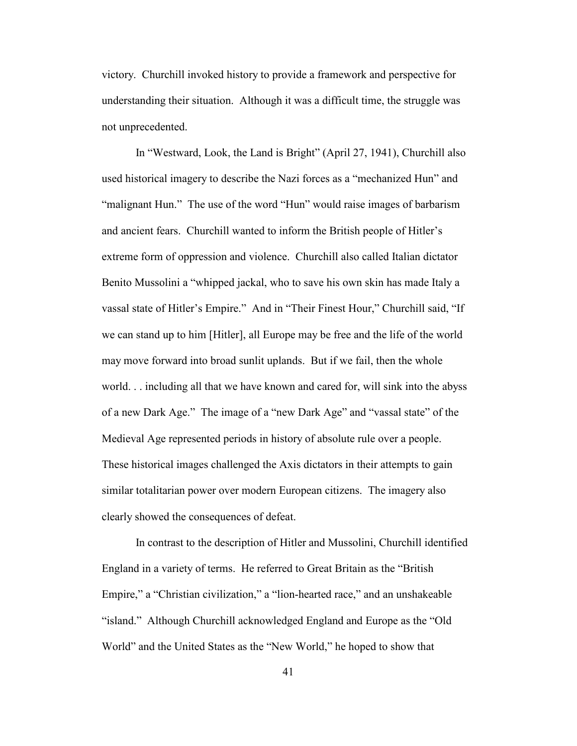victory. Churchill invoked history to provide a framework and perspective for understanding their situation. Although it was a difficult time, the struggle was not unprecedented.

In "Westward, Look, the Land is Bright" (April 27, 1941), Churchill also used historical imagery to describe the Nazi forces as a "mechanized Hun" and "malignant Hun." The use of the word "Hun" would raise images of barbarism and ancient fears. Churchill wanted to inform the British people of Hitler's extreme form of oppression and violence. Churchill also called Italian dictator Benito Mussolini a "whipped jackal, who to save his own skin has made Italy a vassal state of Hitler's Empire." And in "Their Finest Hour," Churchill said, "If we can stand up to him [Hitler], all Europe may be free and the life of the world may move forward into broad sunlit uplands. But if we fail, then the whole world. . . including all that we have known and cared for, will sink into the abyss of a new Dark Age." The image of a "new Dark Age" and "vassal state" of the Medieval Age represented periods in history of absolute rule over a people. These historical images challenged the Axis dictators in their attempts to gain similar totalitarian power over modern European citizens. The imagery also clearly showed the consequences of defeat.

In contrast to the description of Hitler and Mussolini, Churchill identified England in a variety of terms. He referred to Great Britain as the "British Empire," a "Christian civilization," a "lion-hearted race," and an unshakeable "island." Although Churchill acknowledged England and Europe as the "Old World" and the United States as the "New World," he hoped to show that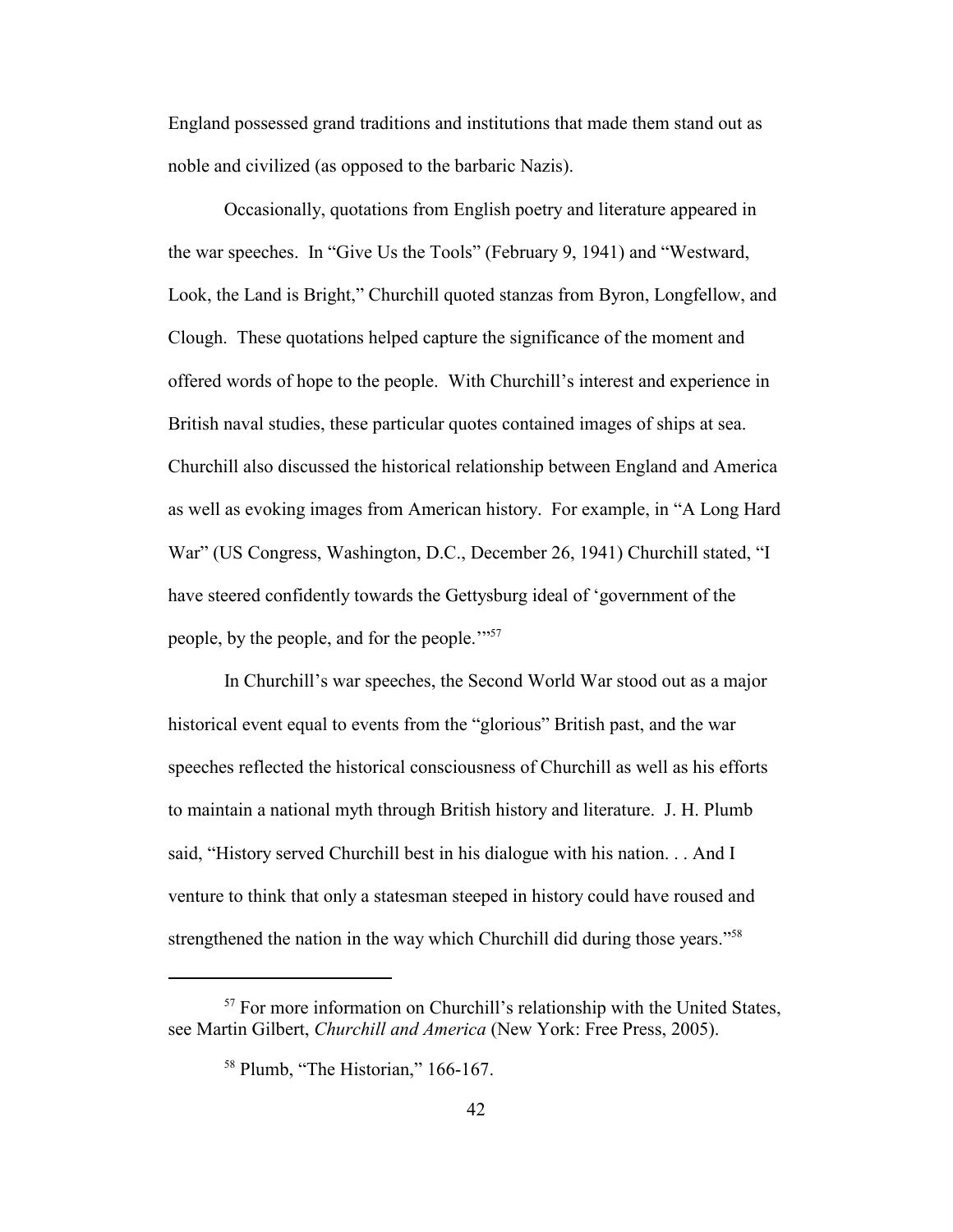England possessed grand traditions and institutions that made them stand out as noble and civilized (as opposed to the barbaric Nazis).

Occasionally, quotations from English poetry and literature appeared in the war speeches. In "Give Us the Tools" (February 9, 1941) and "Westward, Look, the Land is Bright," Churchill quoted stanzas from Byron, Longfellow, and Clough. These quotations helped capture the significance of the moment and offered words of hope to the people. With Churchill's interest and experience in British naval studies, these particular quotes contained images of ships at sea. Churchill also discussed the historical relationship between England and America as well as evoking images from American history. For example, in "A Long Hard War" (US Congress, Washington, D.C., December 26, 1941) Churchill stated, "I have steered confidently towards the Gettysburg ideal of 'government of the people, by the people, and for the people.'"[57]

In Churchill's war speeches, the Second World War stood out as a major historical event equal to events from the "glorious" British past, and the war speeches reflected the historical consciousness of Churchill as well as his efforts to maintain a national myth through British history and literature. J. H. Plumb said, "History served Churchill best in his dialogue with his nation. . . And I venture to think that only a statesman steeped in history could have roused and strengthened the nation in the way which Churchill did during those years."[58]

---

[57] For more information on Churchill's relationship with the United States, see Martin Gilbert, *Churchill and America* (New York: Free Press, 2005).

[58] Plumb, "The Historian," 166-167.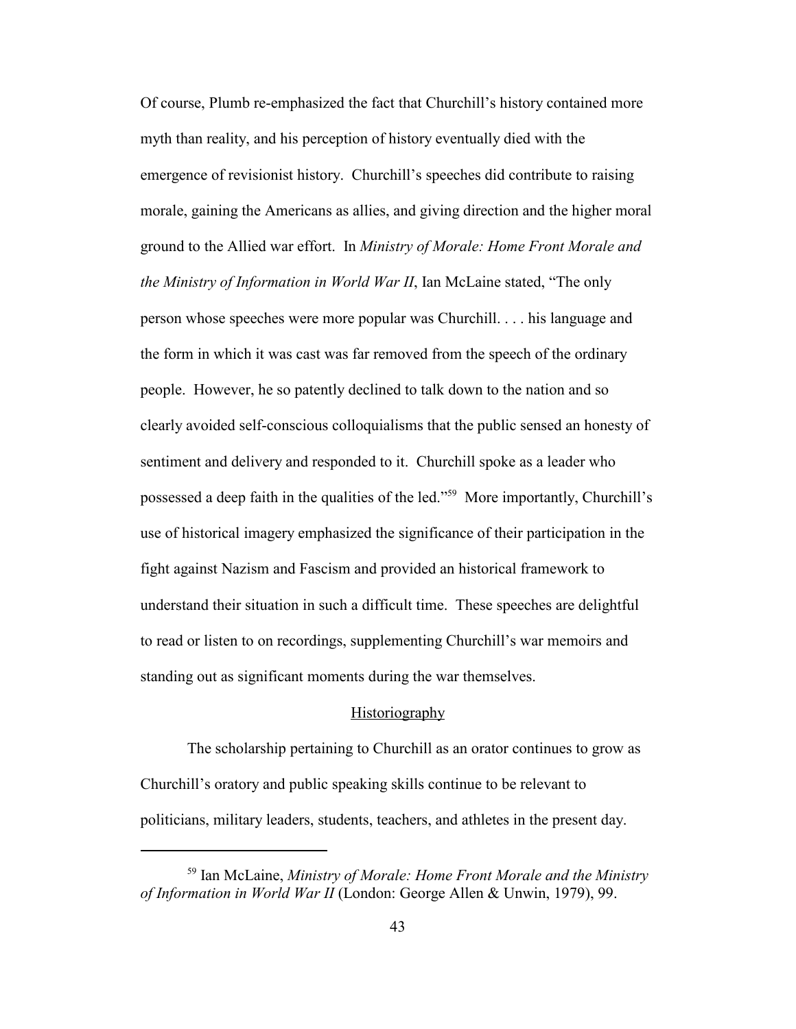Of course, Plumb re-emphasized the fact that Churchill's history contained more myth than reality, and his perception of history eventually died with the emergence of revisionist history. Churchill's speeches did contribute to raising morale, gaining the Americans as allies, and giving direction and the higher moral ground to the Allied war effort. In *Ministry of Morale: Home Front Morale and the Ministry of Information in World War II*, Ian McLaine stated, "The only person whose speeches were more popular was Churchill. . . . his language and the form in which it was cast was far removed from the speech of the ordinary people. However, he so patently declined to talk down to the nation and so clearly avoided self-conscious colloquialisms that the public sensed an honesty of sentiment and delivery and responded to it. Churchill spoke as a leader who possessed a deep faith in the qualities of the led."[59] More importantly, Churchill's use of historical imagery emphasized the significance of their participation in the fight against Nazism and Fascism and provided an historical framework to understand their situation in such a difficult time. These speeches are delightful to read or listen to on recordings, supplementing Churchill's war memoirs and standing out as significant moments during the war themselves.

## Historiography

The scholarship pertaining to Churchill as an orator continues to grow as Churchill's oratory and public speaking skills continue to be relevant to politicians, military leaders, students, teachers, and athletes in the present day.

---

[59] Ian McLaine, *Ministry of Morale: Home Front Morale and the Ministry of Information in World War II* (London: George Allen & Unwin, 1979), 99.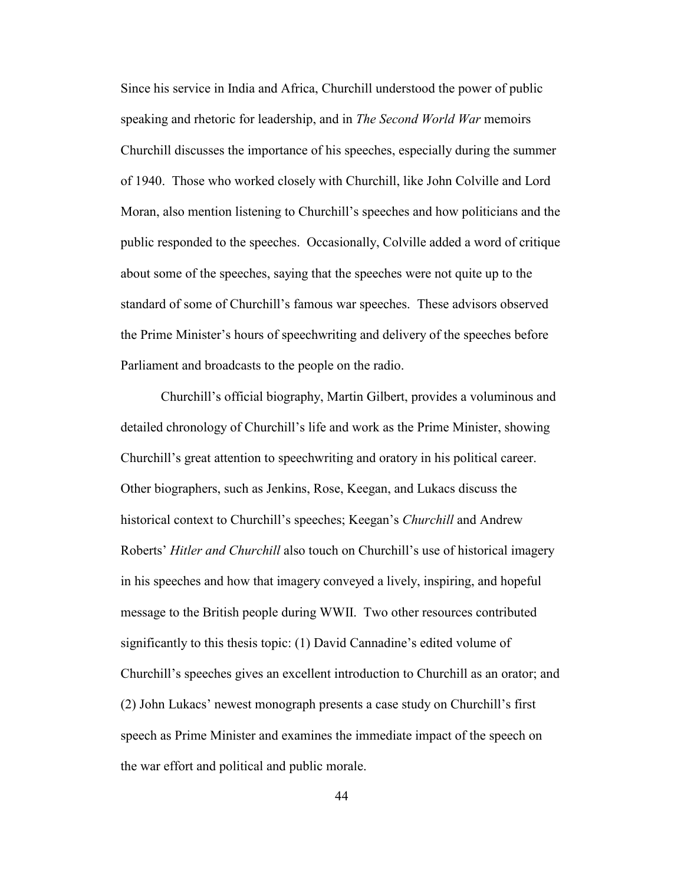Since his service in India and Africa, Churchill understood the power of public speaking and rhetoric for leadership, and in *The Second World War* memoirs Churchill discusses the importance of his speeches, especially during the summer of 1940. Those who worked closely with Churchill, like John Colville and Lord Moran, also mention listening to Churchill's speeches and how politicians and the public responded to the speeches. Occasionally, Colville added a word of critique about some of the speeches, saying that the speeches were not quite up to the standard of some of Churchill's famous war speeches. These advisors observed the Prime Minister's hours of speechwriting and delivery of the speeches before Parliament and broadcasts to the people on the radio.

Churchill's official biography, Martin Gilbert, provides a voluminous and detailed chronology of Churchill's life and work as the Prime Minister, showing Churchill's great attention to speechwriting and oratory in his political career. Other biographers, such as Jenkins, Rose, Keegan, and Lukacs discuss the historical context to Churchill's speeches; Keegan's *Churchill* and Andrew Roberts' *Hitler and Churchill* also touch on Churchill's use of historical imagery in his speeches and how that imagery conveyed a lively, inspiring, and hopeful message to the British people during WWII. Two other resources contributed significantly to this thesis topic: (1) David Cannadine's edited volume of Churchill's speeches gives an excellent introduction to Churchill as an orator; and (2) John Lukacs' newest monograph presents a case study on Churchill's first speech as Prime Minister and examines the immediate impact of the speech on the war effort and political and public morale.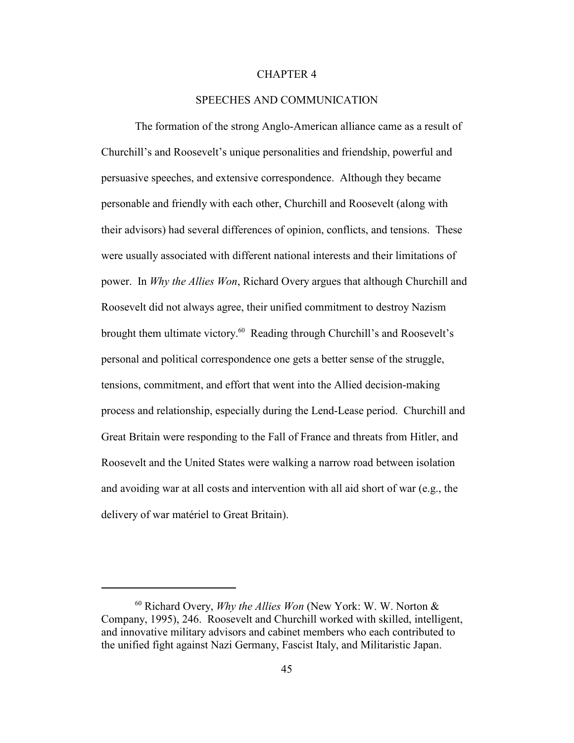# CHAPTER 4

## SPEECHES AND COMMUNICATION

The formation of the strong Anglo-American alliance came as a result of Churchill's and Roosevelt's unique personalities and friendship, powerful and persuasive speeches, and extensive correspondence. Although they became personable and friendly with each other, Churchill and Roosevelt (along with their advisors) had several differences of opinion, conflicts, and tensions. These were usually associated with different national interests and their limitations of power. In *Why the Allies Won*, Richard Overy argues that although Churchill and Roosevelt did not always agree, their unified commitment to destroy Nazism brought them ultimate victory.[60] Reading through Churchill's and Roosevelt's personal and political correspondence one gets a better sense of the struggle, tensions, commitment, and effort that went into the Allied decision-making process and relationship, especially during the Lend-Lease period. Churchill and Great Britain were responding to the Fall of France and threats from Hitler, and Roosevelt and the United States were walking a narrow road between isolation and avoiding war at all costs and intervention with all aid short of war (e.g., the delivery of war matériel to Great Britain).

---

[60] Richard Overy, *Why the Allies Won* (New York: W. W. Norton & Company, 1995), 246. Roosevelt and Churchill worked with skilled, intelligent, and innovative military advisors and cabinet members who each contributed to the unified fight against Nazi Germany, Fascist Italy, and Militaristic Japan.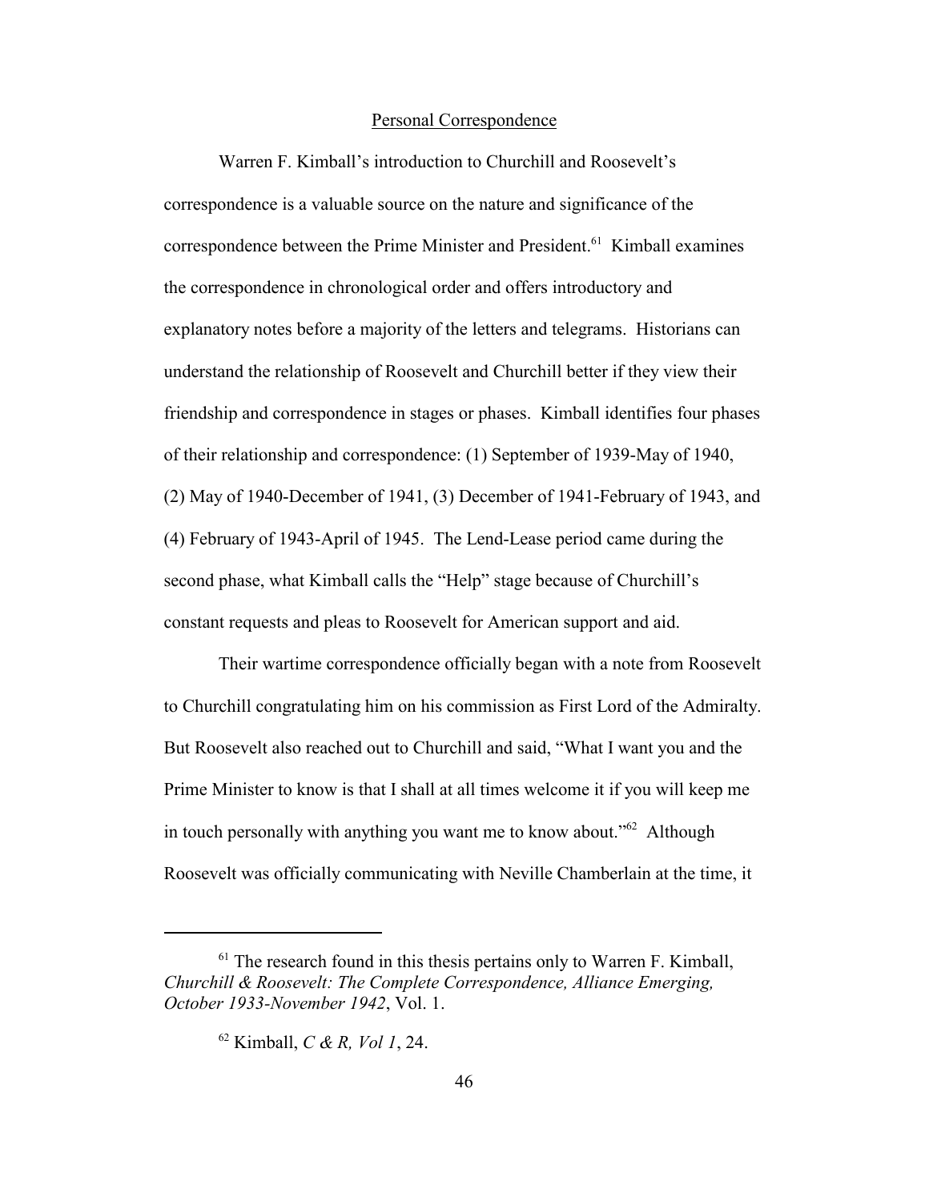## Personal Correspondence

Warren F. Kimball's introduction to Churchill and Roosevelt's correspondence is a valuable source on the nature and significance of the correspondence between the Prime Minister and President.[61] Kimball examines the correspondence in chronological order and offers introductory and explanatory notes before a majority of the letters and telegrams. Historians can understand the relationship of Roosevelt and Churchill better if they view their friendship and correspondence in stages or phases. Kimball identifies four phases of their relationship and correspondence: (1) September of 1939-May of 1940, (2) May of 1940-December of 1941, (3) December of 1941-February of 1943, and (4) February of 1943-April of 1945. The Lend-Lease period came during the second phase, what Kimball calls the "Help" stage because of Churchill's constant requests and pleas to Roosevelt for American support and aid.

Their wartime correspondence officially began with a note from Roosevelt to Churchill congratulating him on his commission as First Lord of the Admiralty. But Roosevelt also reached out to Churchill and said, "What I want you and the Prime Minister to know is that I shall at all times welcome it if you will keep me in touch personally with anything you want me to know about."[62] Although Roosevelt was officially communicating with Neville Chamberlain at the time, it

---

[61] The research found in this thesis pertains only to Warren F. Kimball, *Churchill & Roosevelt: The Complete Correspondence, Alliance Emerging, October 1933-November 1942*, Vol. 1.

[62] Kimball, *C & R, Vol 1*, 24.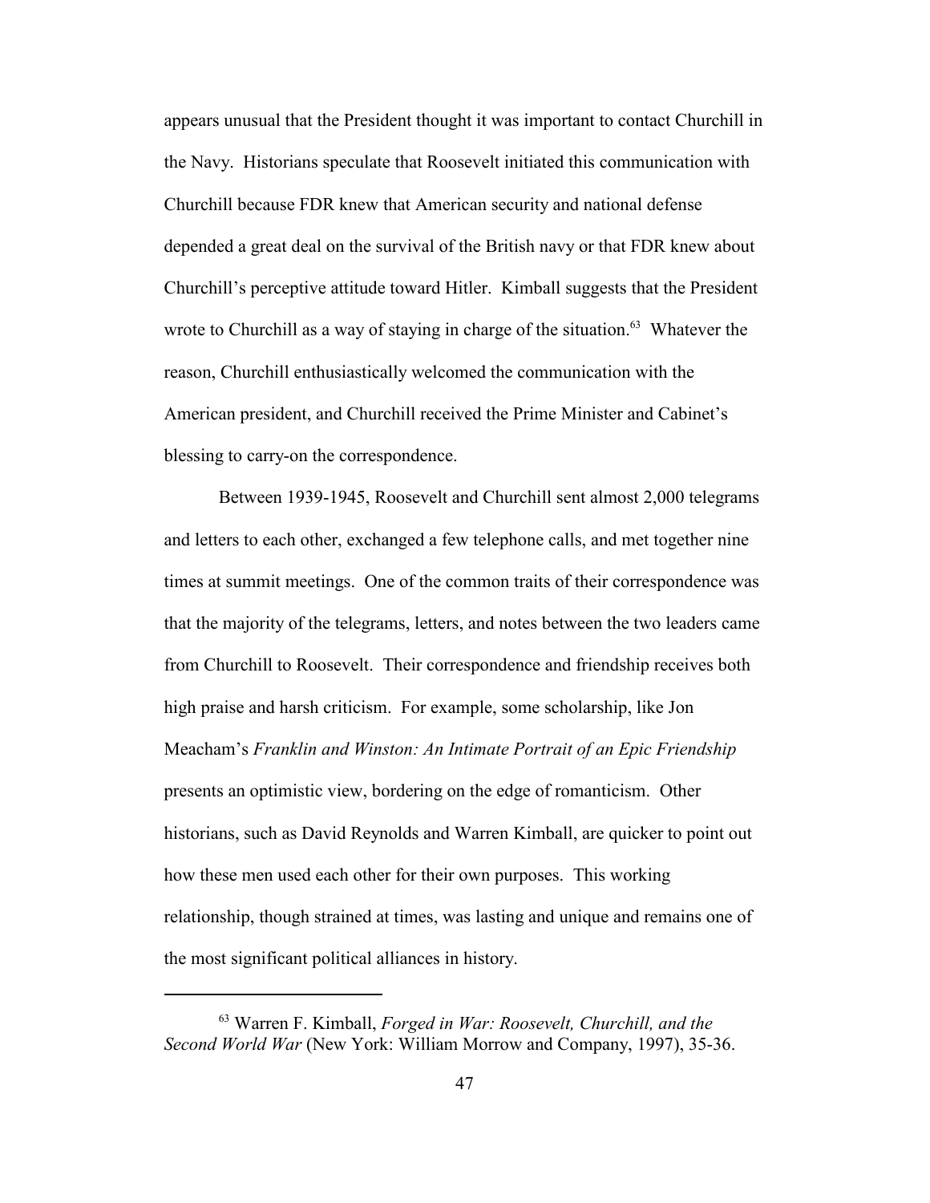appears unusual that the President thought it was important to contact Churchill in the Navy. Historians speculate that Roosevelt initiated this communication with Churchill because FDR knew that American security and national defense depended a great deal on the survival of the British navy or that FDR knew about Churchill's perceptive attitude toward Hitler. Kimball suggests that the President wrote to Churchill as a way of staying in charge of the situation.[63] Whatever the reason, Churchill enthusiastically welcomed the communication with the American president, and Churchill received the Prime Minister and Cabinet's blessing to carry-on the correspondence.

Between 1939-1945, Roosevelt and Churchill sent almost 2,000 telegrams and letters to each other, exchanged a few telephone calls, and met together nine times at summit meetings. One of the common traits of their correspondence was that the majority of the telegrams, letters, and notes between the two leaders came from Churchill to Roosevelt. Their correspondence and friendship receives both high praise and harsh criticism. For example, some scholarship, like Jon Meacham's *Franklin and Winston: An Intimate Portrait of an Epic Friendship* presents an optimistic view, bordering on the edge of romanticism. Other historians, such as David Reynolds and Warren Kimball, are quicker to point out how these men used each other for their own purposes. This working relationship, though strained at times, was lasting and unique and remains one of the most significant political alliances in history.

---

[63] Warren F. Kimball, *Forged in War: Roosevelt, Churchill, and the Second World War* (New York: William Morrow and Company, 1997), 35-36.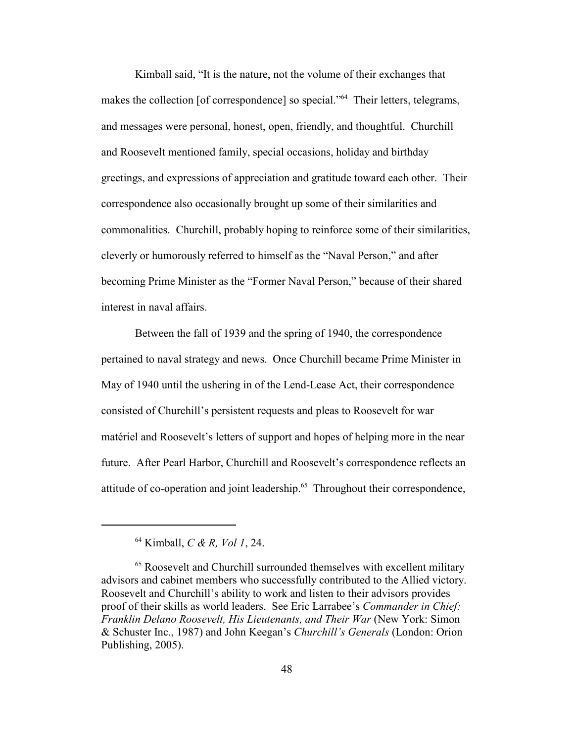Kimball said, “It is the nature, not the volume of their exchanges that makes the collection [of correspondence] so special.”[64] Their letters, telegrams, and messages were personal, honest, open, friendly, and thoughtful. Churchill and Roosevelt mentioned family, special occasions, holiday and birthday greetings, and expressions of appreciation and gratitude toward each other. Their correspondence also occasionally brought up some of their similarities and commonalities. Churchill, probably hoping to reinforce some of their similarities, cleverly or humorously referred to himself as the “Naval Person,” and after becoming Prime Minister as the “Former Naval Person,” because of their shared interest in naval affairs.

Between the fall of 1939 and the spring of 1940, the correspondence pertained to naval strategy and news. Once Churchill became Prime Minister in May of 1940 until the ushering in of the Lend-Lease Act, their correspondence consisted of Churchill’s persistent requests and pleas to Roosevelt for war matériel and Roosevelt’s letters of support and hopes of helping more in the near future. After Pearl Harbor, Churchill and Roosevelt’s correspondence reflects an attitude of co-operation and joint leadership.[65] Throughout their correspondence,

---

[64] Kimball, *C & R, Vol 1*, 24.

[65] Roosevelt and Churchill surrounded themselves with excellent military advisors and cabinet members who successfully contributed to the Allied victory. Roosevelt and Churchill’s ability to work and listen to their advisors provides proof of their skills as world leaders. See Eric Larrabee’s *Commander in Chief: Franklin Delano Roosevelt, His Lieutenants, and Their War* (New York: Simon & Schuster Inc., 1987) and John Keegan’s *Churchill’s Generals* (London: Orion Publishing, 2005).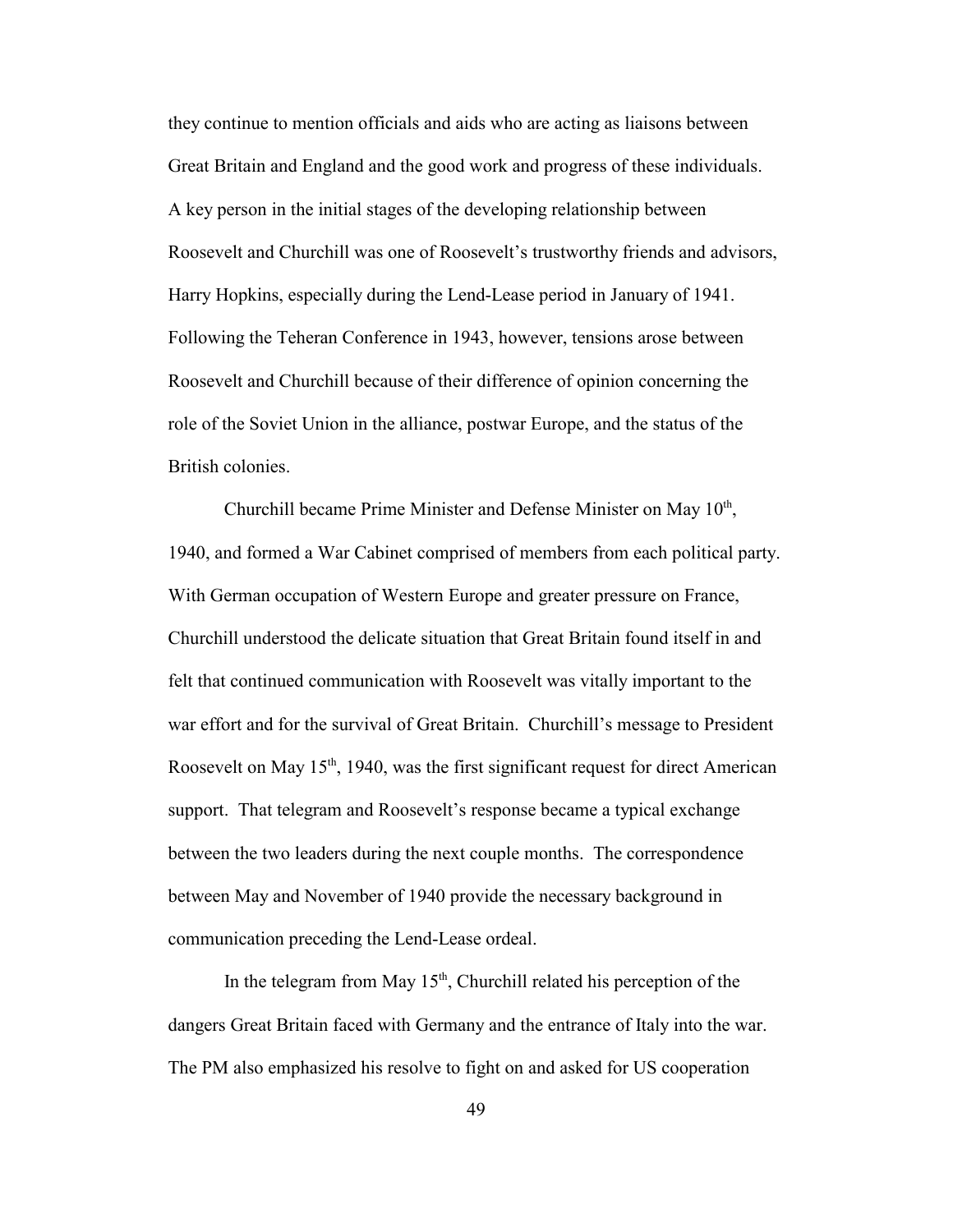they continue to mention officials and aids who are acting as liaisons between Great Britain and England and the good work and progress of these individuals. A key person in the initial stages of the developing relationship between Roosevelt and Churchill was one of Roosevelt's trustworthy friends and advisors, Harry Hopkins, especially during the Lend-Lease period in January of 1941. Following the Teheran Conference in 1943, however, tensions arose between Roosevelt and Churchill because of their difference of opinion concerning the role of the Soviet Union in the alliance, postwar Europe, and the status of the British colonies.

Churchill became Prime Minister and Defense Minister on May 10th, 1940, and formed a War Cabinet comprised of members from each political party. With German occupation of Western Europe and greater pressure on France, Churchill understood the delicate situation that Great Britain found itself in and felt that continued communication with Roosevelt was vitally important to the war effort and for the survival of Great Britain. Churchill's message to President Roosevelt on May 15th, 1940, was the first significant request for direct American support. That telegram and Roosevelt's response became a typical exchange between the two leaders during the next couple months. The correspondence between May and November of 1940 provide the necessary background in communication preceding the Lend-Lease ordeal.

In the telegram from May 15th, Churchill related his perception of the dangers Great Britain faced with Germany and the entrance of Italy into the war. The PM also emphasized his resolve to fight on and asked for US cooperation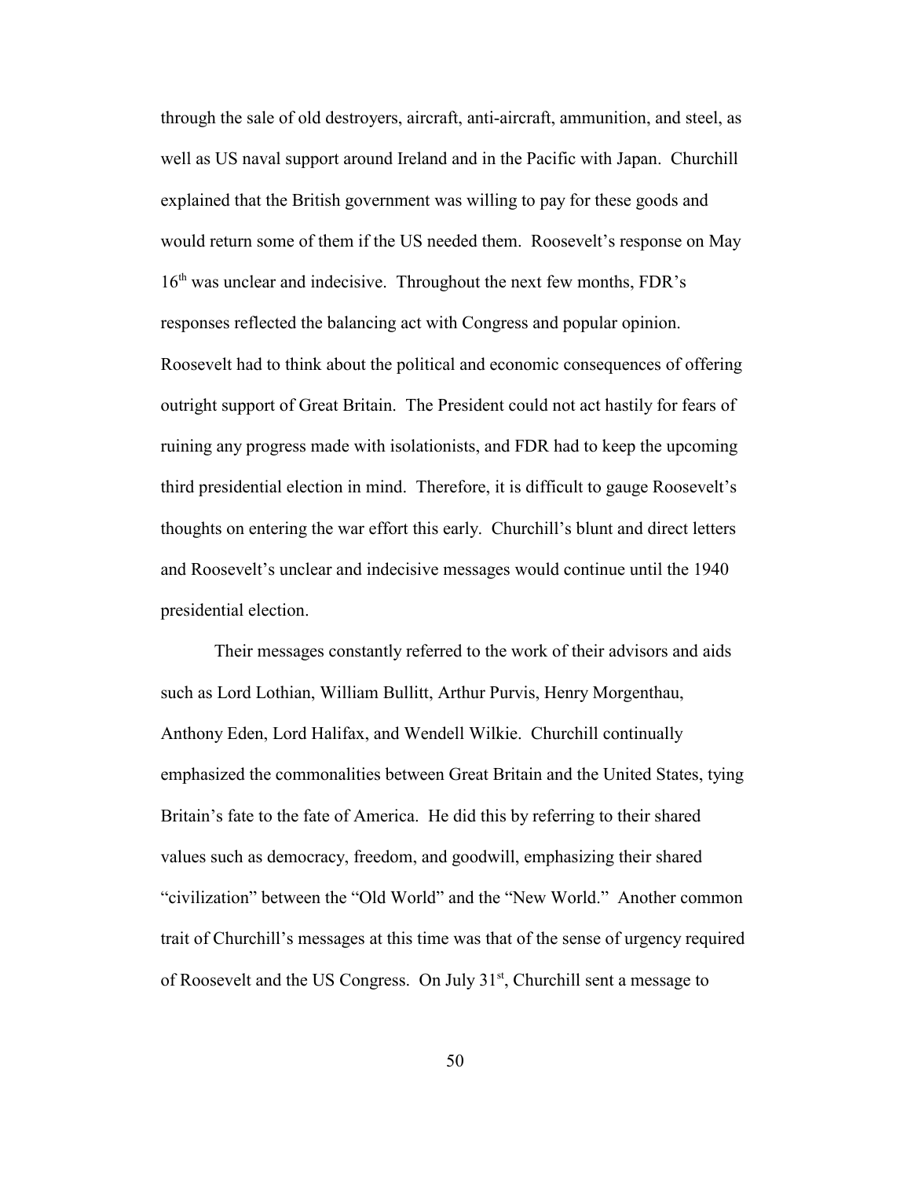through the sale of old destroyers, aircraft, anti-aircraft, ammunition, and steel, as well as US naval support around Ireland and in the Pacific with Japan. Churchill explained that the British government was willing to pay for these goods and would return some of them if the US needed them. Roosevelt's response on May 16th was unclear and indecisive. Throughout the next few months, FDR's responses reflected the balancing act with Congress and popular opinion. Roosevelt had to think about the political and economic consequences of offering outright support of Great Britain. The President could not act hastily for fears of ruining any progress made with isolationists, and FDR had to keep the upcoming third presidential election in mind. Therefore, it is difficult to gauge Roosevelt's thoughts on entering the war effort this early. Churchill's blunt and direct letters and Roosevelt's unclear and indecisive messages would continue until the 1940 presidential election.

Their messages constantly referred to the work of their advisors and aids such as Lord Lothian, William Bullitt, Arthur Purvis, Henry Morgenthau, Anthony Eden, Lord Halifax, and Wendell Wilkie. Churchill continually emphasized the commonalities between Great Britain and the United States, tying Britain's fate to the fate of America. He did this by referring to their shared values such as democracy, freedom, and goodwill, emphasizing their shared "civilization" between the "Old World" and the "New World." Another common trait of Churchill's messages at this time was that of the sense of urgency required of Roosevelt and the US Congress. On July 31st, Churchill sent a message to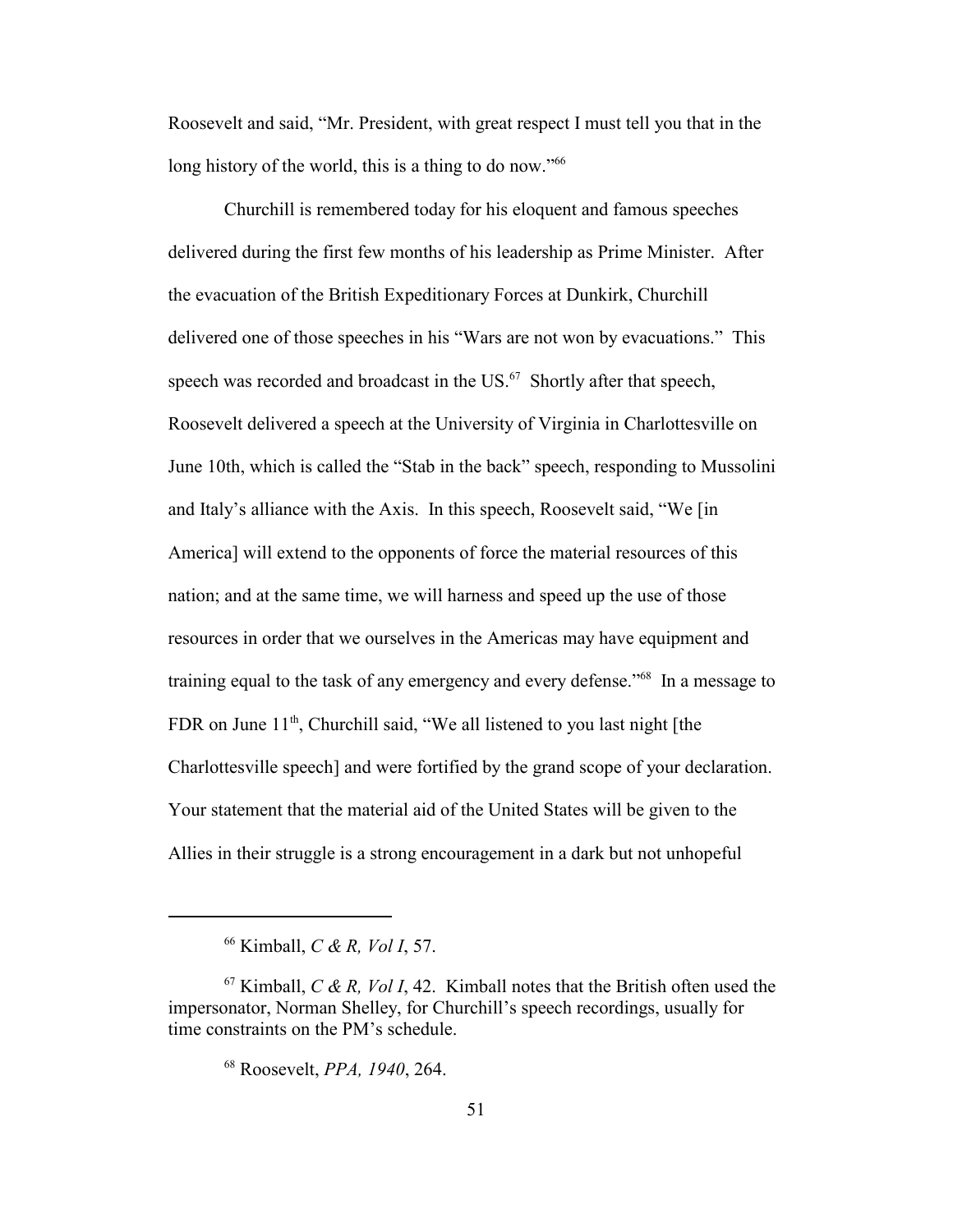Roosevelt and said, "Mr. President, with great respect I must tell you that in the long history of the world, this is a thing to do now."[66]

Churchill is remembered today for his eloquent and famous speeches delivered during the first few months of his leadership as Prime Minister. After the evacuation of the British Expeditionary Forces at Dunkirk, Churchill delivered one of those speeches in his "Wars are not won by evacuations." This speech was recorded and broadcast in the US.[67] Shortly after that speech, Roosevelt delivered a speech at the University of Virginia in Charlottesville on June 10th, which is called the "Stab in the back" speech, responding to Mussolini and Italy's alliance with the Axis. In this speech, Roosevelt said, "We [in America] will extend to the opponents of force the material resources of this nation; and at the same time, we will harness and speed up the use of those resources in order that we ourselves in the Americas may have equipment and training equal to the task of any emergency and every defense."[68] In a message to FDR on June 11th, Churchill said, "We all listened to you last night [the Charlottesville speech] and were fortified by the grand scope of your declaration. Your statement that the material aid of the United States will be given to the Allies in their struggle is a strong encouragement in a dark but not unhopeful

---

[66] Kimball, *C & R, Vol I*, 57.

[67] Kimball, *C & R, Vol I*, 42. Kimball notes that the British often used the impersonator, Norman Shelley, for Churchill's speech recordings, usually for time constraints on the PM's schedule.

[68] Roosevelt, *PPA, 1940*, 264.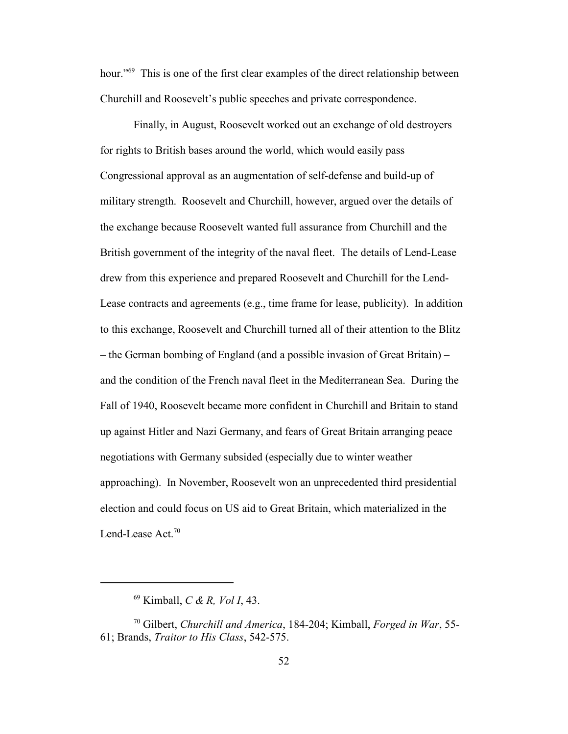hour."[69] This is one of the first clear examples of the direct relationship between Churchill and Roosevelt's public speeches and private correspondence.

Finally, in August, Roosevelt worked out an exchange of old destroyers for rights to British bases around the world, which would easily pass Congressional approval as an augmentation of self-defense and build-up of military strength. Roosevelt and Churchill, however, argued over the details of the exchange because Roosevelt wanted full assurance from Churchill and the British government of the integrity of the naval fleet. The details of Lend-Lease drew from this experience and prepared Roosevelt and Churchill for the Lend-Lease contracts and agreements (e.g., time frame for lease, publicity). In addition to this exchange, Roosevelt and Churchill turned all of their attention to the Blitz – the German bombing of England (and a possible invasion of Great Britain) – and the condition of the French naval fleet in the Mediterranean Sea. During the Fall of 1940, Roosevelt became more confident in Churchill and Britain to stand up against Hitler and Nazi Germany, and fears of Great Britain arranging peace negotiations with Germany subsided (especially due to winter weather approaching). In November, Roosevelt won an unprecedented third presidential election and could focus on US aid to Great Britain, which materialized in the Lend-Lease Act.[70]

---

[69] Kimball, *C & R, Vol I*, 43.

[70] Gilbert, *Churchill and America*, 184-204; Kimball, *Forged in War*, 55-61; Brands, *Traitor to His Class*, 542-575.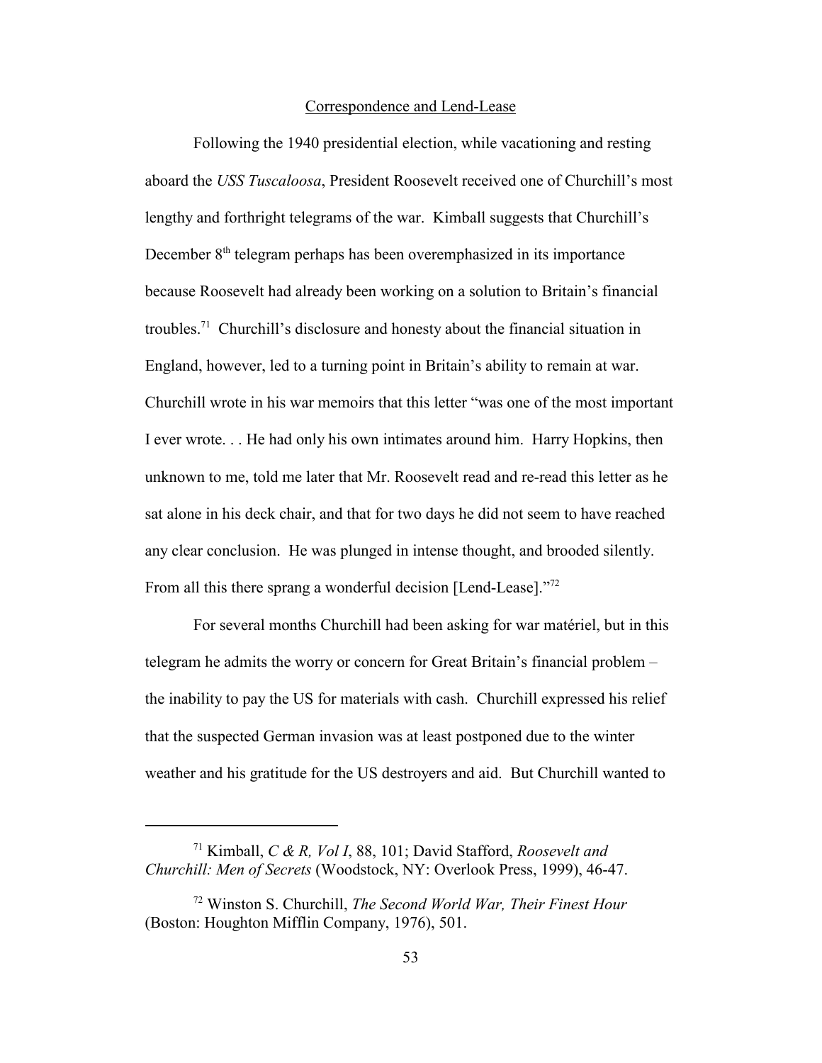## Correspondence and Lend-Lease

Following the 1940 presidential election, while vacationing and resting aboard the *USS Tuscaloosa*, President Roosevelt received one of Churchill's most lengthy and forthright telegrams of the war. Kimball suggests that Churchill's December 8th telegram perhaps has been overemphasized in its importance because Roosevelt had already been working on a solution to Britain's financial troubles.[71] Churchill's disclosure and honesty about the financial situation in England, however, led to a turning point in Britain's ability to remain at war. Churchill wrote in his war memoirs that this letter "was one of the most important I ever wrote. . . He had only his own intimates around him. Harry Hopkins, then unknown to me, told me later that Mr. Roosevelt read and re-read this letter as he sat alone in his deck chair, and that for two days he did not seem to have reached any clear conclusion. He was plunged in intense thought, and brooded silently. From all this there sprang a wonderful decision [Lend-Lease]."[72]

For several months Churchill had been asking for war matériel, but in this telegram he admits the worry or concern for Great Britain's financial problem – the inability to pay the US for materials with cash. Churchill expressed his relief that the suspected German invasion was at least postponed due to the winter weather and his gratitude for the US destroyers and aid. But Churchill wanted to

---

[71] Kimball, *C & R, Vol I*, 88, 101; David Stafford, *Roosevelt and Churchill: Men of Secrets* (Woodstock, NY: Overlook Press, 1999), 46-47.

[72] Winston S. Churchill, *The Second World War, Their Finest Hour* (Boston: Houghton Mifflin Company, 1976), 501.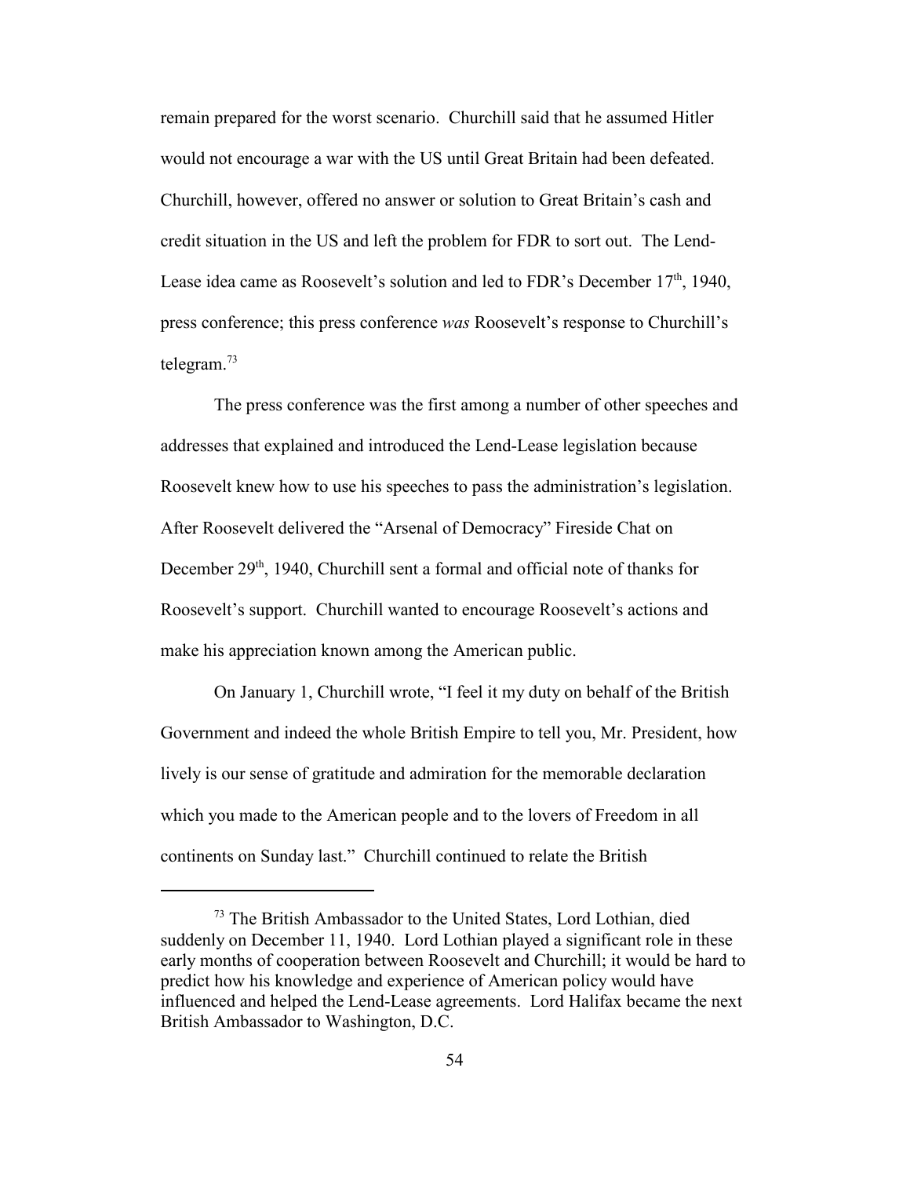remain prepared for the worst scenario. Churchill said that he assumed Hitler would not encourage a war with the US until Great Britain had been defeated. Churchill, however, offered no answer or solution to Great Britain's cash and credit situation in the US and left the problem for FDR to sort out. The Lend-Lease idea came as Roosevelt's solution and led to FDR's December 17th, 1940, press conference; this press conference *was* Roosevelt's response to Churchill's telegram.[73]

The press conference was the first among a number of other speeches and addresses that explained and introduced the Lend-Lease legislation because Roosevelt knew how to use his speeches to pass the administration's legislation. After Roosevelt delivered the "Arsenal of Democracy" Fireside Chat on December 29th, 1940, Churchill sent a formal and official note of thanks for Roosevelt's support. Churchill wanted to encourage Roosevelt's actions and make his appreciation known among the American public.

On January 1, Churchill wrote, "I feel it my duty on behalf of the British Government and indeed the whole British Empire to tell you, Mr. President, how lively is our sense of gratitude and admiration for the memorable declaration which you made to the American people and to the lovers of Freedom in all continents on Sunday last." Churchill continued to relate the British

---

[73] The British Ambassador to the United States, Lord Lothian, died suddenly on December 11, 1940. Lord Lothian played a significant role in these early months of cooperation between Roosevelt and Churchill; it would be hard to predict how his knowledge and experience of American policy would have influenced and helped the Lend-Lease agreements. Lord Halifax became the next British Ambassador to Washington, D.C.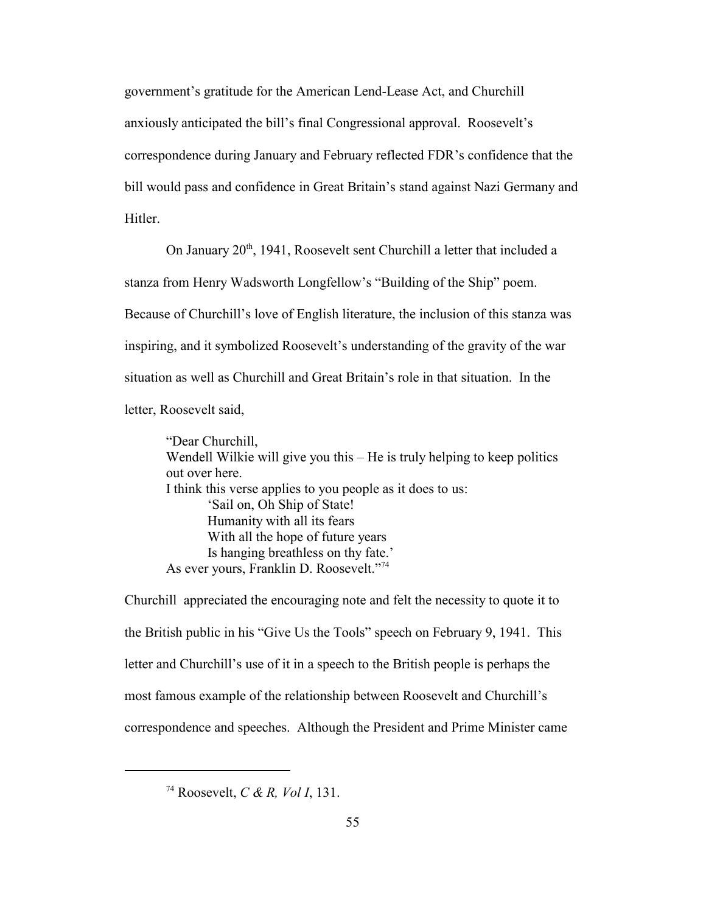government's gratitude for the American Lend-Lease Act, and Churchill anxiously anticipated the bill's final Congressional approval. Roosevelt's correspondence during January and February reflected FDR's confidence that the bill would pass and confidence in Great Britain's stand against Nazi Germany and Hitler.

On January 20th, 1941, Roosevelt sent Churchill a letter that included a stanza from Henry Wadsworth Longfellow's "Building of the Ship" poem. Because of Churchill's love of English literature, the inclusion of this stanza was inspiring, and it symbolized Roosevelt's understanding of the gravity of the war situation as well as Churchill and Great Britain's role in that situation. In the letter, Roosevelt said,

> "Dear Churchill,
> Wendell Wilkie will give you this – He is truly helping to keep politics out over here.
> I think this verse applies to you people as it does to us:
>
> > 'Sail on, Oh Ship of State!
> > Humanity with all its fears
> > With all the hope of future years
> > Is hanging breathless on thy fate.'
>
> As ever yours, Franklin D. Roosevelt."[74]

Churchill appreciated the encouraging note and felt the necessity to quote it to the British public in his "Give Us the Tools" speech on February 9, 1941. This letter and Churchill's use of it in a speech to the British people is perhaps the most famous example of the relationship between Roosevelt and Churchill's correspondence and speeches. Although the President and Prime Minister came

---

[74] Roosevelt, *C & R, Vol I*, 131.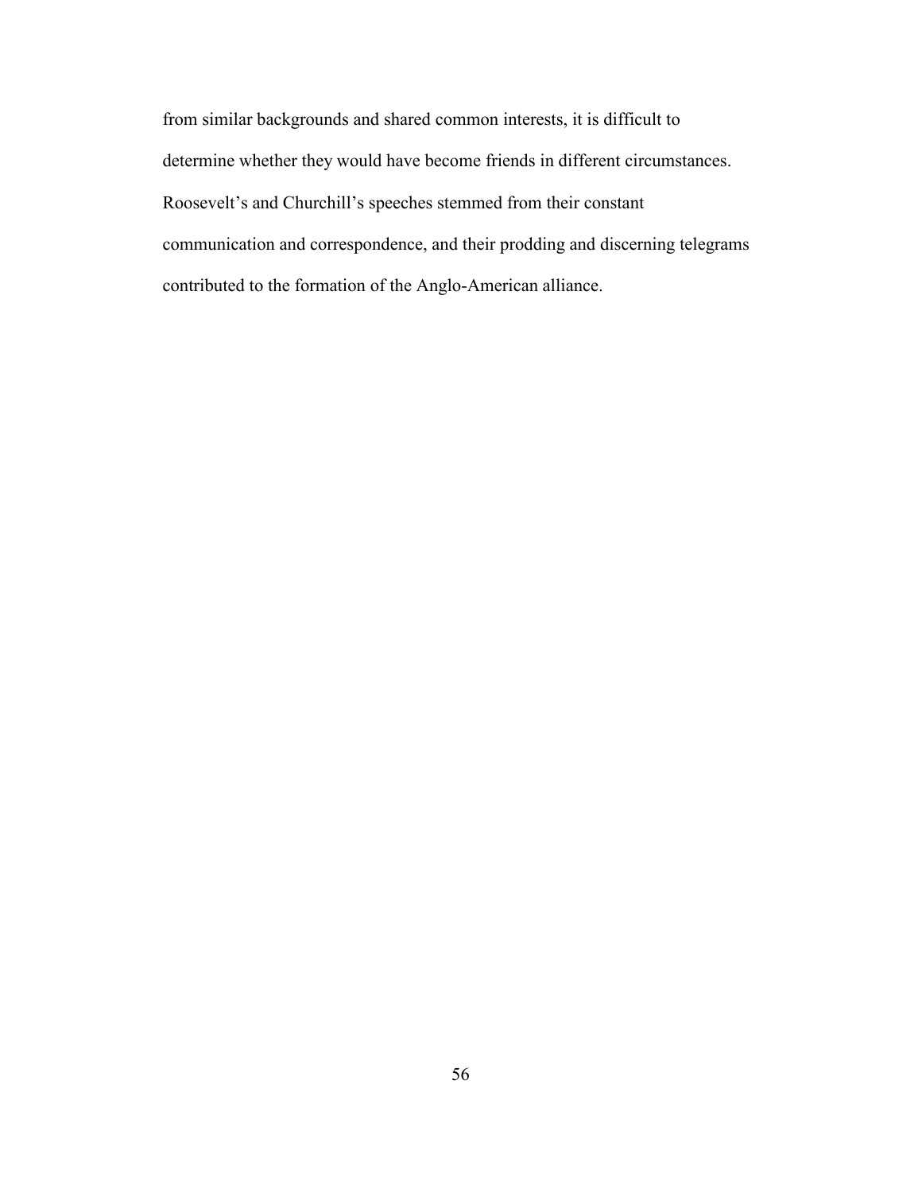from similar backgrounds and shared common interests, it is difficult to determine whether they would have become friends in different circumstances. Roosevelt's and Churchill's speeches stemmed from their constant communication and correspondence, and their prodding and discerning telegrams contributed to the formation of the Anglo-American alliance.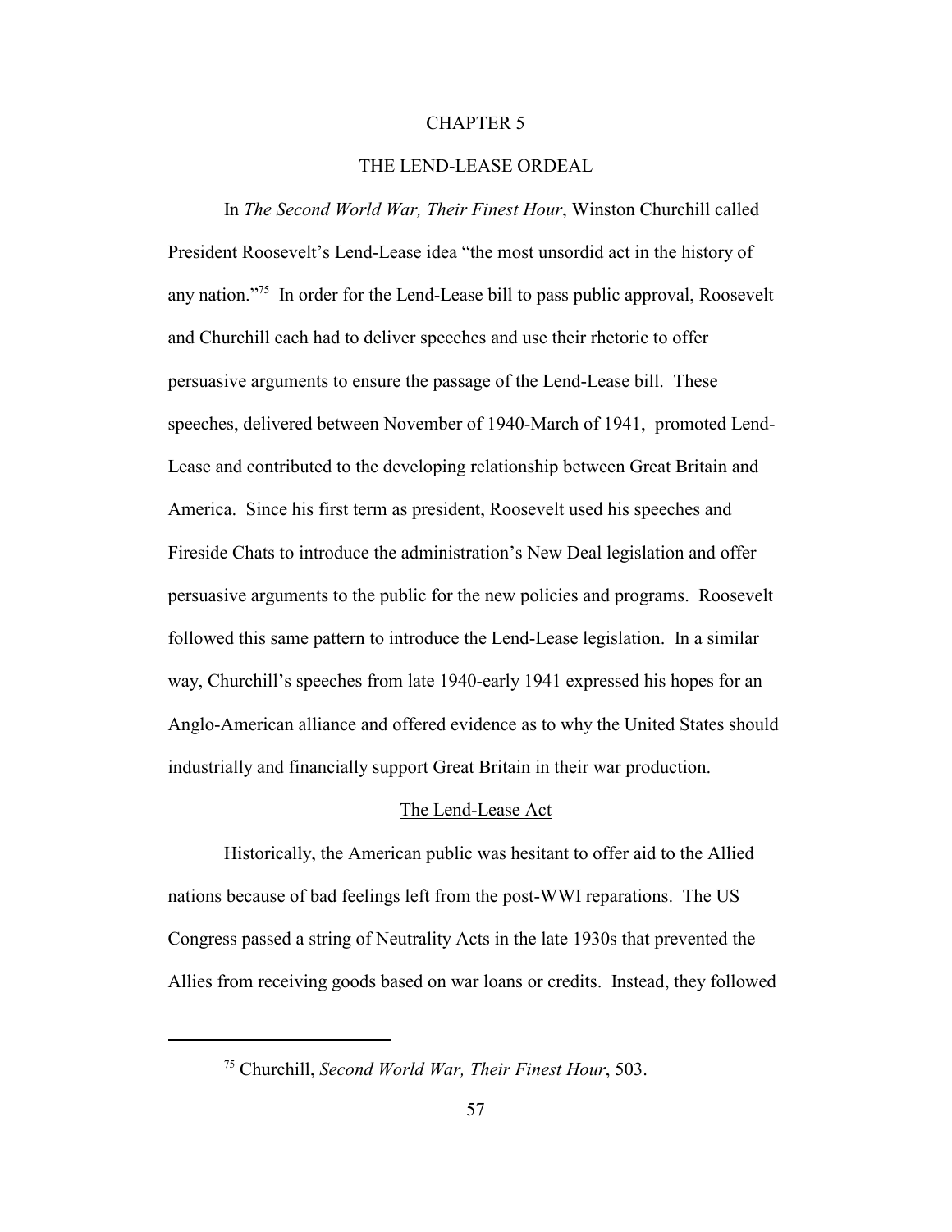# CHAPTER 5

# THE LEND-LEASE ORDEAL

In *The Second World War, Their Finest Hour*, Winston Churchill called President Roosevelt's Lend-Lease idea "the most unsordid act in the history of any nation."[75] In order for the Lend-Lease bill to pass public approval, Roosevelt and Churchill each had to deliver speeches and use their rhetoric to offer persuasive arguments to ensure the passage of the Lend-Lease bill. These speeches, delivered between November of 1940-March of 1941, promoted Lend-Lease and contributed to the developing relationship between Great Britain and America. Since his first term as president, Roosevelt used his speeches and Fireside Chats to introduce the administration's New Deal legislation and offer persuasive arguments to the public for the new policies and programs. Roosevelt followed this same pattern to introduce the Lend-Lease legislation. In a similar way, Churchill's speeches from late 1940-early 1941 expressed his hopes for an Anglo-American alliance and offered evidence as to why the United States should industrially and financially support Great Britain in their war production.

## The Lend-Lease Act

Historically, the American public was hesitant to offer aid to the Allied nations because of bad feelings left from the post-WWI reparations. The US Congress passed a string of Neutrality Acts in the late 1930s that prevented the Allies from receiving goods based on war loans or credits. Instead, they followed

---

[75] Churchill, *Second World War, Their Finest Hour*, 503.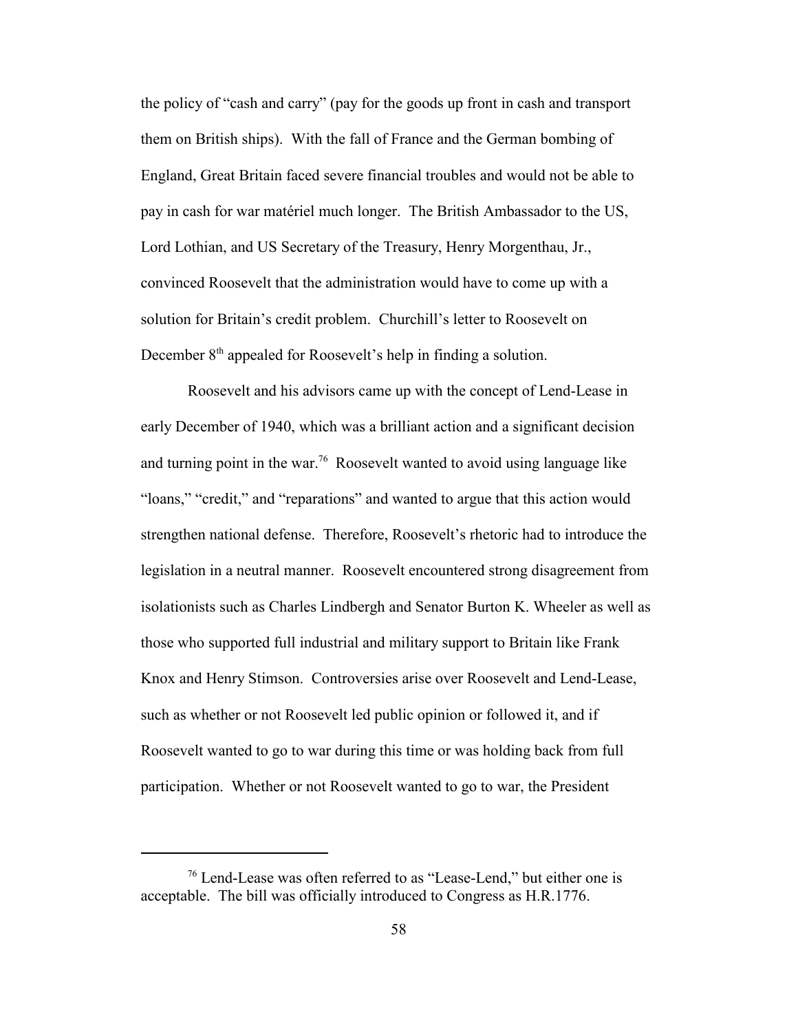the policy of "cash and carry" (pay for the goods up front in cash and transport them on British ships). With the fall of France and the German bombing of England, Great Britain faced severe financial troubles and would not be able to pay in cash for war matériel much longer. The British Ambassador to the US, Lord Lothian, and US Secretary of the Treasury, Henry Morgenthau, Jr., convinced Roosevelt that the administration would have to come up with a solution for Britain's credit problem. Churchill's letter to Roosevelt on December 8th appealed for Roosevelt's help in finding a solution.

Roosevelt and his advisors came up with the concept of Lend-Lease in early December of 1940, which was a brilliant action and a significant decision and turning point in the war.[76] Roosevelt wanted to avoid using language like "loans," "credit," and "reparations" and wanted to argue that this action would strengthen national defense. Therefore, Roosevelt's rhetoric had to introduce the legislation in a neutral manner. Roosevelt encountered strong disagreement from isolationists such as Charles Lindbergh and Senator Burton K. Wheeler as well as those who supported full industrial and military support to Britain like Frank Knox and Henry Stimson. Controversies arise over Roosevelt and Lend-Lease, such as whether or not Roosevelt led public opinion or followed it, and if Roosevelt wanted to go to war during this time or was holding back from full participation. Whether or not Roosevelt wanted to go to war, the President

---

[76] Lend-Lease was often referred to as "Lease-Lend," but either one is acceptable. The bill was officially introduced to Congress as H.R.1776.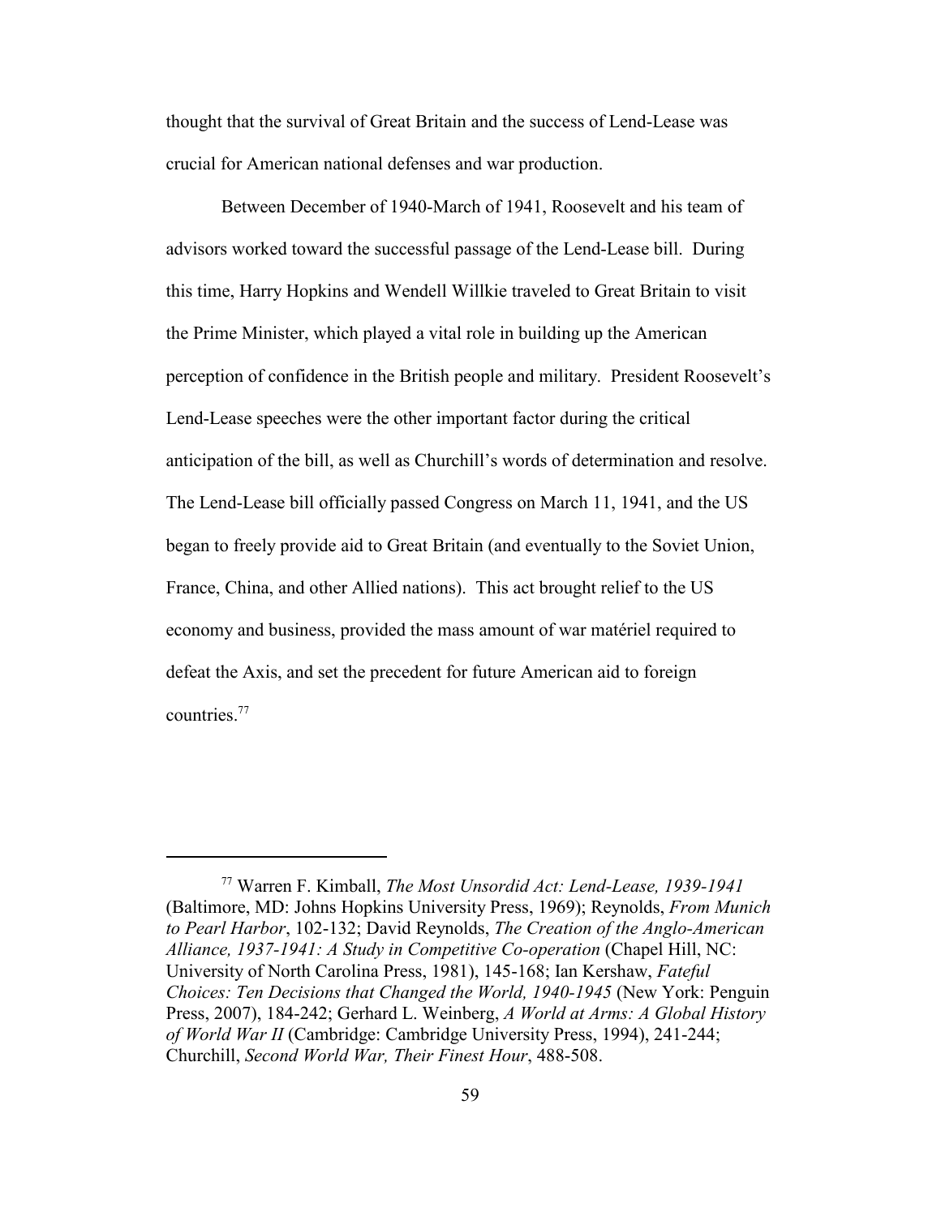thought that the survival of Great Britain and the success of Lend-Lease was crucial for American national defenses and war production.

Between December of 1940-March of 1941, Roosevelt and his team of advisors worked toward the successful passage of the Lend-Lease bill. During this time, Harry Hopkins and Wendell Willkie traveled to Great Britain to visit the Prime Minister, which played a vital role in building up the American perception of confidence in the British people and military. President Roosevelt's Lend-Lease speeches were the other important factor during the critical anticipation of the bill, as well as Churchill's words of determination and resolve. The Lend-Lease bill officially passed Congress on March 11, 1941, and the US began to freely provide aid to Great Britain (and eventually to the Soviet Union, France, China, and other Allied nations). This act brought relief to the US economy and business, provided the mass amount of war matériel required to defeat the Axis, and set the precedent for future American aid to foreign countries.[77]

---

[77] Warren F. Kimball, *The Most Unsordid Act: Lend-Lease, 1939-1941* (Baltimore, MD: Johns Hopkins University Press, 1969); Reynolds, *From Munich to Pearl Harbor*, 102-132; David Reynolds, *The Creation of the Anglo-American Alliance, 1937-1941: A Study in Competitive Co-operation* (Chapel Hill, NC: University of North Carolina Press, 1981), 145-168; Ian Kershaw, *Fateful Choices: Ten Decisions that Changed the World, 1940-1945* (New York: Penguin Press, 2007), 184-242; Gerhard L. Weinberg, *A World at Arms: A Global History of World War II* (Cambridge: Cambridge University Press, 1994), 241-244; Churchill, *Second World War, Their Finest Hour*, 488-508.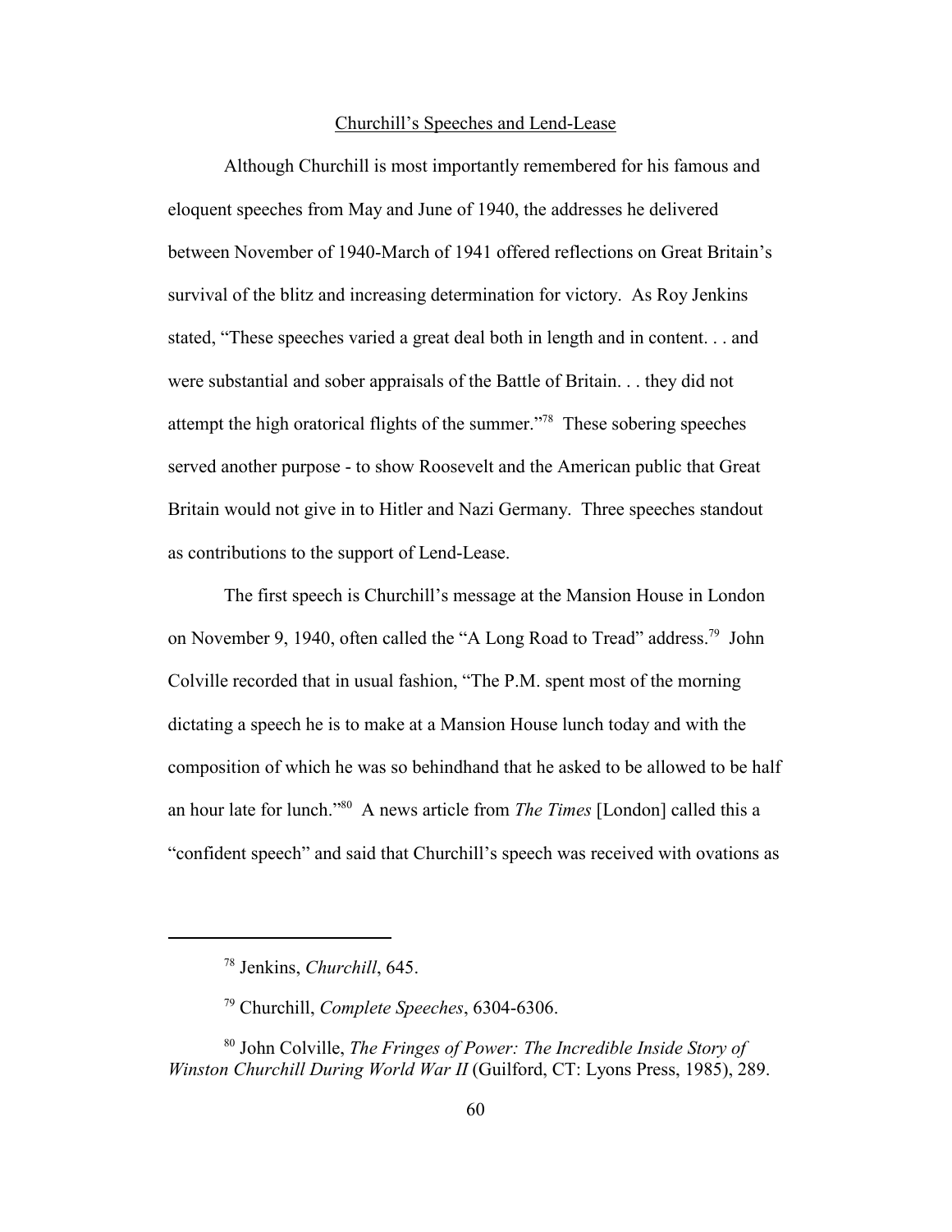Churchill's Speeches and Lend-Lease

Although Churchill is most importantly remembered for his famous and eloquent speeches from May and June of 1940, the addresses he delivered between November of 1940-March of 1941 offered reflections on Great Britain's survival of the blitz and increasing determination for victory. As Roy Jenkins stated, "These speeches varied a great deal both in length and in content. . . and were substantial and sober appraisals of the Battle of Britain. . . they did not attempt the high oratorical flights of the summer."[78] These sobering speeches served another purpose - to show Roosevelt and the American public that Great Britain would not give in to Hitler and Nazi Germany. Three speeches standout as contributions to the support of Lend-Lease.

The first speech is Churchill's message at the Mansion House in London on November 9, 1940, often called the "A Long Road to Tread" address.[79] John Colville recorded that in usual fashion, "The P.M. spent most of the morning dictating a speech he is to make at a Mansion House lunch today and with the composition of which he was so behindhand that he asked to be allowed to be half an hour late for lunch."[80] A news article from *The Times* [London] called this a "confident speech" and said that Churchill's speech was received with ovations as

---

[78] Jenkins, *Churchill*, 645.

[79] Churchill, *Complete Speeches*, 6304-6306.

[80] John Colville, *The Fringes of Power: The Incredible Inside Story of Winston Churchill During World War II* (Guilford, CT: Lyons Press, 1985), 289.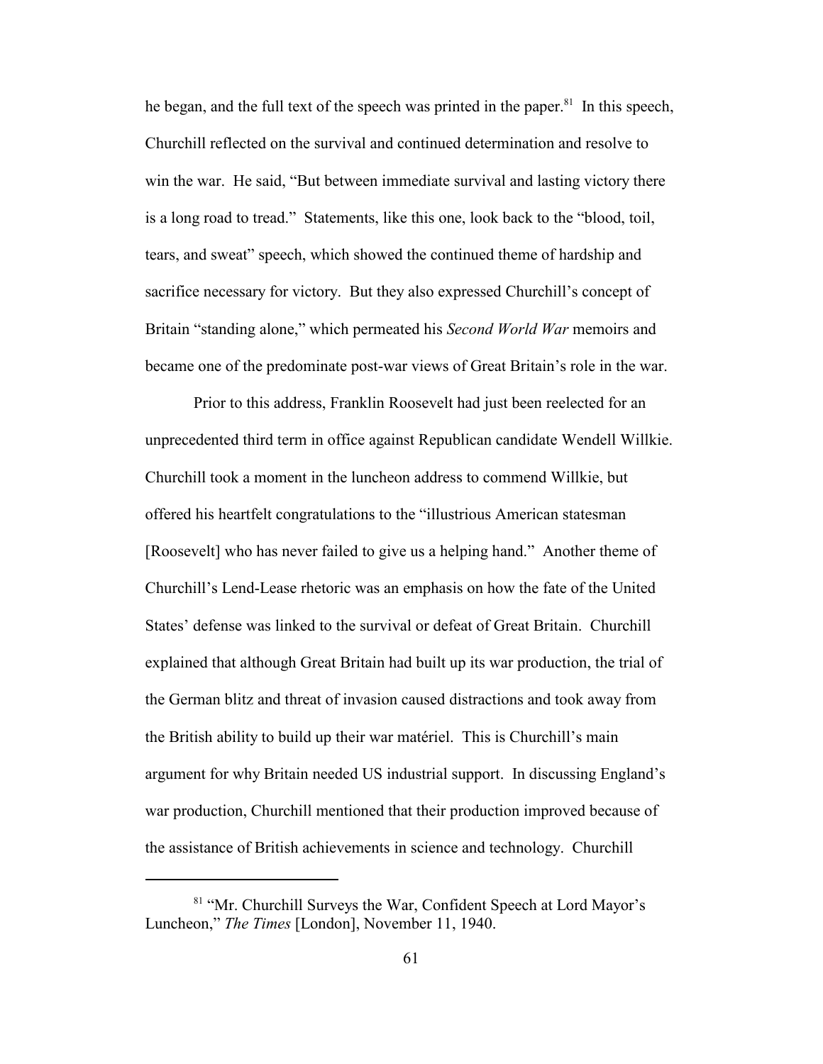he began, and the full text of the speech was printed in the paper.[81] In this speech, Churchill reflected on the survival and continued determination and resolve to win the war. He said, "But between immediate survival and lasting victory there is a long road to tread." Statements, like this one, look back to the "blood, toil, tears, and sweat" speech, which showed the continued theme of hardship and sacrifice necessary for victory. But they also expressed Churchill's concept of Britain "standing alone," which permeated his *Second World War* memoirs and became one of the predominate post-war views of Great Britain's role in the war.

Prior to this address, Franklin Roosevelt had just been reelected for an unprecedented third term in office against Republican candidate Wendell Willkie. Churchill took a moment in the luncheon address to commend Willkie, but offered his heartfelt congratulations to the "illustrious American statesman [Roosevelt] who has never failed to give us a helping hand." Another theme of Churchill's Lend-Lease rhetoric was an emphasis on how the fate of the United States' defense was linked to the survival or defeat of Great Britain. Churchill explained that although Great Britain had built up its war production, the trial of the German blitz and threat of invasion caused distractions and took away from the British ability to build up their war matériel. This is Churchill's main argument for why Britain needed US industrial support. In discussing England's war production, Churchill mentioned that their production improved because of the assistance of British achievements in science and technology. Churchill

---

[81] "Mr. Churchill Surveys the War, Confident Speech at Lord Mayor's Luncheon," *The Times* [London], November 11, 1940.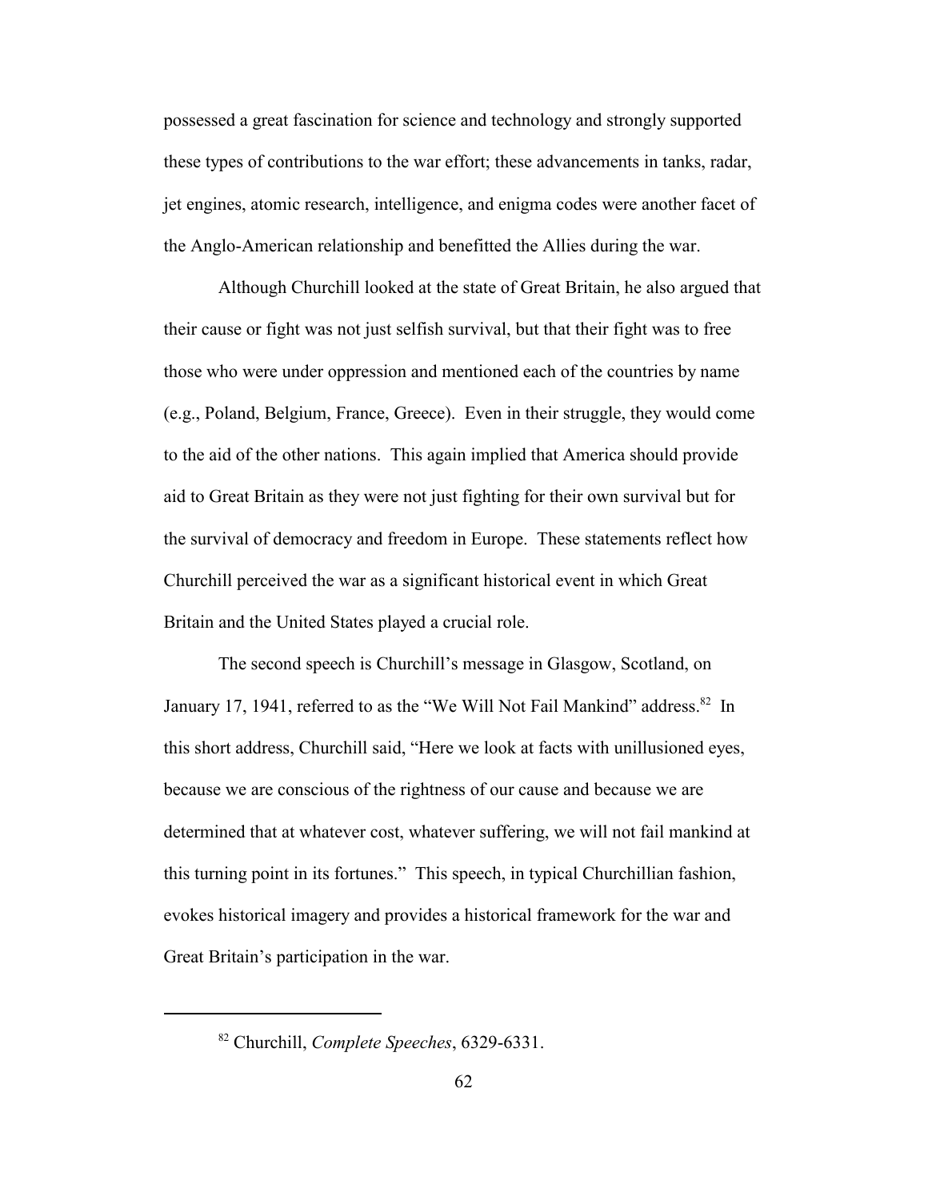possessed a great fascination for science and technology and strongly supported these types of contributions to the war effort; these advancements in tanks, radar, jet engines, atomic research, intelligence, and enigma codes were another facet of the Anglo-American relationship and benefitted the Allies during the war.

Although Churchill looked at the state of Great Britain, he also argued that their cause or fight was not just selfish survival, but that their fight was to free those who were under oppression and mentioned each of the countries by name (e.g., Poland, Belgium, France, Greece). Even in their struggle, they would come to the aid of the other nations. This again implied that America should provide aid to Great Britain as they were not just fighting for their own survival but for the survival of democracy and freedom in Europe. These statements reflect how Churchill perceived the war as a significant historical event in which Great Britain and the United States played a crucial role.

The second speech is Churchill's message in Glasgow, Scotland, on January 17, 1941, referred to as the "We Will Not Fail Mankind" address.[82] In this short address, Churchill said, "Here we look at facts with unillusioned eyes, because we are conscious of the rightness of our cause and because we are determined that at whatever cost, whatever suffering, we will not fail mankind at this turning point in its fortunes." This speech, in typical Churchillian fashion, evokes historical imagery and provides a historical framework for the war and Great Britain's participation in the war.

---

[82] Churchill, *Complete Speeches*, 6329-6331.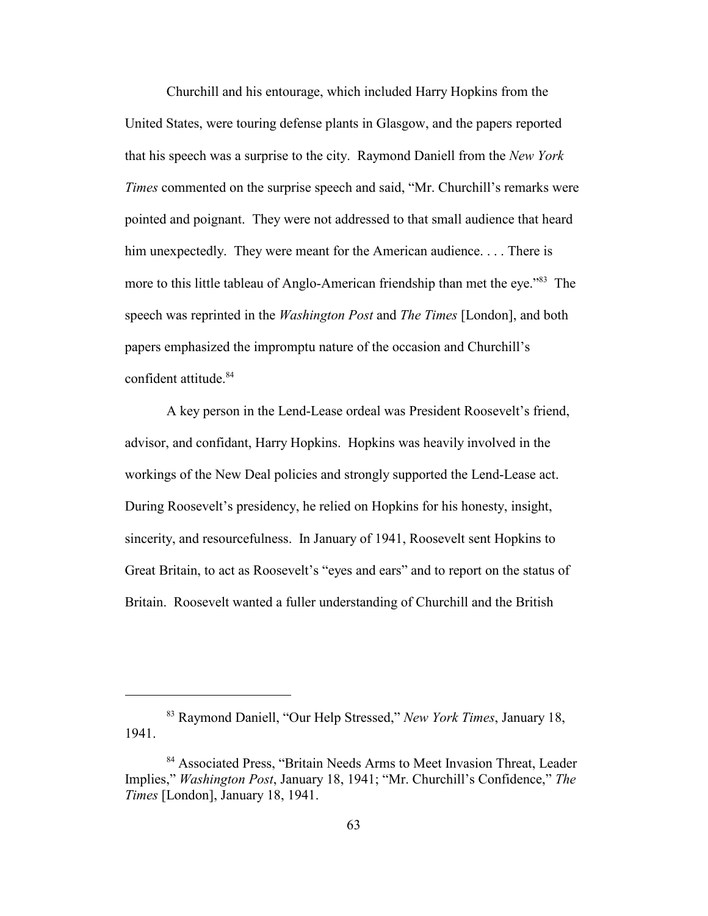Churchill and his entourage, which included Harry Hopkins from the United States, were touring defense plants in Glasgow, and the papers reported that his speech was a surprise to the city. Raymond Daniell from the *New York Times* commented on the surprise speech and said, "Mr. Churchill's remarks were pointed and poignant. They were not addressed to that small audience that heard him unexpectedly. They were meant for the American audience. . . . There is more to this little tableau of Anglo-American friendship than met the eye."[83] The speech was reprinted in the *Washington Post* and *The Times* [London], and both papers emphasized the impromptu nature of the occasion and Churchill's confident attitude.[84]

A key person in the Lend-Lease ordeal was President Roosevelt's friend, advisor, and confidant, Harry Hopkins. Hopkins was heavily involved in the workings of the New Deal policies and strongly supported the Lend-Lease act. During Roosevelt's presidency, he relied on Hopkins for his honesty, insight, sincerity, and resourcefulness. In January of 1941, Roosevelt sent Hopkins to Great Britain, to act as Roosevelt's "eyes and ears" and to report on the status of Britain. Roosevelt wanted a fuller understanding of Churchill and the British

---

[83] Raymond Daniell, "Our Help Stressed," *New York Times*, January 18, 1941.

[84] Associated Press, "Britain Needs Arms to Meet Invasion Threat, Leader Implies," *Washington Post*, January 18, 1941; "Mr. Churchill's Confidence," *The Times* [London], January 18, 1941.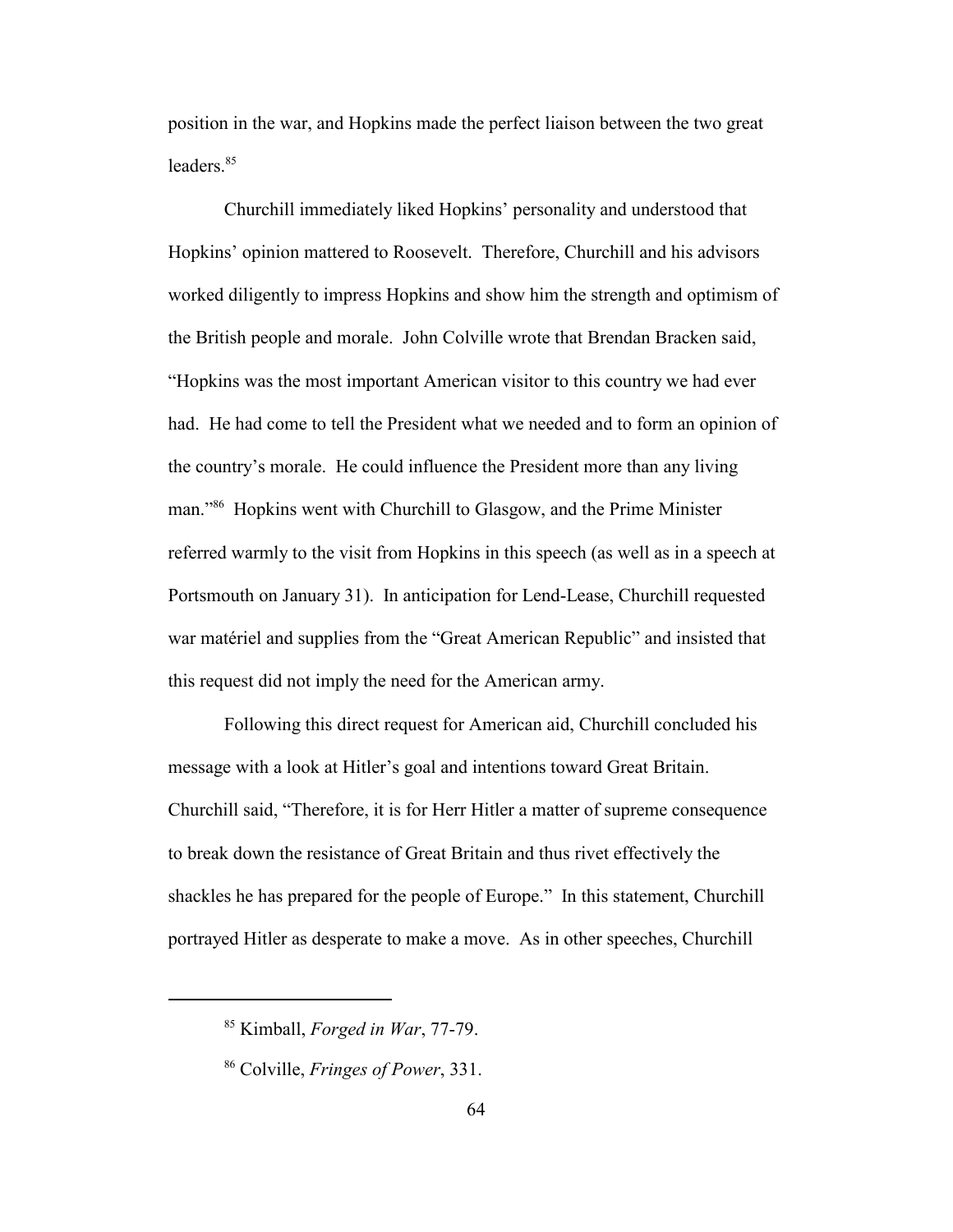position in the war, and Hopkins made the perfect liaison between the two great leaders.[85]

Churchill immediately liked Hopkins' personality and understood that Hopkins' opinion mattered to Roosevelt. Therefore, Churchill and his advisors worked diligently to impress Hopkins and show him the strength and optimism of the British people and morale. John Colville wrote that Brendan Bracken said, "Hopkins was the most important American visitor to this country we had ever had. He had come to tell the President what we needed and to form an opinion of the country's morale. He could influence the President more than any living man."[86] Hopkins went with Churchill to Glasgow, and the Prime Minister referred warmly to the visit from Hopkins in this speech (as well as in a speech at Portsmouth on January 31). In anticipation for Lend-Lease, Churchill requested war matériel and supplies from the "Great American Republic" and insisted that this request did not imply the need for the American army.

Following this direct request for American aid, Churchill concluded his message with a look at Hitler's goal and intentions toward Great Britain. Churchill said, "Therefore, it is for Herr Hitler a matter of supreme consequence to break down the resistance of Great Britain and thus rivet effectively the shackles he has prepared for the people of Europe." In this statement, Churchill portrayed Hitler as desperate to make a move. As in other speeches, Churchill

---

[85] Kimball, *Forged in War*, 77-79.

[86] Colville, *Fringes of Power*, 331.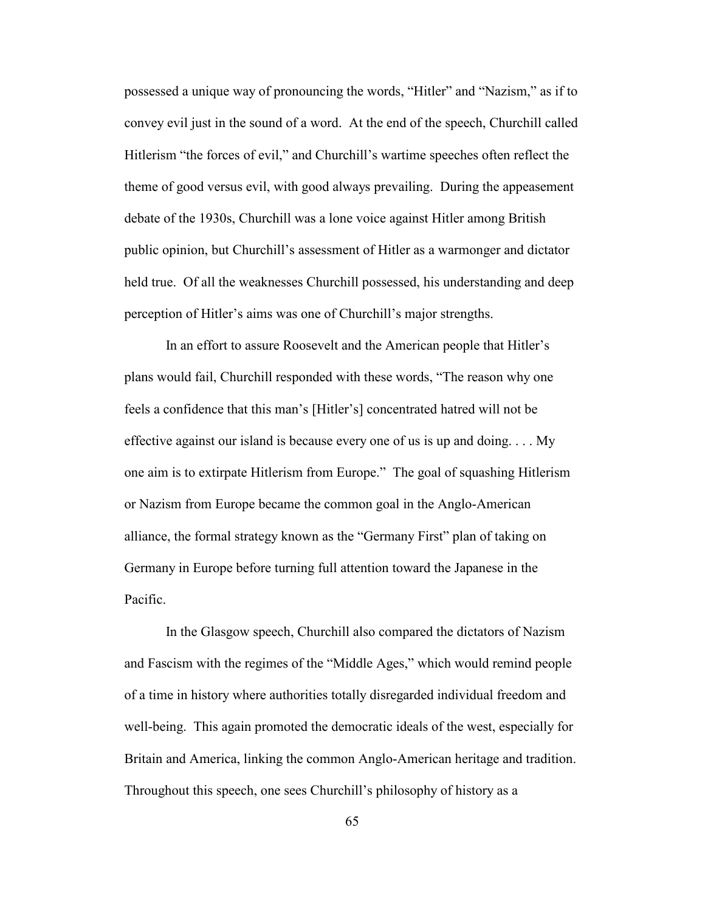possessed a unique way of pronouncing the words, "Hitler" and "Nazism," as if to convey evil just in the sound of a word. At the end of the speech, Churchill called Hitlerism "the forces of evil," and Churchill's wartime speeches often reflect the theme of good versus evil, with good always prevailing. During the appeasement debate of the 1930s, Churchill was a lone voice against Hitler among British public opinion, but Churchill's assessment of Hitler as a warmonger and dictator held true. Of all the weaknesses Churchill possessed, his understanding and deep perception of Hitler's aims was one of Churchill's major strengths.

In an effort to assure Roosevelt and the American people that Hitler's plans would fail, Churchill responded with these words, "The reason why one feels a confidence that this man's [Hitler's] concentrated hatred will not be effective against our island is because every one of us is up and doing. . . . My one aim is to extirpate Hitlerism from Europe." The goal of squashing Hitlerism or Nazism from Europe became the common goal in the Anglo-American alliance, the formal strategy known as the "Germany First" plan of taking on Germany in Europe before turning full attention toward the Japanese in the Pacific.

In the Glasgow speech, Churchill also compared the dictators of Nazism and Fascism with the regimes of the "Middle Ages," which would remind people of a time in history where authorities totally disregarded individual freedom and well-being. This again promoted the democratic ideals of the west, especially for Britain and America, linking the common Anglo-American heritage and tradition. Throughout this speech, one sees Churchill's philosophy of history as a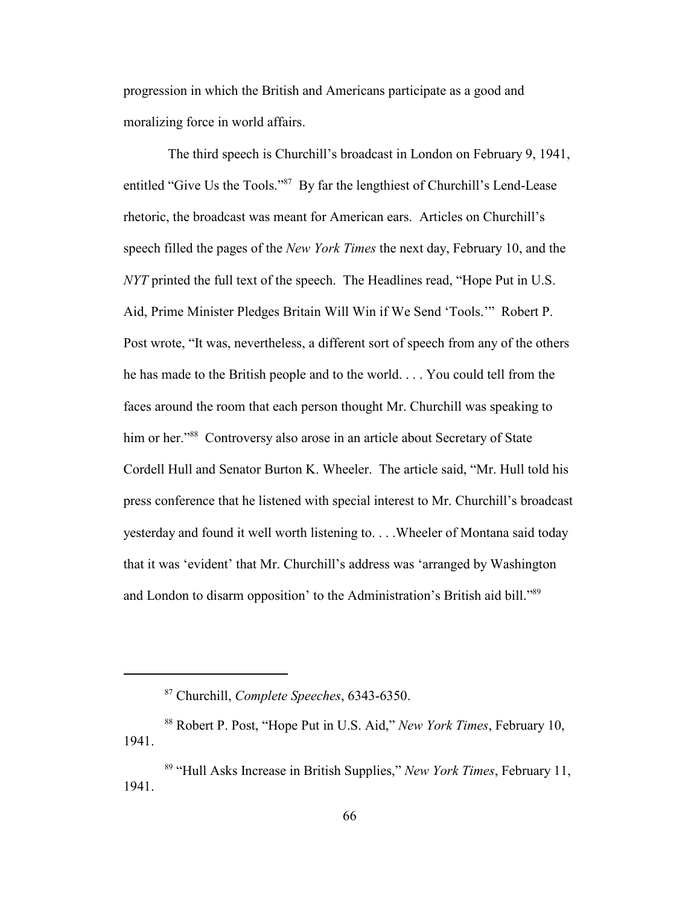progression in which the British and Americans participate as a good and moralizing force in world affairs.

The third speech is Churchill's broadcast in London on February 9, 1941, entitled "Give Us the Tools."[87] By far the lengthiest of Churchill's Lend-Lease rhetoric, the broadcast was meant for American ears. Articles on Churchill's speech filled the pages of the *New York Times* the next day, February 10, and the *NYT* printed the full text of the speech. The Headlines read, "Hope Put in U.S. Aid, Prime Minister Pledges Britain Will Win if We Send 'Tools.'" Robert P. Post wrote, "It was, nevertheless, a different sort of speech from any of the others he has made to the British people and to the world. . . . You could tell from the faces around the room that each person thought Mr. Churchill was speaking to him or her."[88] Controversy also arose in an article about Secretary of State Cordell Hull and Senator Burton K. Wheeler. The article said, "Mr. Hull told his press conference that he listened with special interest to Mr. Churchill's broadcast yesterday and found it well worth listening to. . . .Wheeler of Montana said today that it was 'evident' that Mr. Churchill's address was 'arranged by Washington and London to disarm opposition' to the Administration's British aid bill."[89]

---

[87] Churchill, *Complete Speeches*, 6343-6350.

[88] Robert P. Post, "Hope Put in U.S. Aid," *New York Times*, February 10, 1941.

[89] "Hull Asks Increase in British Supplies," *New York Times*, February 11, 1941.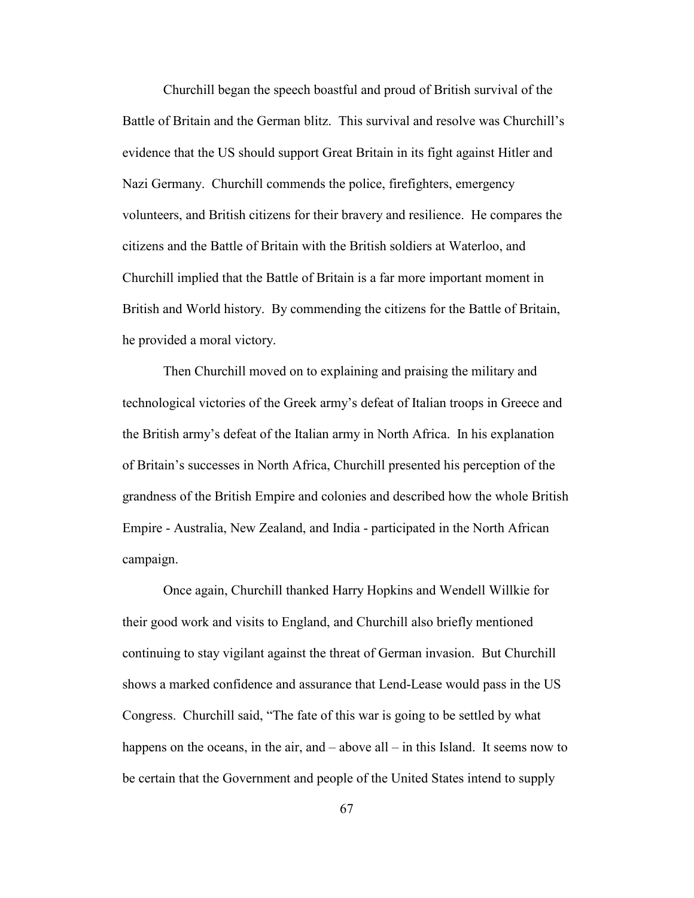Churchill began the speech boastful and proud of British survival of the Battle of Britain and the German blitz. This survival and resolve was Churchill's evidence that the US should support Great Britain in its fight against Hitler and Nazi Germany. Churchill commends the police, firefighters, emergency volunteers, and British citizens for their bravery and resilience. He compares the citizens and the Battle of Britain with the British soldiers at Waterloo, and Churchill implied that the Battle of Britain is a far more important moment in British and World history. By commending the citizens for the Battle of Britain, he provided a moral victory.

Then Churchill moved on to explaining and praising the military and technological victories of the Greek army's defeat of Italian troops in Greece and the British army's defeat of the Italian army in North Africa. In his explanation of Britain's successes in North Africa, Churchill presented his perception of the grandness of the British Empire and colonies and described how the whole British Empire - Australia, New Zealand, and India - participated in the North African campaign.

Once again, Churchill thanked Harry Hopkins and Wendell Willkie for their good work and visits to England, and Churchill also briefly mentioned continuing to stay vigilant against the threat of German invasion. But Churchill shows a marked confidence and assurance that Lend-Lease would pass in the US Congress. Churchill said, "The fate of this war is going to be settled by what happens on the oceans, in the air, and – above all – in this Island. It seems now to be certain that the Government and people of the United States intend to supply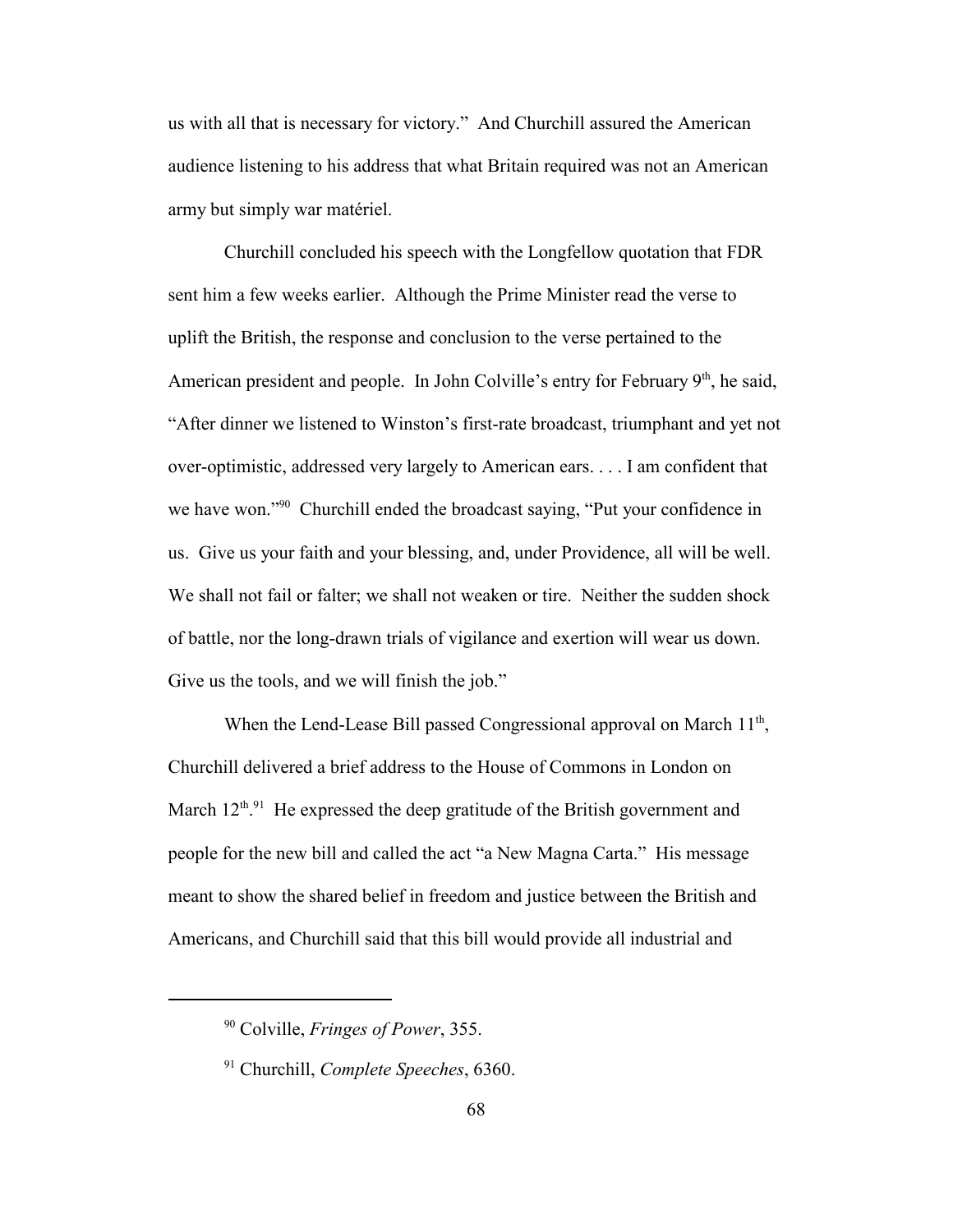us with all that is necessary for victory." And Churchill assured the American audience listening to his address that what Britain required was not an American army but simply war matériel.

Churchill concluded his speech with the Longfellow quotation that FDR sent him a few weeks earlier. Although the Prime Minister read the verse to uplift the British, the response and conclusion to the verse pertained to the American president and people. In John Colville's entry for February 9th, he said, "After dinner we listened to Winston's first-rate broadcast, triumphant and yet not over-optimistic, addressed very largely to American ears. . . . I am confident that we have won."[90] Churchill ended the broadcast saying, "Put your confidence in us. Give us your faith and your blessing, and, under Providence, all will be well. We shall not fail or falter; we shall not weaken or tire. Neither the sudden shock of battle, nor the long-drawn trials of vigilance and exertion will wear us down. Give us the tools, and we will finish the job."

When the Lend-Lease Bill passed Congressional approval on March 11th, Churchill delivered a brief address to the House of Commons in London on March 12th.[91] He expressed the deep gratitude of the British government and people for the new bill and called the act "a New Magna Carta." His message meant to show the shared belief in freedom and justice between the British and Americans, and Churchill said that this bill would provide all industrial and

---

[90] Colville, *Fringes of Power*, 355.

[91] Churchill, *Complete Speeches*, 6360.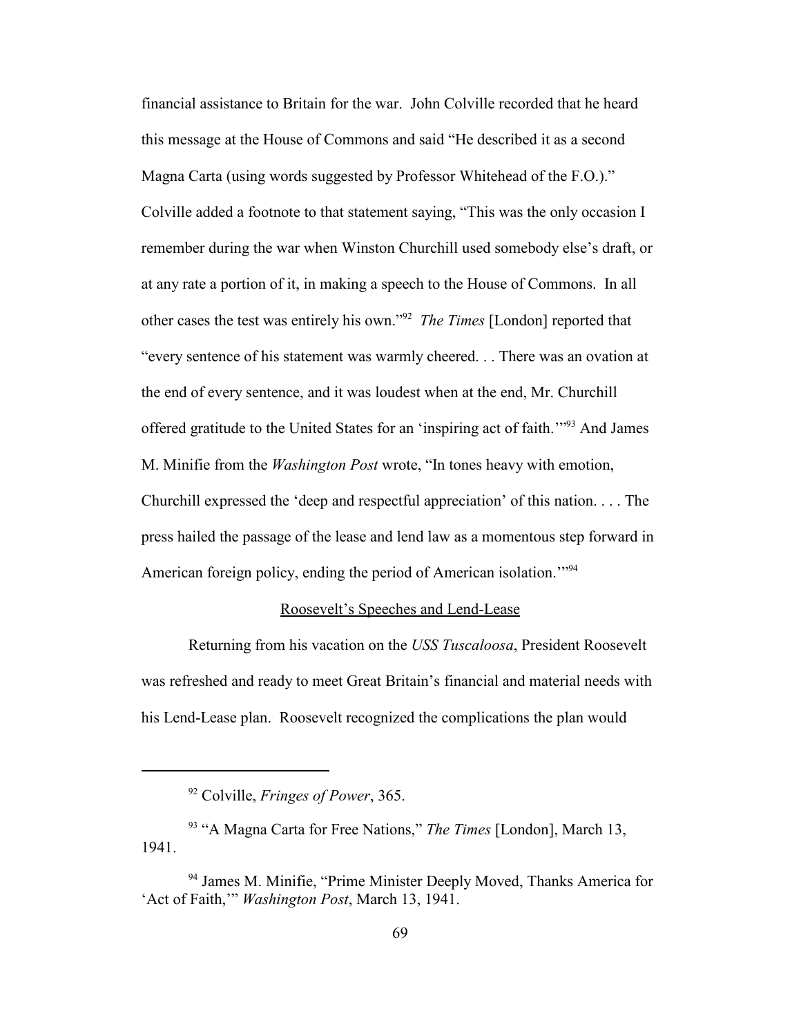financial assistance to Britain for the war. John Colville recorded that he heard this message at the House of Commons and said "He described it as a second Magna Carta (using words suggested by Professor Whitehead of the F.O.)." Colville added a footnote to that statement saying, "This was the only occasion I remember during the war when Winston Churchill used somebody else's draft, or at any rate a portion of it, in making a speech to the House of Commons. In all other cases the test was entirely his own."[92] *The Times* [London] reported that "every sentence of his statement was warmly cheered. . . There was an ovation at the end of every sentence, and it was loudest when at the end, Mr. Churchill offered gratitude to the United States for an 'inspiring act of faith.'"[93] And James M. Minifie from the *Washington Post* wrote, "In tones heavy with emotion, Churchill expressed the 'deep and respectful appreciation' of this nation. . . . The press hailed the passage of the lease and lend law as a momentous step forward in American foreign policy, ending the period of American isolation.'"[94]

## Roosevelt's Speeches and Lend-Lease

Returning from his vacation on the *USS Tuscaloosa*, President Roosevelt was refreshed and ready to meet Great Britain's financial and material needs with his Lend-Lease plan. Roosevelt recognized the complications the plan would

---

[92] Colville, *Fringes of Power*, 365.

[93] "A Magna Carta for Free Nations," *The Times* [London], March 13, 1941.

[94] James M. Minifie, "Prime Minister Deeply Moved, Thanks America for 'Act of Faith,'" *Washington Post*, March 13, 1941.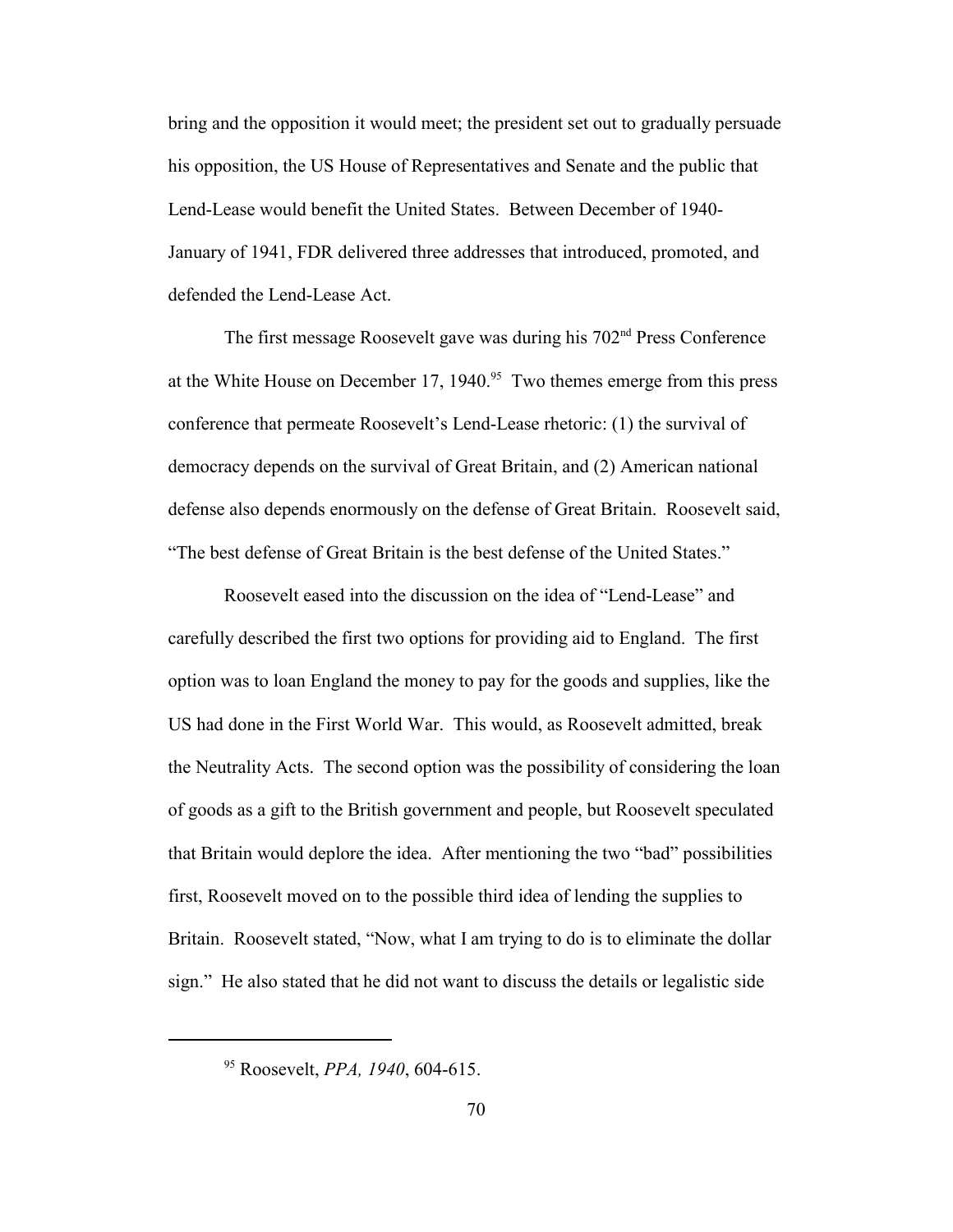bring and the opposition it would meet; the president set out to gradually persuade his opposition, the US House of Representatives and Senate and the public that Lend-Lease would benefit the United States. Between December of 1940-January of 1941, FDR delivered three addresses that introduced, promoted, and defended the Lend-Lease Act.

The first message Roosevelt gave was during his 702nd Press Conference at the White House on December 17, 1940.[95] Two themes emerge from this press conference that permeate Roosevelt's Lend-Lease rhetoric: (1) the survival of democracy depends on the survival of Great Britain, and (2) American national defense also depends enormously on the defense of Great Britain. Roosevelt said, "The best defense of Great Britain is the best defense of the United States."

Roosevelt eased into the discussion on the idea of "Lend-Lease" and carefully described the first two options for providing aid to England. The first option was to loan England the money to pay for the goods and supplies, like the US had done in the First World War. This would, as Roosevelt admitted, break the Neutrality Acts. The second option was the possibility of considering the loan of goods as a gift to the British government and people, but Roosevelt speculated that Britain would deplore the idea. After mentioning the two "bad" possibilities first, Roosevelt moved on to the possible third idea of lending the supplies to Britain. Roosevelt stated, "Now, what I am trying to do is to eliminate the dollar sign." He also stated that he did not want to discuss the details or legalistic side

---

[95] Roosevelt, *PPA, 1940*, 604-615.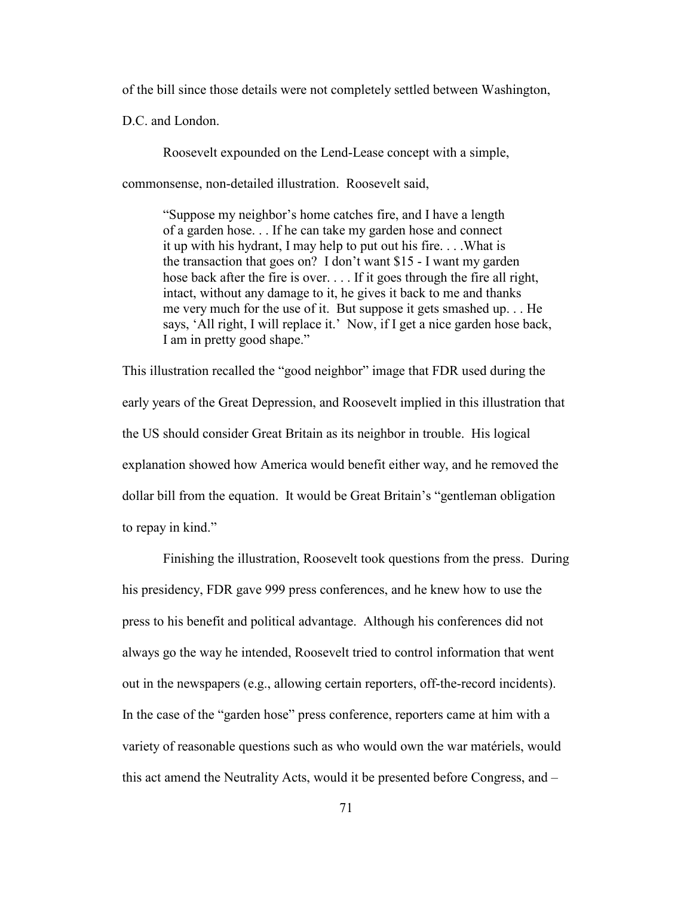of the bill since those details were not completely settled between Washington, D.C. and London.

Roosevelt expounded on the Lend-Lease concept with a simple, commonsense, non-detailed illustration. Roosevelt said,

> "Suppose my neighbor's home catches fire, and I have a length of a garden hose. . . If he can take my garden hose and connect it up with his hydrant, I may help to put out his fire. . . .What is the transaction that goes on? I don't want $15 - I want my garden hose back after the fire is over. . . . If it goes through the fire all right, intact, without any damage to it, he gives it back to me and thanks me very much for the use of it. But suppose it gets smashed up. . . He says, 'All right, I will replace it.' Now, if I get a nice garden hose back, I am in pretty good shape."

This illustration recalled the "good neighbor" image that FDR used during the early years of the Great Depression, and Roosevelt implied in this illustration that the US should consider Great Britain as its neighbor in trouble. His logical explanation showed how America would benefit either way, and he removed the dollar bill from the equation. It would be Great Britain's "gentleman obligation to repay in kind."

Finishing the illustration, Roosevelt took questions from the press. During his presidency, FDR gave 999 press conferences, and he knew how to use the press to his benefit and political advantage. Although his conferences did not always go the way he intended, Roosevelt tried to control information that went out in the newspapers (e.g., allowing certain reporters, off-the-record incidents). In the case of the "garden hose" press conference, reporters came at him with a variety of reasonable questions such as who would own the war matériels, would this act amend the Neutrality Acts, would it be presented before Congress, and –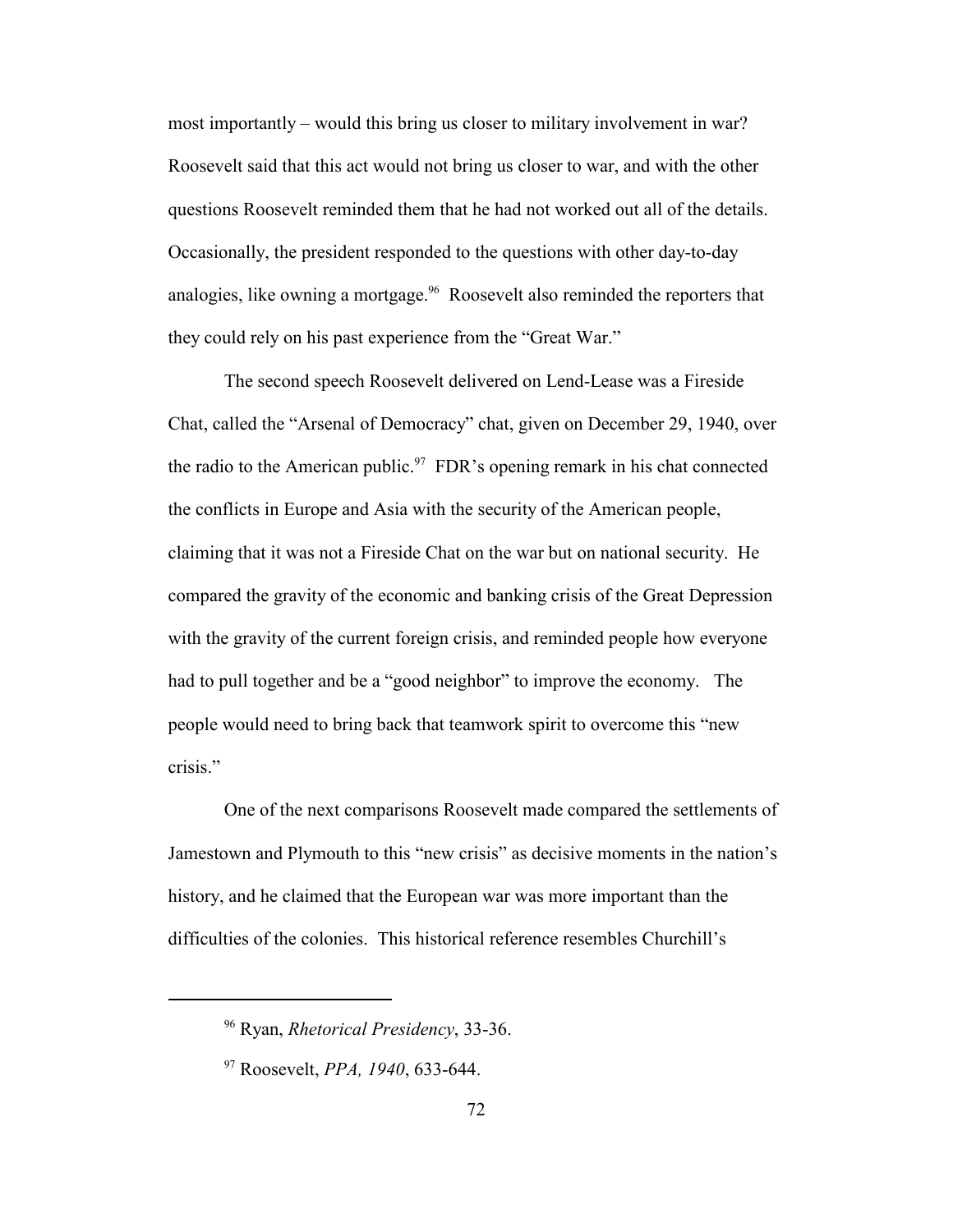most importantly – would this bring us closer to military involvement in war? Roosevelt said that this act would not bring us closer to war, and with the other questions Roosevelt reminded them that he had not worked out all of the details. Occasionally, the president responded to the questions with other day-to-day analogies, like owning a mortgage.[96] Roosevelt also reminded the reporters that they could rely on his past experience from the "Great War."

The second speech Roosevelt delivered on Lend-Lease was a Fireside Chat, called the "Arsenal of Democracy" chat, given on December 29, 1940, over the radio to the American public.[97] FDR's opening remark in his chat connected the conflicts in Europe and Asia with the security of the American people, claiming that it was not a Fireside Chat on the war but on national security. He compared the gravity of the economic and banking crisis of the Great Depression with the gravity of the current foreign crisis, and reminded people how everyone had to pull together and be a "good neighbor" to improve the economy. The people would need to bring back that teamwork spirit to overcome this "new crisis."

One of the next comparisons Roosevelt made compared the settlements of Jamestown and Plymouth to this "new crisis" as decisive moments in the nation's history, and he claimed that the European war was more important than the difficulties of the colonies. This historical reference resembles Churchill's

---

[96] Ryan, *Rhetorical Presidency*, 33-36.

[97] Roosevelt, *PPA, 1940*, 633-644.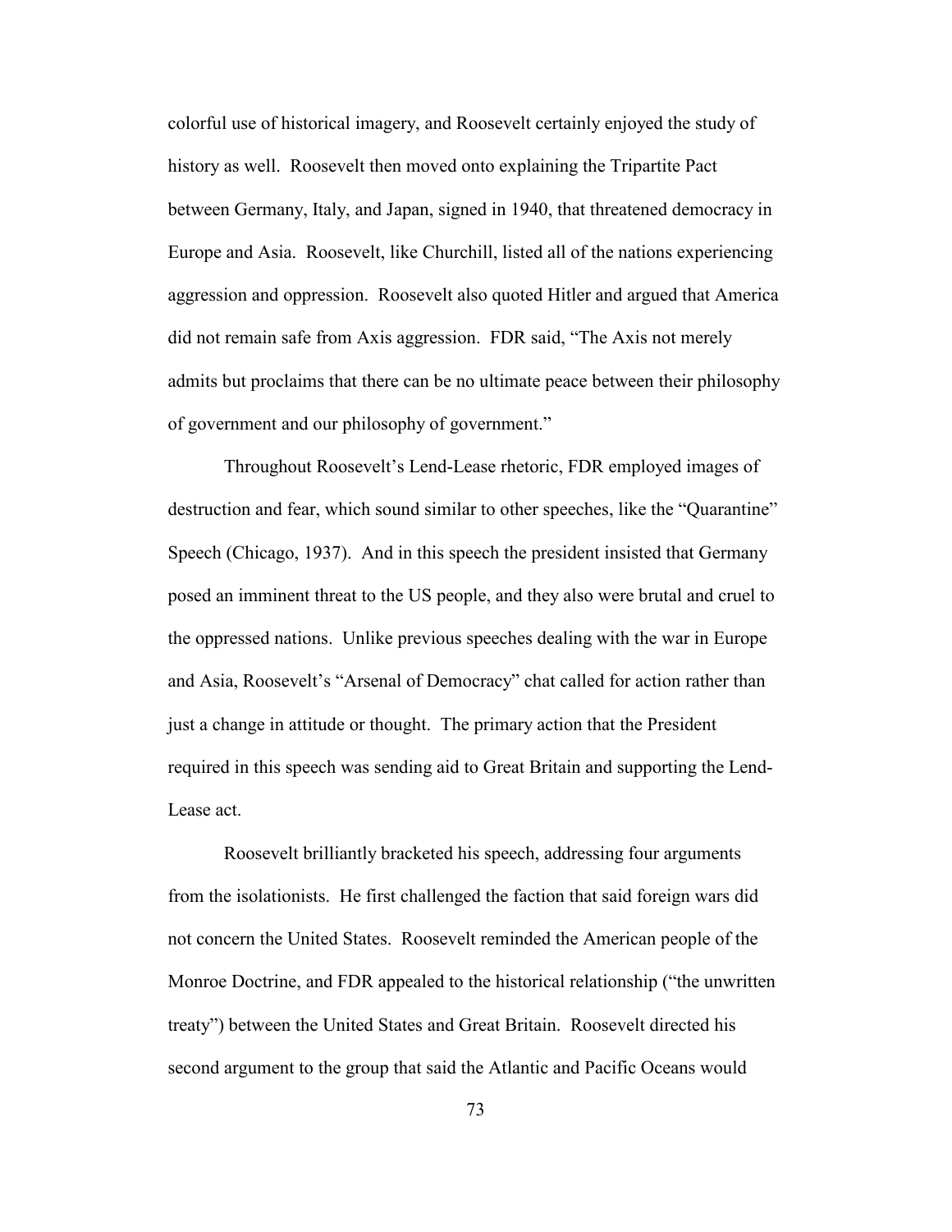colorful use of historical imagery, and Roosevelt certainly enjoyed the study of history as well. Roosevelt then moved onto explaining the Tripartite Pact between Germany, Italy, and Japan, signed in 1940, that threatened democracy in Europe and Asia. Roosevelt, like Churchill, listed all of the nations experiencing aggression and oppression. Roosevelt also quoted Hitler and argued that America did not remain safe from Axis aggression. FDR said, "The Axis not merely admits but proclaims that there can be no ultimate peace between their philosophy of government and our philosophy of government."

Throughout Roosevelt's Lend-Lease rhetoric, FDR employed images of destruction and fear, which sound similar to other speeches, like the "Quarantine" Speech (Chicago, 1937). And in this speech the president insisted that Germany posed an imminent threat to the US people, and they also were brutal and cruel to the oppressed nations. Unlike previous speeches dealing with the war in Europe and Asia, Roosevelt's "Arsenal of Democracy" chat called for action rather than just a change in attitude or thought. The primary action that the President required in this speech was sending aid to Great Britain and supporting the Lend-Lease act.

Roosevelt brilliantly bracketed his speech, addressing four arguments from the isolationists. He first challenged the faction that said foreign wars did not concern the United States. Roosevelt reminded the American people of the Monroe Doctrine, and FDR appealed to the historical relationship ("the unwritten treaty") between the United States and Great Britain. Roosevelt directed his second argument to the group that said the Atlantic and Pacific Oceans would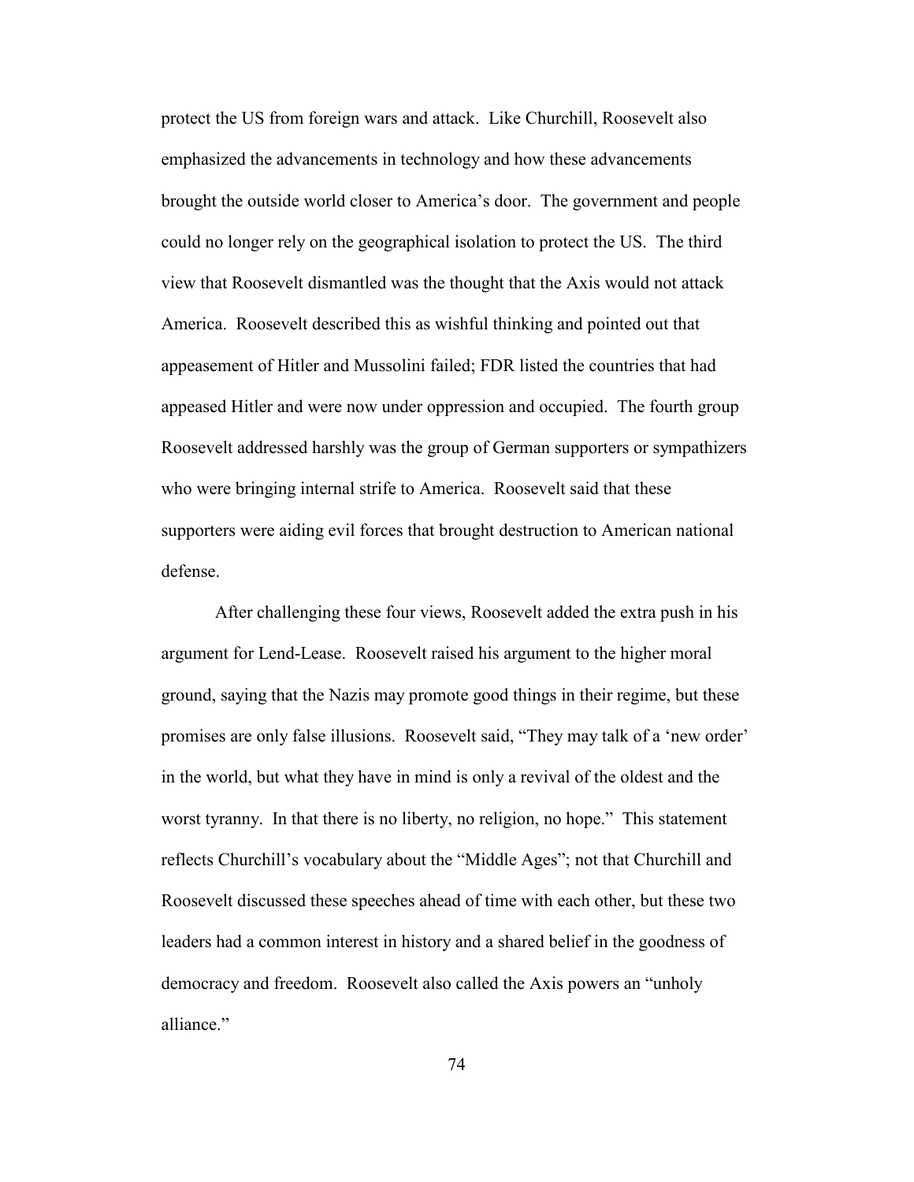protect the US from foreign wars and attack. Like Churchill, Roosevelt also emphasized the advancements in technology and how these advancements brought the outside world closer to America's door. The government and people could no longer rely on the geographical isolation to protect the US. The third view that Roosevelt dismantled was the thought that the Axis would not attack America. Roosevelt described this as wishful thinking and pointed out that appeasement of Hitler and Mussolini failed; FDR listed the countries that had appeased Hitler and were now under oppression and occupied. The fourth group Roosevelt addressed harshly was the group of German supporters or sympathizers who were bringing internal strife to America. Roosevelt said that these supporters were aiding evil forces that brought destruction to American national defense.

After challenging these four views, Roosevelt added the extra push in his argument for Lend-Lease. Roosevelt raised his argument to the higher moral ground, saying that the Nazis may promote good things in their regime, but these promises are only false illusions. Roosevelt said, "They may talk of a 'new order' in the world, but what they have in mind is only a revival of the oldest and the worst tyranny. In that there is no liberty, no religion, no hope." This statement reflects Churchill's vocabulary about the "Middle Ages"; not that Churchill and Roosevelt discussed these speeches ahead of time with each other, but these two leaders had a common interest in history and a shared belief in the goodness of democracy and freedom. Roosevelt also called the Axis powers an "unholy alliance."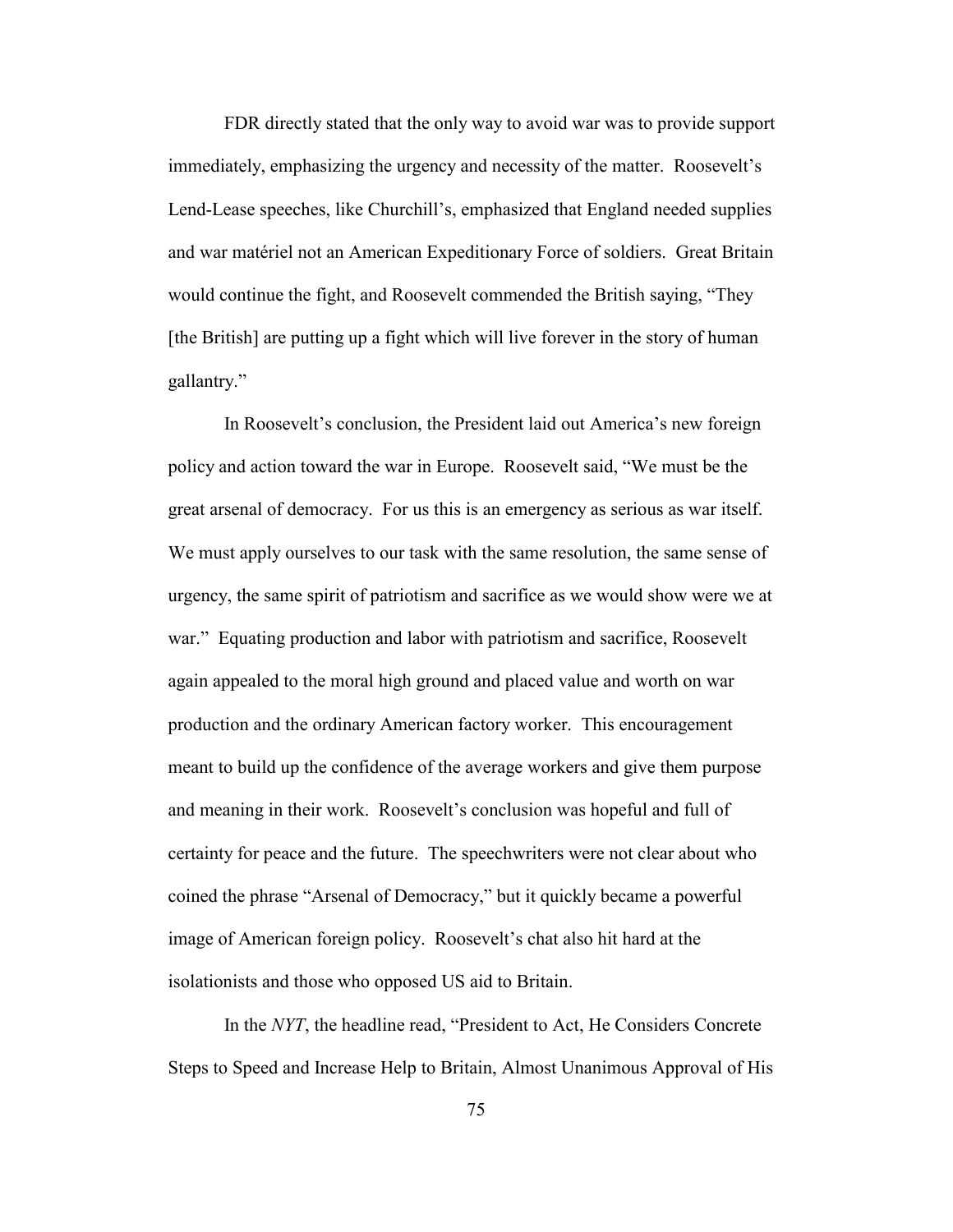FDR directly stated that the only way to avoid war was to provide support immediately, emphasizing the urgency and necessity of the matter. Roosevelt's Lend-Lease speeches, like Churchill's, emphasized that England needed supplies and war matériel not an American Expeditionary Force of soldiers. Great Britain would continue the fight, and Roosevelt commended the British saying, "They [the British] are putting up a fight which will live forever in the story of human gallantry."

In Roosevelt's conclusion, the President laid out America's new foreign policy and action toward the war in Europe. Roosevelt said, "We must be the great arsenal of democracy. For us this is an emergency as serious as war itself. We must apply ourselves to our task with the same resolution, the same sense of urgency, the same spirit of patriotism and sacrifice as we would show were we at war." Equating production and labor with patriotism and sacrifice, Roosevelt again appealed to the moral high ground and placed value and worth on war production and the ordinary American factory worker. This encouragement meant to build up the confidence of the average workers and give them purpose and meaning in their work. Roosevelt's conclusion was hopeful and full of certainty for peace and the future. The speechwriters were not clear about who coined the phrase "Arsenal of Democracy," but it quickly became a powerful image of American foreign policy. Roosevelt's chat also hit hard at the isolationists and those who opposed US aid to Britain.

In the *NYT*, the headline read, "President to Act, He Considers Concrete Steps to Speed and Increase Help to Britain, Almost Unanimous Approval of His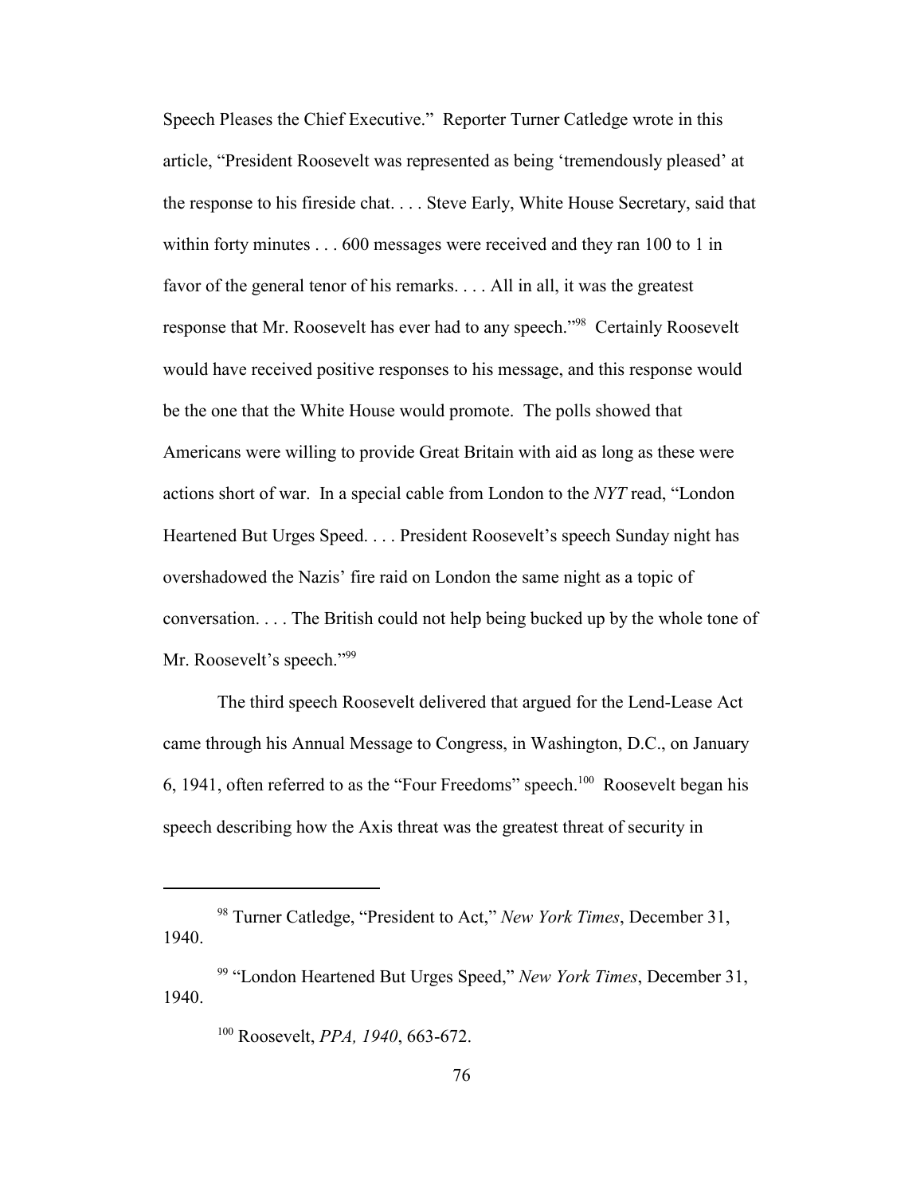Speech Pleases the Chief Executive." Reporter Turner Catledge wrote in this article, "President Roosevelt was represented as being 'tremendously pleased' at the response to his fireside chat. . . . Steve Early, White House Secretary, said that within forty minutes . . . 600 messages were received and they ran 100 to 1 in favor of the general tenor of his remarks. . . . All in all, it was the greatest response that Mr. Roosevelt has ever had to any speech."[98] Certainly Roosevelt would have received positive responses to his message, and this response would be the one that the White House would promote. The polls showed that Americans were willing to provide Great Britain with aid as long as these were actions short of war. In a special cable from London to the *NYT* read, "London Heartened But Urges Speed. . . . President Roosevelt's speech Sunday night has overshadowed the Nazis' fire raid on London the same night as a topic of conversation. . . . The British could not help being bucked up by the whole tone of Mr. Roosevelt's speech."[99]

The third speech Roosevelt delivered that argued for the Lend-Lease Act came through his Annual Message to Congress, in Washington, D.C., on January 6, 1941, often referred to as the "Four Freedoms" speech.[100] Roosevelt began his speech describing how the Axis threat was the greatest threat of security in

---

[98] Turner Catledge, "President to Act," *New York Times*, December 31, 1940.

[99] "London Heartened But Urges Speed," *New York Times*, December 31, 1940.

[100] Roosevelt, *PPA, 1940*, 663-672.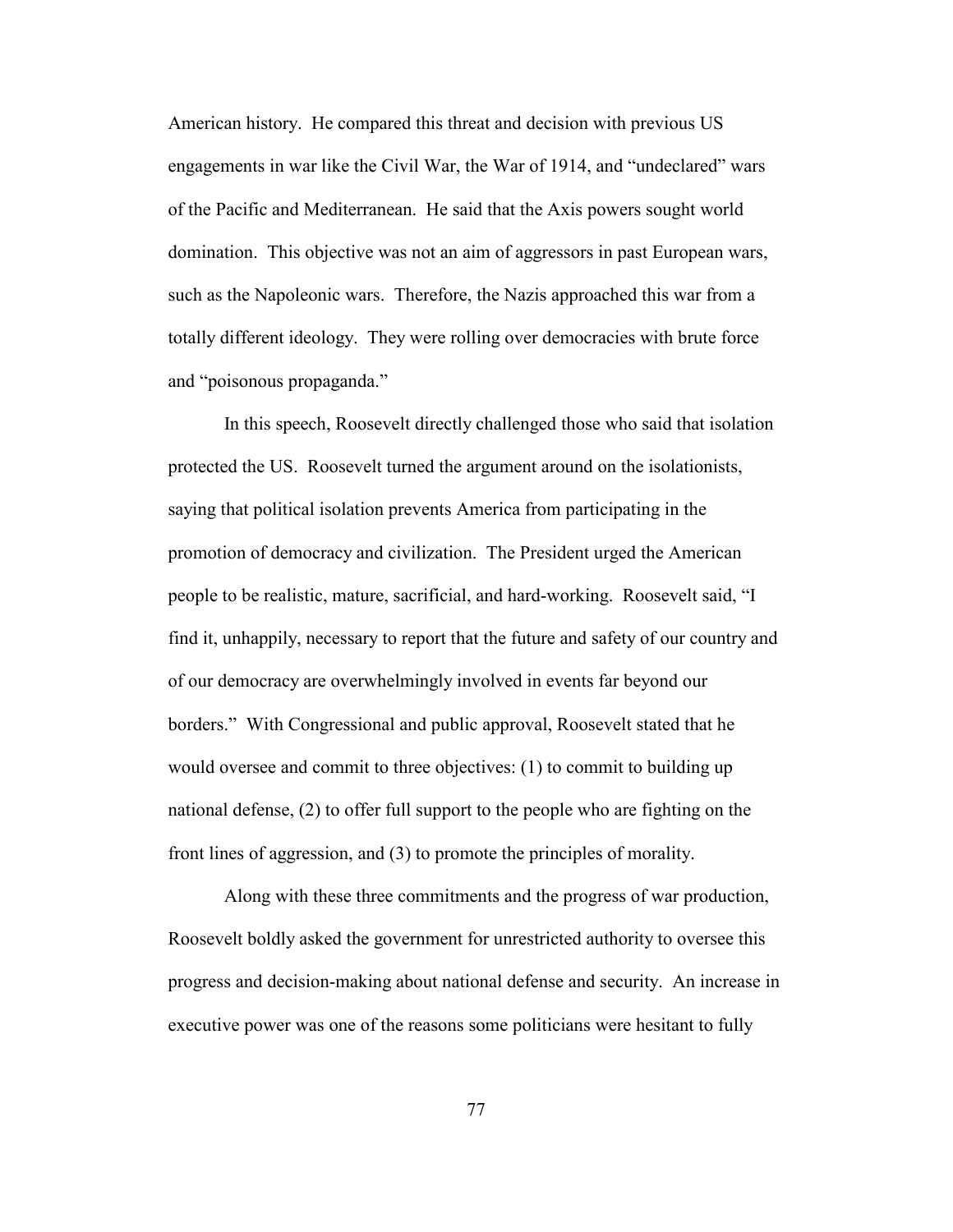American history. He compared this threat and decision with previous US engagements in war like the Civil War, the War of 1914, and "undeclared" wars of the Pacific and Mediterranean. He said that the Axis powers sought world domination. This objective was not an aim of aggressors in past European wars, such as the Napoleonic wars. Therefore, the Nazis approached this war from a totally different ideology. They were rolling over democracies with brute force and "poisonous propaganda."

In this speech, Roosevelt directly challenged those who said that isolation protected the US. Roosevelt turned the argument around on the isolationists, saying that political isolation prevents America from participating in the promotion of democracy and civilization. The President urged the American people to be realistic, mature, sacrificial, and hard-working. Roosevelt said, "I find it, unhappily, necessary to report that the future and safety of our country and of our democracy are overwhelmingly involved in events far beyond our borders." With Congressional and public approval, Roosevelt stated that he would oversee and commit to three objectives: (1) to commit to building up national defense, (2) to offer full support to the people who are fighting on the front lines of aggression, and (3) to promote the principles of morality.

Along with these three commitments and the progress of war production, Roosevelt boldly asked the government for unrestricted authority to oversee this progress and decision-making about national defense and security. An increase in executive power was one of the reasons some politicians were hesitant to fully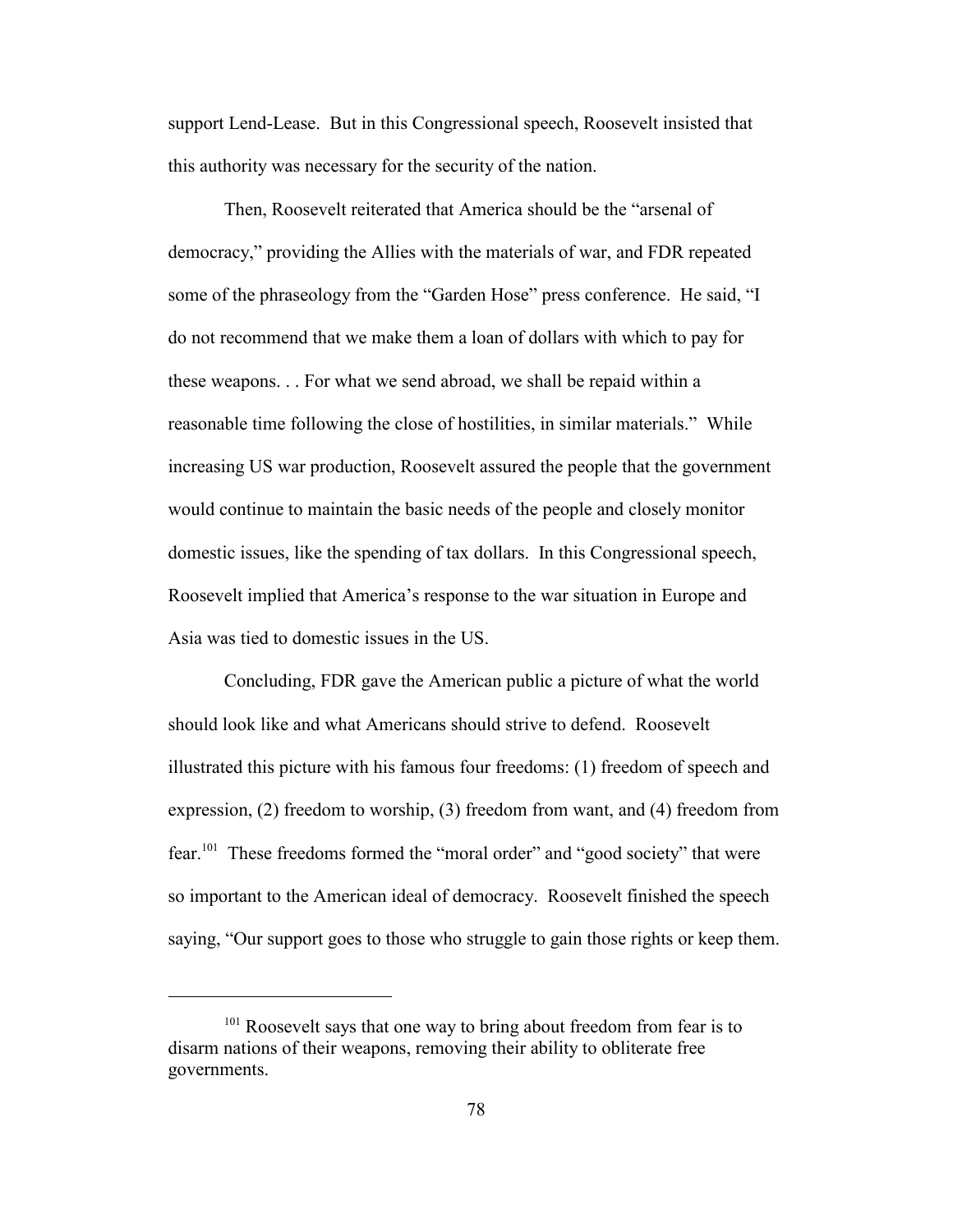support Lend-Lease. But in this Congressional speech, Roosevelt insisted that this authority was necessary for the security of the nation.

Then, Roosevelt reiterated that America should be the "arsenal of democracy," providing the Allies with the materials of war, and FDR repeated some of the phraseology from the "Garden Hose" press conference. He said, "I do not recommend that we make them a loan of dollars with which to pay for these weapons. . . For what we send abroad, we shall be repaid within a reasonable time following the close of hostilities, in similar materials." While increasing US war production, Roosevelt assured the people that the government would continue to maintain the basic needs of the people and closely monitor domestic issues, like the spending of tax dollars. In this Congressional speech, Roosevelt implied that America's response to the war situation in Europe and Asia was tied to domestic issues in the US.

Concluding, FDR gave the American public a picture of what the world should look like and what Americans should strive to defend. Roosevelt illustrated this picture with his famous four freedoms: (1) freedom of speech and expression, (2) freedom to worship, (3) freedom from want, and (4) freedom from fear.[101] These freedoms formed the "moral order" and "good society" that were so important to the American ideal of democracy. Roosevelt finished the speech saying, "Our support goes to those who struggle to gain those rights or keep them.

---

[101] Roosevelt says that one way to bring about freedom from fear is to disarm nations of their weapons, removing their ability to obliterate free governments.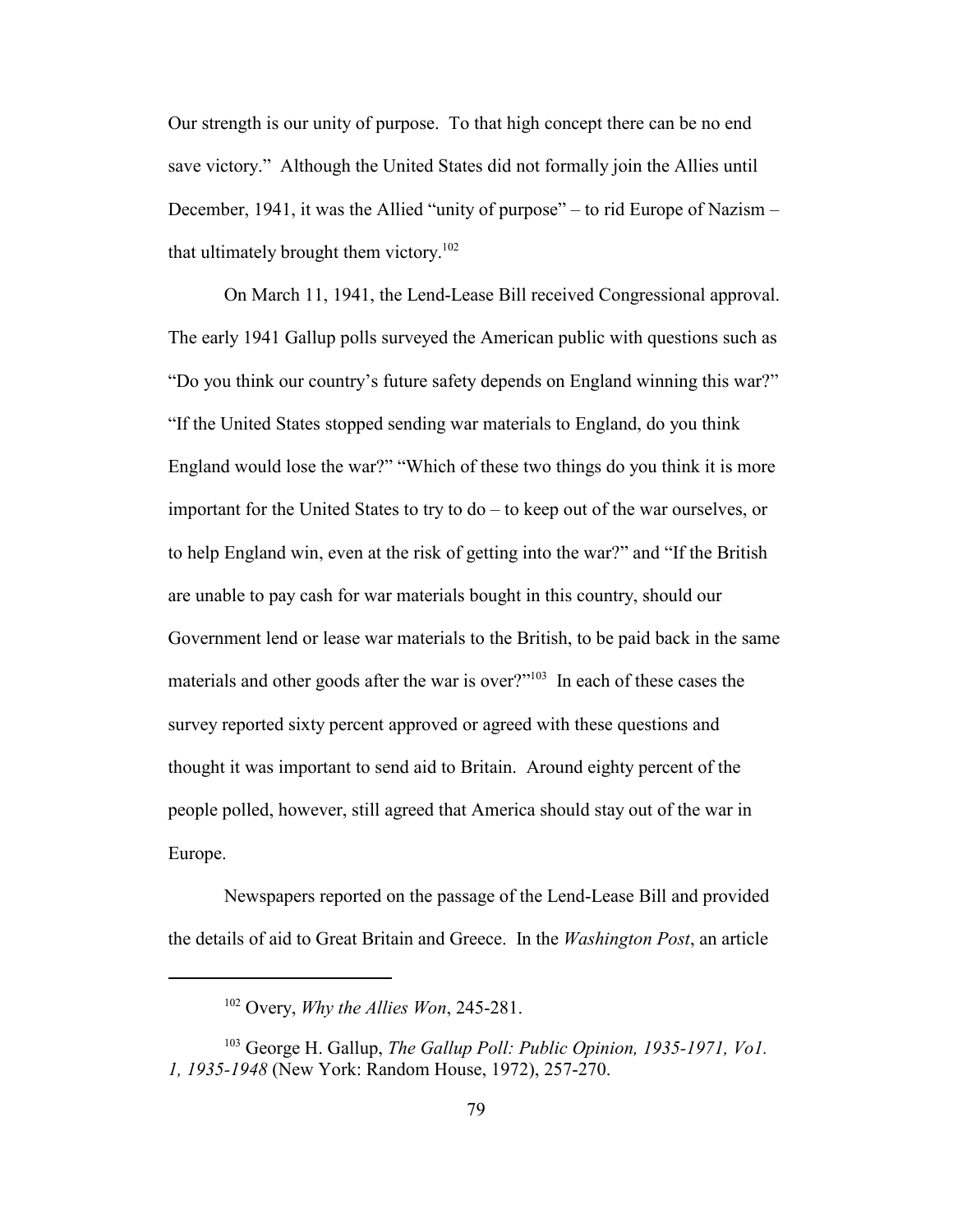Our strength is our unity of purpose. To that high concept there can be no end save victory." Although the United States did not formally join the Allies until December, 1941, it was the Allied "unity of purpose" – to rid Europe of Nazism – that ultimately brought them victory.[102]

On March 11, 1941, the Lend-Lease Bill received Congressional approval. The early 1941 Gallup polls surveyed the American public with questions such as "Do you think our country's future safety depends on England winning this war?" "If the United States stopped sending war materials to England, do you think England would lose the war?" "Which of these two things do you think it is more important for the United States to try to do – to keep out of the war ourselves, or to help England win, even at the risk of getting into the war?" and "If the British are unable to pay cash for war materials bought in this country, should our Government lend or lease war materials to the British, to be paid back in the same materials and other goods after the war is over?"[103] In each of these cases the survey reported sixty percent approved or agreed with these questions and thought it was important to send aid to Britain. Around eighty percent of the people polled, however, still agreed that America should stay out of the war in Europe.

Newspapers reported on the passage of the Lend-Lease Bill and provided the details of aid to Great Britain and Greece. In the *Washington Post*, an article

---

[102] Overy, *Why the Allies Won*, 245-281.

[103] George H. Gallup, *The Gallup Poll: Public Opinion, 1935-1971, Vo1. 1, 1935-1948* (New York: Random House, 1972), 257-270.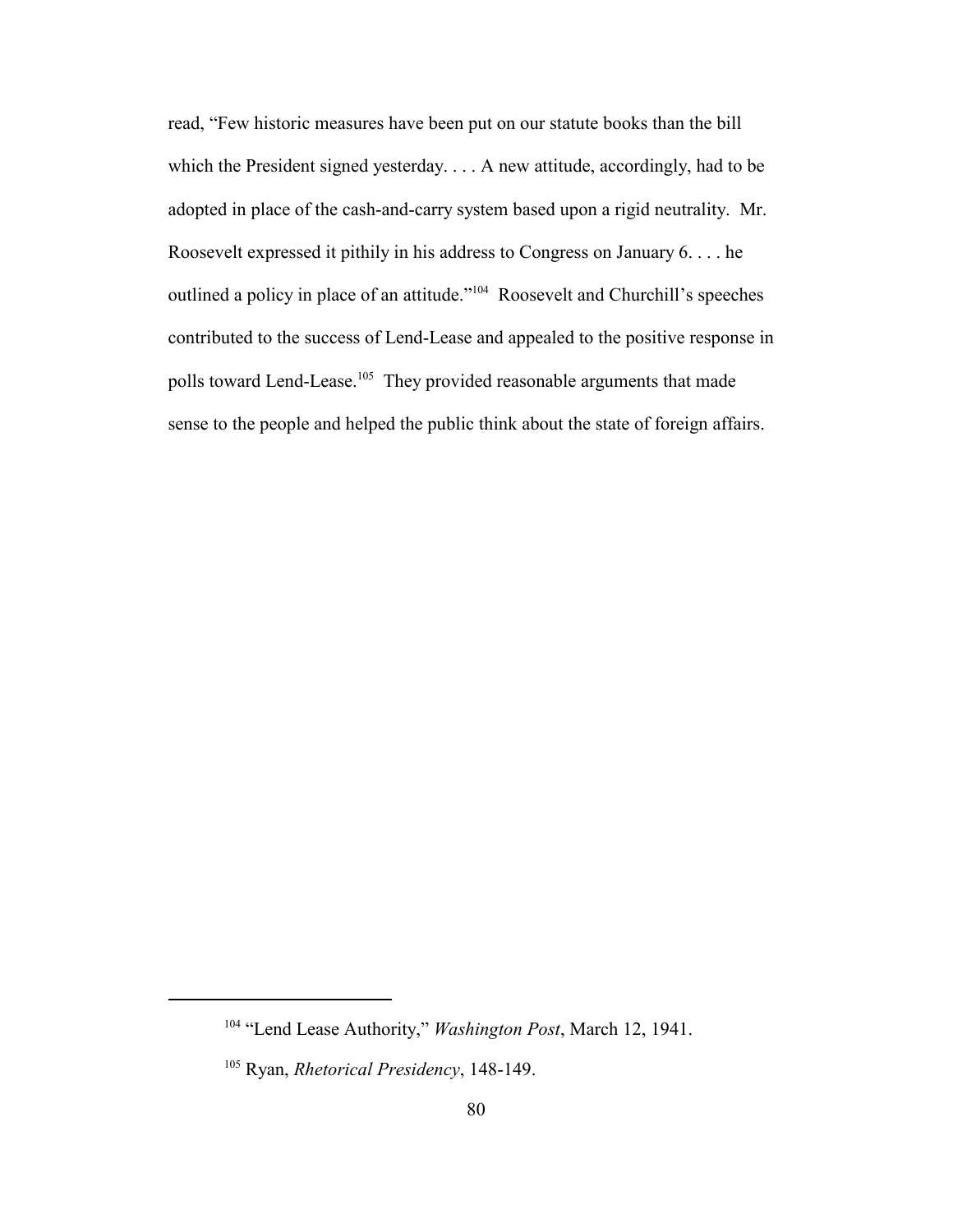read, "Few historic measures have been put on our statute books than the bill which the President signed yesterday. . . . A new attitude, accordingly, had to be adopted in place of the cash-and-carry system based upon a rigid neutrality. Mr. Roosevelt expressed it pithily in his address to Congress on January 6. . . . he outlined a policy in place of an attitude."[104] Roosevelt and Churchill's speeches contributed to the success of Lend-Lease and appealed to the positive response in polls toward Lend-Lease.[105] They provided reasonable arguments that made sense to the people and helped the public think about the state of foreign affairs.

---

[104] "Lend Lease Authority," *Washington Post*, March 12, 1941.

[105] Ryan, *Rhetorical Presidency*, 148-149.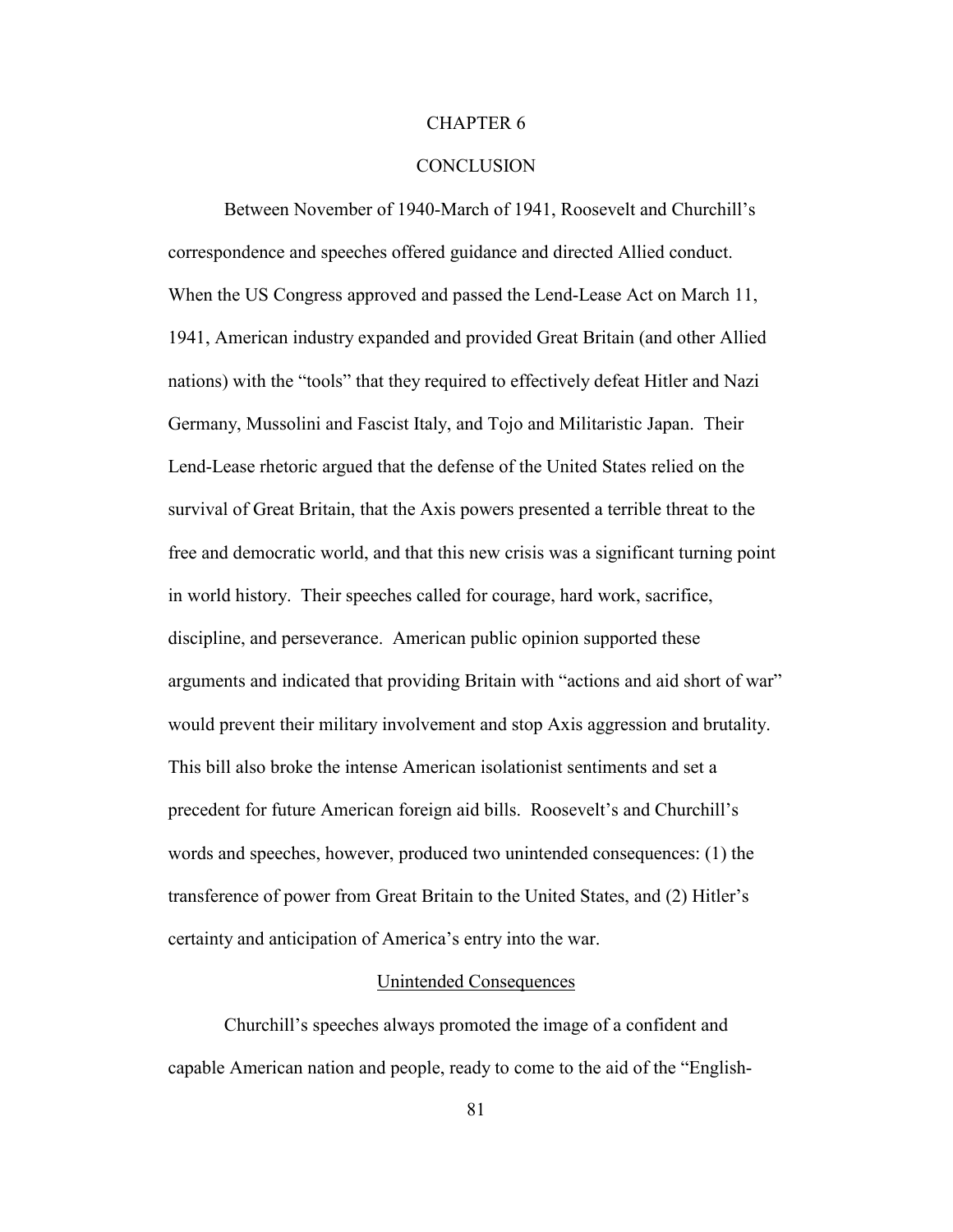# CHAPTER 6

# CONCLUSION

Between November of 1940-March of 1941, Roosevelt and Churchill's correspondence and speeches offered guidance and directed Allied conduct. When the US Congress approved and passed the Lend-Lease Act on March 11, 1941, American industry expanded and provided Great Britain (and other Allied nations) with the "tools" that they required to effectively defeat Hitler and Nazi Germany, Mussolini and Fascist Italy, and Tojo and Militaristic Japan. Their Lend-Lease rhetoric argued that the defense of the United States relied on the survival of Great Britain, that the Axis powers presented a terrible threat to the free and democratic world, and that this new crisis was a significant turning point in world history. Their speeches called for courage, hard work, sacrifice, discipline, and perseverance. American public opinion supported these arguments and indicated that providing Britain with "actions and aid short of war" would prevent their military involvement and stop Axis aggression and brutality. This bill also broke the intense American isolationist sentiments and set a precedent for future American foreign aid bills. Roosevelt's and Churchill's words and speeches, however, produced two unintended consequences: (1) the transference of power from Great Britain to the United States, and (2) Hitler's certainty and anticipation of America's entry into the war.

## Unintended Consequences

Churchill's speeches always promoted the image of a confident and capable American nation and people, ready to come to the aid of the "English-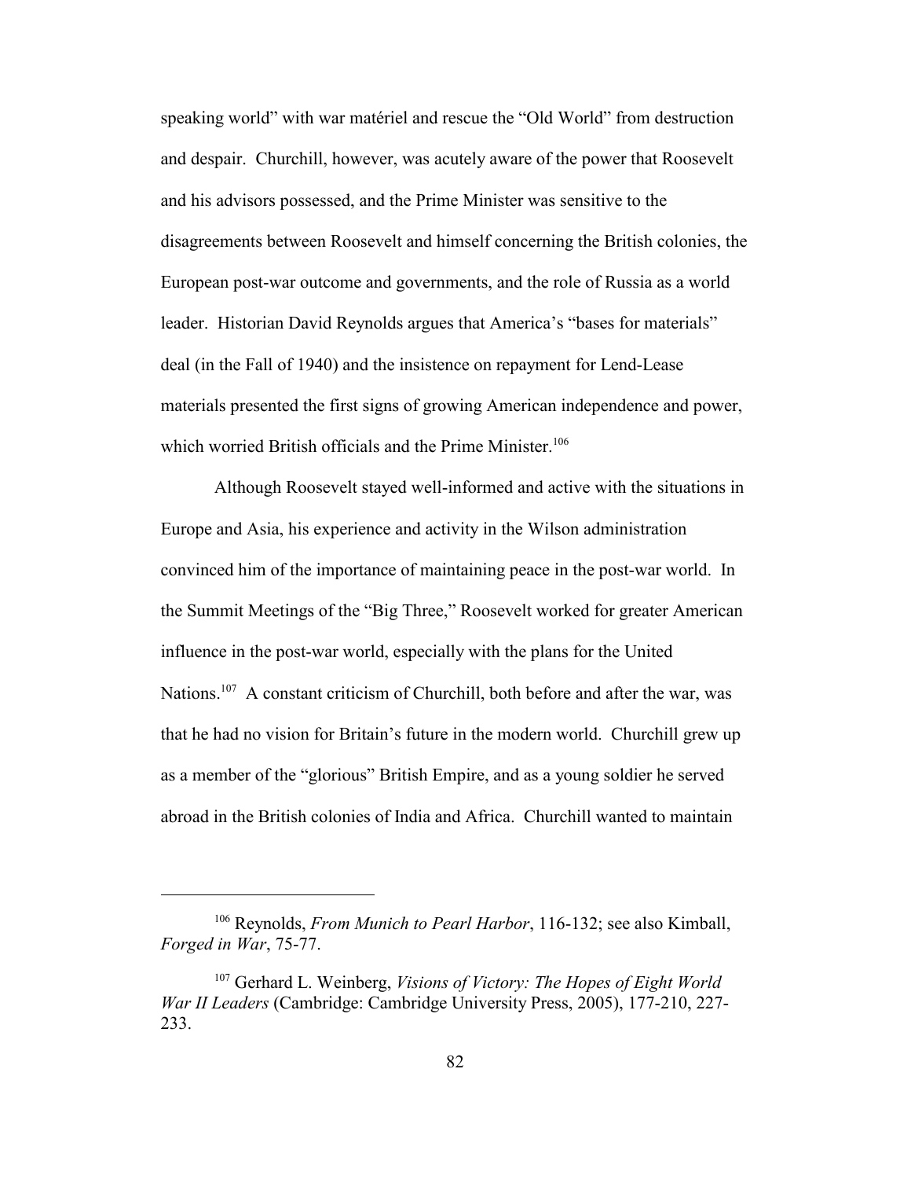speaking world" with war matériel and rescue the "Old World" from destruction and despair. Churchill, however, was acutely aware of the power that Roosevelt and his advisors possessed, and the Prime Minister was sensitive to the disagreements between Roosevelt and himself concerning the British colonies, the European post-war outcome and governments, and the role of Russia as a world leader. Historian David Reynolds argues that America's "bases for materials" deal (in the Fall of 1940) and the insistence on repayment for Lend-Lease materials presented the first signs of growing American independence and power, which worried British officials and the Prime Minister.[106]

Although Roosevelt stayed well-informed and active with the situations in Europe and Asia, his experience and activity in the Wilson administration convinced him of the importance of maintaining peace in the post-war world. In the Summit Meetings of the "Big Three," Roosevelt worked for greater American influence in the post-war world, especially with the plans for the United Nations.[107] A constant criticism of Churchill, both before and after the war, was that he had no vision for Britain's future in the modern world. Churchill grew up as a member of the "glorious" British Empire, and as a young soldier he served abroad in the British colonies of India and Africa. Churchill wanted to maintain

---

[106] Reynolds, *From Munich to Pearl Harbor*, 116-132; see also Kimball, *Forged in War*, 75-77.

[107] Gerhard L. Weinberg, *Visions of Victory: The Hopes of Eight World War II Leaders* (Cambridge: Cambridge University Press, 2005), 177-210, 227-233.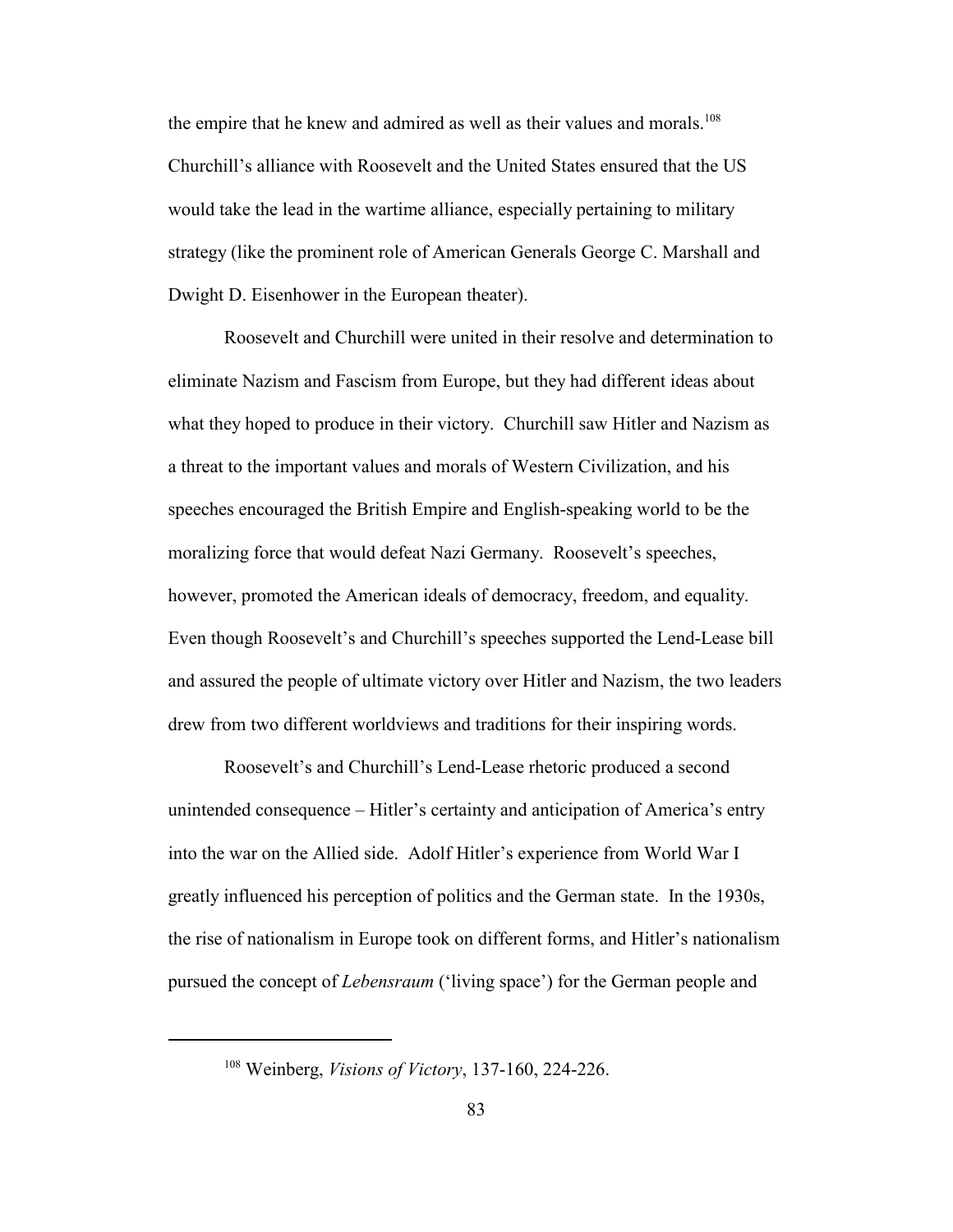the empire that he knew and admired as well as their values and morals.[108] Churchill's alliance with Roosevelt and the United States ensured that the US would take the lead in the wartime alliance, especially pertaining to military strategy (like the prominent role of American Generals George C. Marshall and Dwight D. Eisenhower in the European theater).

Roosevelt and Churchill were united in their resolve and determination to eliminate Nazism and Fascism from Europe, but they had different ideas about what they hoped to produce in their victory. Churchill saw Hitler and Nazism as a threat to the important values and morals of Western Civilization, and his speeches encouraged the British Empire and English-speaking world to be the moralizing force that would defeat Nazi Germany. Roosevelt's speeches, however, promoted the American ideals of democracy, freedom, and equality. Even though Roosevelt's and Churchill's speeches supported the Lend-Lease bill and assured the people of ultimate victory over Hitler and Nazism, the two leaders drew from two different worldviews and traditions for their inspiring words.

Roosevelt's and Churchill's Lend-Lease rhetoric produced a second unintended consequence – Hitler's certainty and anticipation of America's entry into the war on the Allied side. Adolf Hitler's experience from World War I greatly influenced his perception of politics and the German state. In the 1930s, the rise of nationalism in Europe took on different forms, and Hitler's nationalism pursued the concept of *Lebensraum* ('living space') for the German people and

---

[108] Weinberg, *Visions of Victory*, 137-160, 224-226.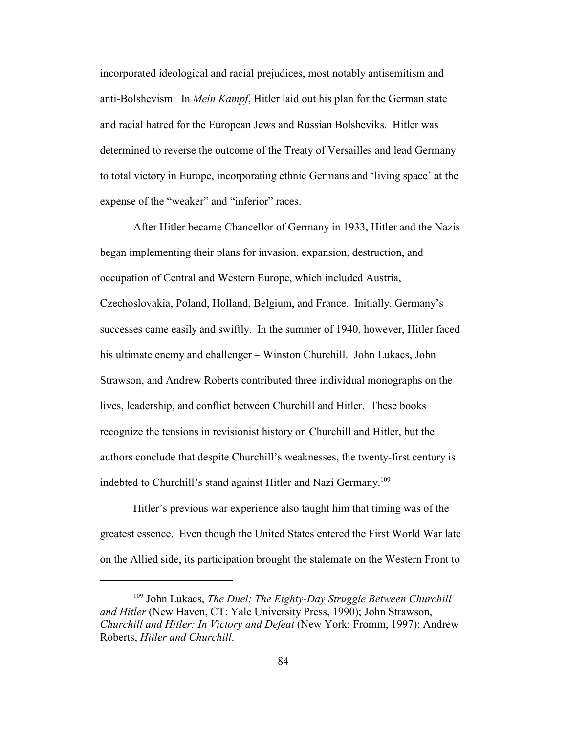incorporated ideological and racial prejudices, most notably antisemitism and anti-Bolshevism. In *Mein Kampf*, Hitler laid out his plan for the German state and racial hatred for the European Jews and Russian Bolsheviks. Hitler was determined to reverse the outcome of the Treaty of Versailles and lead Germany to total victory in Europe, incorporating ethnic Germans and 'living space' at the expense of the "weaker" and "inferior" races.

After Hitler became Chancellor of Germany in 1933, Hitler and the Nazis began implementing their plans for invasion, expansion, destruction, and occupation of Central and Western Europe, which included Austria, Czechoslovakia, Poland, Holland, Belgium, and France. Initially, Germany's successes came easily and swiftly. In the summer of 1940, however, Hitler faced his ultimate enemy and challenger – Winston Churchill. John Lukacs, John Strawson, and Andrew Roberts contributed three individual monographs on the lives, leadership, and conflict between Churchill and Hitler. These books recognize the tensions in revisionist history on Churchill and Hitler, but the authors conclude that despite Churchill's weaknesses, the twenty-first century is indebted to Churchill's stand against Hitler and Nazi Germany.[109]

Hitler's previous war experience also taught him that timing was of the greatest essence. Even though the United States entered the First World War late on the Allied side, its participation brought the stalemate on the Western Front to

[109] John Lukacs, *The Duel: The Eighty-Day Struggle Between Churchill and Hitler* (New Haven, CT: Yale University Press, 1990); John Strawson, *Churchill and Hitler: In Victory and Defeat* (New York: Fromm, 1997); Andrew Roberts, *Hitler and Churchill*.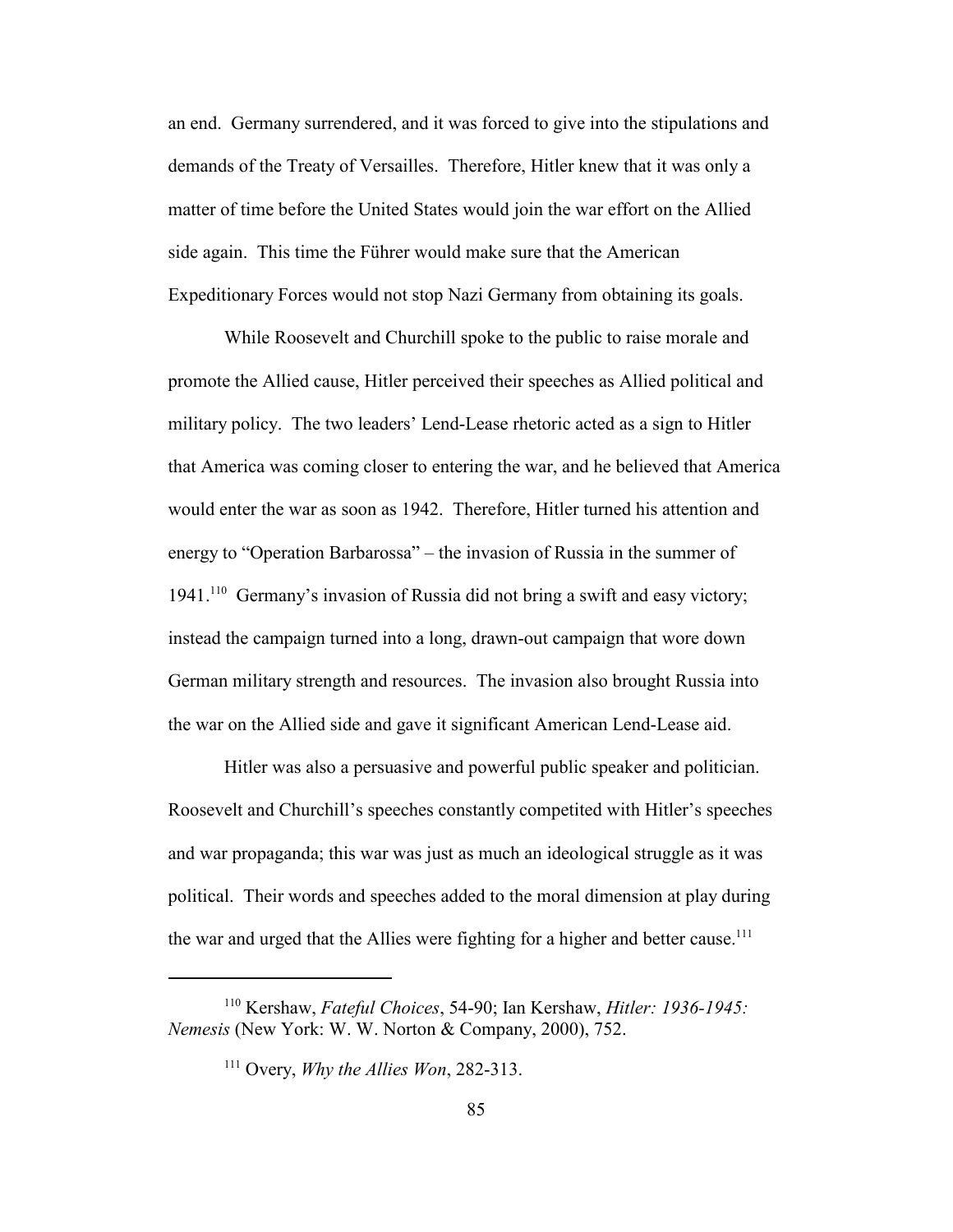an end. Germany surrendered, and it was forced to give into the stipulations and demands of the Treaty of Versailles. Therefore, Hitler knew that it was only a matter of time before the United States would join the war effort on the Allied side again. This time the Führer would make sure that the American Expeditionary Forces would not stop Nazi Germany from obtaining its goals.

While Roosevelt and Churchill spoke to the public to raise morale and promote the Allied cause, Hitler perceived their speeches as Allied political and military policy. The two leaders' Lend-Lease rhetoric acted as a sign to Hitler that America was coming closer to entering the war, and he believed that America would enter the war as soon as 1942. Therefore, Hitler turned his attention and energy to "Operation Barbarossa" – the invasion of Russia in the summer of 1941.[110] Germany's invasion of Russia did not bring a swift and easy victory; instead the campaign turned into a long, drawn-out campaign that wore down German military strength and resources. The invasion also brought Russia into the war on the Allied side and gave it significant American Lend-Lease aid.

Hitler was also a persuasive and powerful public speaker and politician. Roosevelt and Churchill's speeches constantly competited with Hitler's speeches and war propaganda; this war was just as much an ideological struggle as it was political. Their words and speeches added to the moral dimension at play during the war and urged that the Allies were fighting for a higher and better cause.[111]

---

[110] Kershaw, *Fateful Choices*, 54-90; Ian Kershaw, *Hitler: 1936-1945: Nemesis* (New York: W. W. Norton & Company, 2000), 752.

[111] Overy, *Why the Allies Won*, 282-313.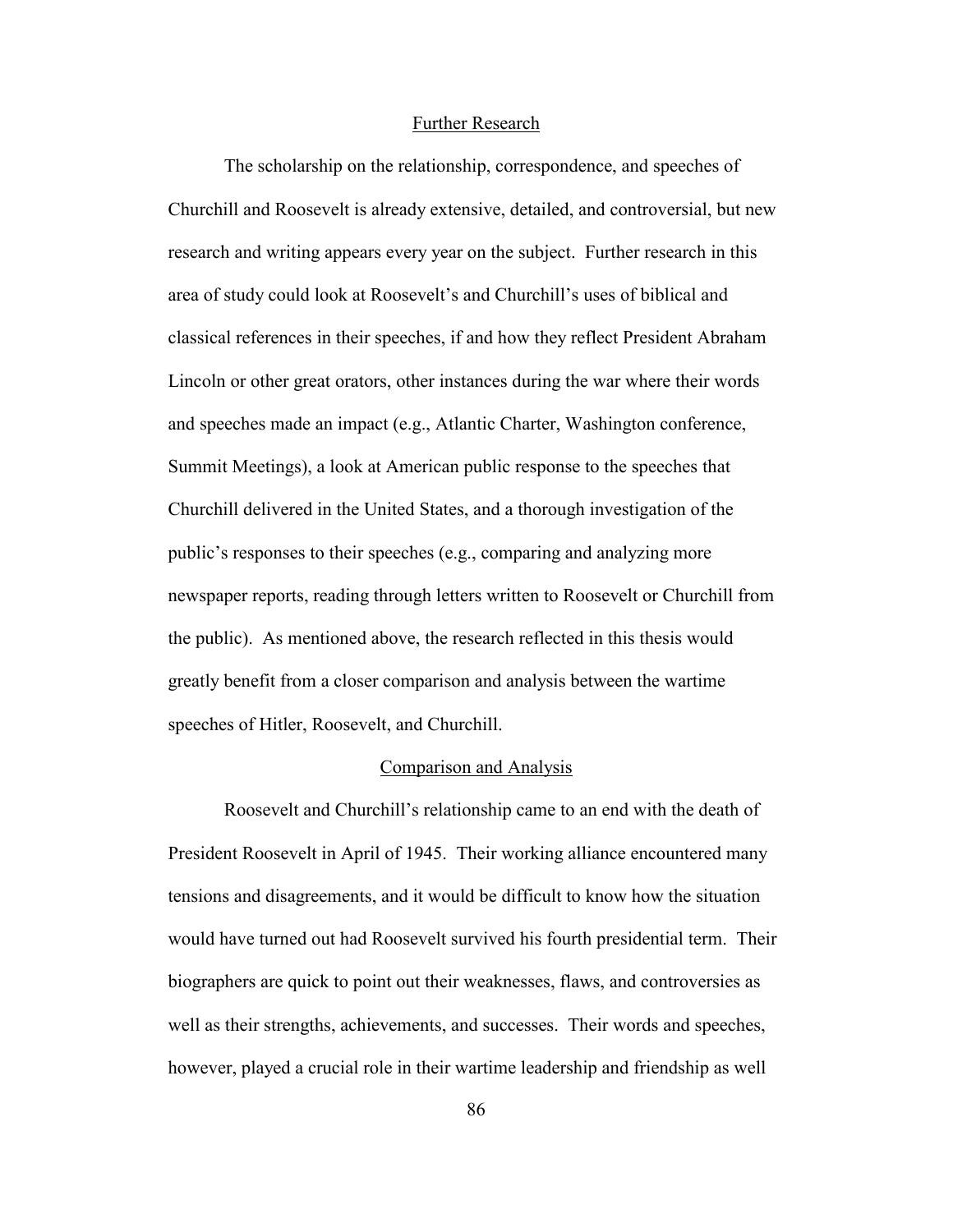## Further Research

The scholarship on the relationship, correspondence, and speeches of Churchill and Roosevelt is already extensive, detailed, and controversial, but new research and writing appears every year on the subject. Further research in this area of study could look at Roosevelt's and Churchill's uses of biblical and classical references in their speeches, if and how they reflect President Abraham Lincoln or other great orators, other instances during the war where their words and speeches made an impact (e.g., Atlantic Charter, Washington conference, Summit Meetings), a look at American public response to the speeches that Churchill delivered in the United States, and a thorough investigation of the public's responses to their speeches (e.g., comparing and analyzing more newspaper reports, reading through letters written to Roosevelt or Churchill from the public). As mentioned above, the research reflected in this thesis would greatly benefit from a closer comparison and analysis between the wartime speeches of Hitler, Roosevelt, and Churchill.

## Comparison and Analysis

Roosevelt and Churchill's relationship came to an end with the death of President Roosevelt in April of 1945. Their working alliance encountered many tensions and disagreements, and it would be difficult to know how the situation would have turned out had Roosevelt survived his fourth presidential term. Their biographers are quick to point out their weaknesses, flaws, and controversies as well as their strengths, achievements, and successes. Their words and speeches, however, played a crucial role in their wartime leadership and friendship as well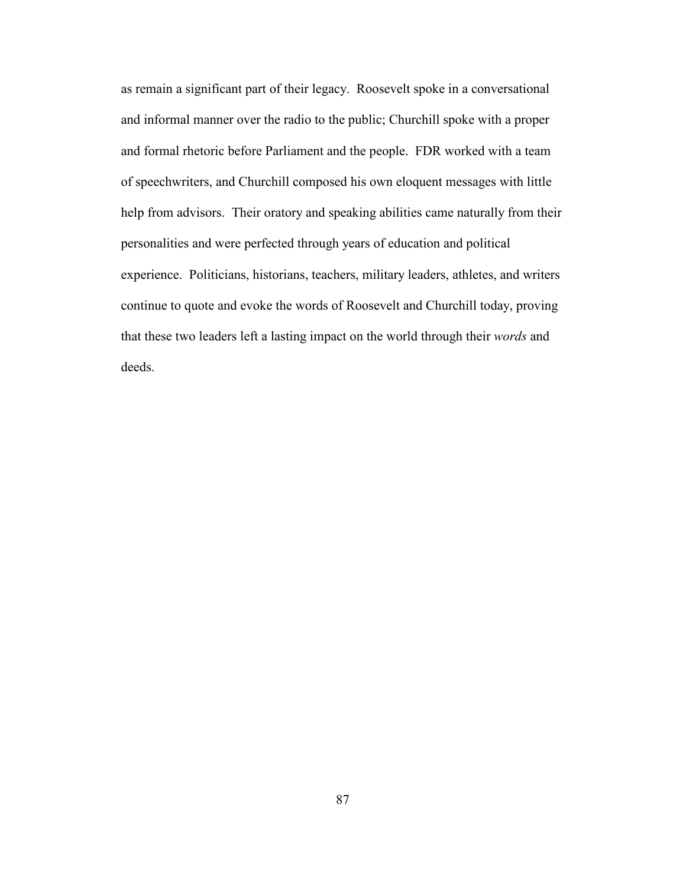as remain a significant part of their legacy. Roosevelt spoke in a conversational and informal manner over the radio to the public; Churchill spoke with a proper and formal rhetoric before Parliament and the people. FDR worked with a team of speechwriters, and Churchill composed his own eloquent messages with little help from advisors. Their oratory and speaking abilities came naturally from their personalities and were perfected through years of education and political experience. Politicians, historians, teachers, military leaders, athletes, and writers continue to quote and evoke the words of Roosevelt and Churchill today, proving that these two leaders left a lasting impact on the world through their *words* and deeds.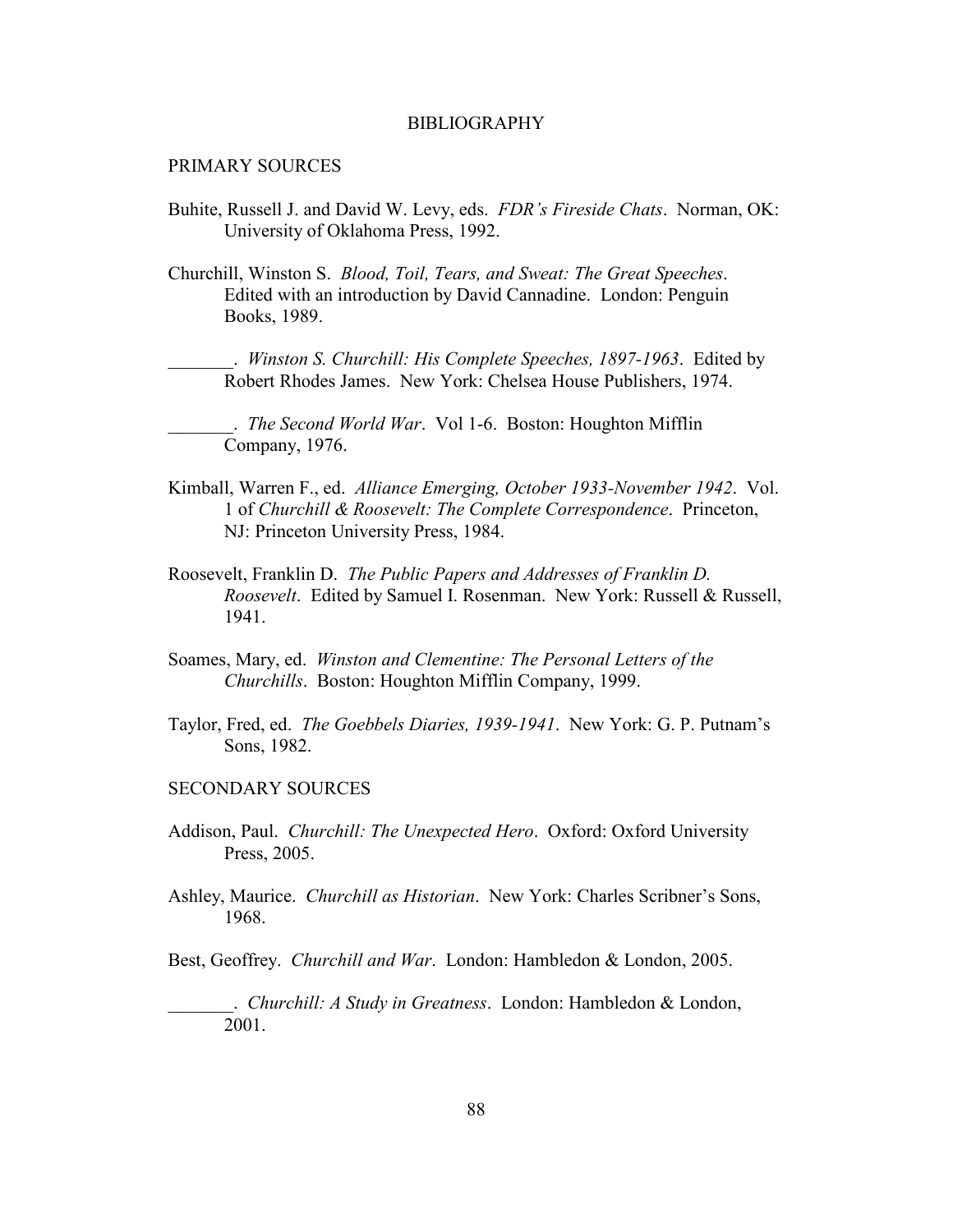# BIBLIOGRAPHY

## PRIMARY SOURCES

Buhite, Russell J. and David W. Levy, eds. *FDR's Fireside Chats*. Norman, OK: University of Oklahoma Press, 1992.

Churchill, Winston S. *Blood, Toil, Tears, and Sweat: The Great Speeches*. Edited with an introduction by David Cannadine. London: Penguin Books, 1989.

_______. *Winston S. Churchill: His Complete Speeches, 1897-1963*. Edited by Robert Rhodes James. New York: Chelsea House Publishers, 1974.

_______. *The Second World War*. Vol 1-6. Boston: Houghton Mifflin Company, 1976.

Kimball, Warren F., ed. *Alliance Emerging, October 1933-November 1942*. Vol. 1 of *Churchill & Roosevelt: The Complete Correspondence*. Princeton, NJ: Princeton University Press, 1984.

Roosevelt, Franklin D. *The Public Papers and Addresses of Franklin D. Roosevelt*. Edited by Samuel I. Rosenman. New York: Russell & Russell, 1941.

Soames, Mary, ed. *Winston and Clementine: The Personal Letters of the Churchills*. Boston: Houghton Mifflin Company, 1999.

Taylor, Fred, ed. *The Goebbels Diaries, 1939-1941*. New York: G. P. Putnam's Sons, 1982.

## SECONDARY SOURCES

Addison, Paul. *Churchill: The Unexpected Hero*. Oxford: Oxford University Press, 2005.

Ashley, Maurice. *Churchill as Historian*. New York: Charles Scribner's Sons, 1968.

Best, Geoffrey. *Churchill and War*. London: Hambledon & London, 2005.

_______. *Churchill: A Study in Greatness*. London: Hambledon & London, 2001.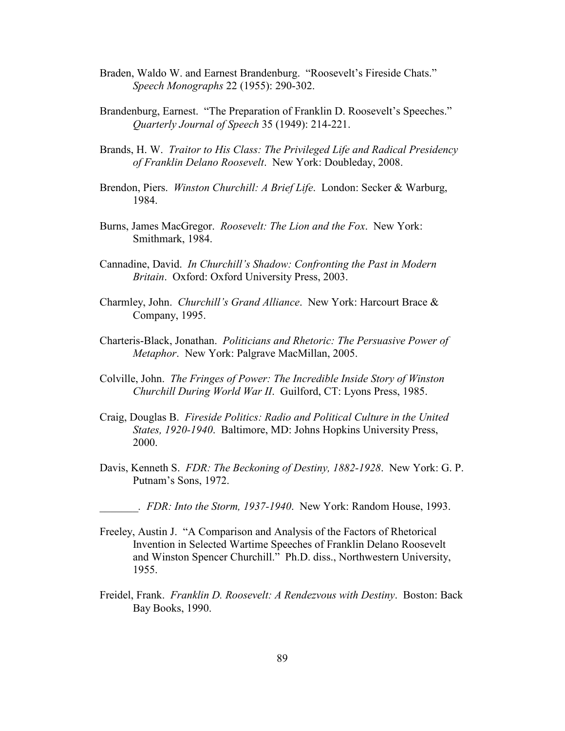Braden, Waldo W. and Earnest Brandenburg. "Roosevelt's Fireside Chats." *Speech Monographs* 22 (1955): 290-302.

Brandenburg, Earnest. "The Preparation of Franklin D. Roosevelt's Speeches." *Quarterly Journal of Speech* 35 (1949): 214-221.

Brands, H. W. *Traitor to His Class: The Privileged Life and Radical Presidency of Franklin Delano Roosevelt*. New York: Doubleday, 2008.

Brendon, Piers. *Winston Churchill: A Brief Life*. London: Secker & Warburg, 1984.

Burns, James MacGregor. *Roosevelt: The Lion and the Fox*. New York: Smithmark, 1984.

Cannadine, David. *In Churchill's Shadow: Confronting the Past in Modern Britain*. Oxford: Oxford University Press, 2003.

Charmley, John. *Churchill's Grand Alliance*. New York: Harcourt Brace & Company, 1995.

Charteris-Black, Jonathan. *Politicians and Rhetoric: The Persuasive Power of Metaphor*. New York: Palgrave MacMillan, 2005.

Colville, John. *The Fringes of Power: The Incredible Inside Story of Winston Churchill During World War II*. Guilford, CT: Lyons Press, 1985.

Craig, Douglas B. *Fireside Politics: Radio and Political Culture in the United States, 1920-1940*. Baltimore, MD: Johns Hopkins University Press, 2000.

Davis, Kenneth S. *FDR: The Beckoning of Destiny, 1882-1928*. New York: G. P. Putnam's Sons, 1972.

_______. *FDR: Into the Storm, 1937-1940*. New York: Random House, 1993.

Freeley, Austin J. "A Comparison and Analysis of the Factors of Rhetorical Invention in Selected Wartime Speeches of Franklin Delano Roosevelt and Winston Spencer Churchill." Ph.D. diss., Northwestern University, 1955.

Freidel, Frank. *Franklin D. Roosevelt: A Rendezvous with Destiny*. Boston: Back Bay Books, 1990.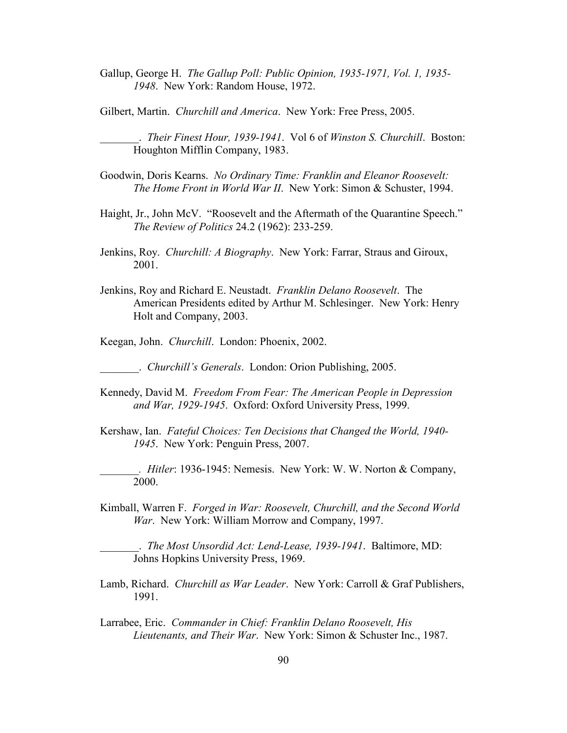Gallup, George H. *The Gallup Poll: Public Opinion, 1935-1971, Vol. 1, 1935-1948*. New York: Random House, 1972.

Gilbert, Martin. *Churchill and America*. New York: Free Press, 2005.

_______. *Their Finest Hour, 1939-1941*. Vol 6 of *Winston S. Churchill*. Boston: Houghton Mifflin Company, 1983.

Goodwin, Doris Kearns. *No Ordinary Time: Franklin and Eleanor Roosevelt: The Home Front in World War II*. New York: Simon & Schuster, 1994.

Haight, Jr., John McV. "Roosevelt and the Aftermath of the Quarantine Speech." *The Review of Politics* 24.2 (1962): 233-259.

Jenkins, Roy. *Churchill: A Biography*. New York: Farrar, Straus and Giroux, 2001.

Jenkins, Roy and Richard E. Neustadt. *Franklin Delano Roosevelt*. The American Presidents edited by Arthur M. Schlesinger. New York: Henry Holt and Company, 2003.

Keegan, John. *Churchill*. London: Phoenix, 2002.

_______. *Churchill's Generals*. London: Orion Publishing, 2005.

Kennedy, David M. *Freedom From Fear: The American People in Depression and War, 1929-1945*. Oxford: Oxford University Press, 1999.

Kershaw, Ian. *Fateful Choices: Ten Decisions that Changed the World, 1940-1945*. New York: Penguin Press, 2007.

_______. *Hitler*: 1936-1945: Nemesis. New York: W. W. Norton & Company, 2000.

Kimball, Warren F. *Forged in War: Roosevelt, Churchill, and the Second World War*. New York: William Morrow and Company, 1997.

_______. *The Most Unsordid Act: Lend-Lease, 1939-1941*. Baltimore, MD: Johns Hopkins University Press, 1969.

Lamb, Richard. *Churchill as War Leader*. New York: Carroll & Graf Publishers, 1991.

Larrabee, Eric. *Commander in Chief: Franklin Delano Roosevelt, His Lieutenants, and Their War*. New York: Simon & Schuster Inc., 1987.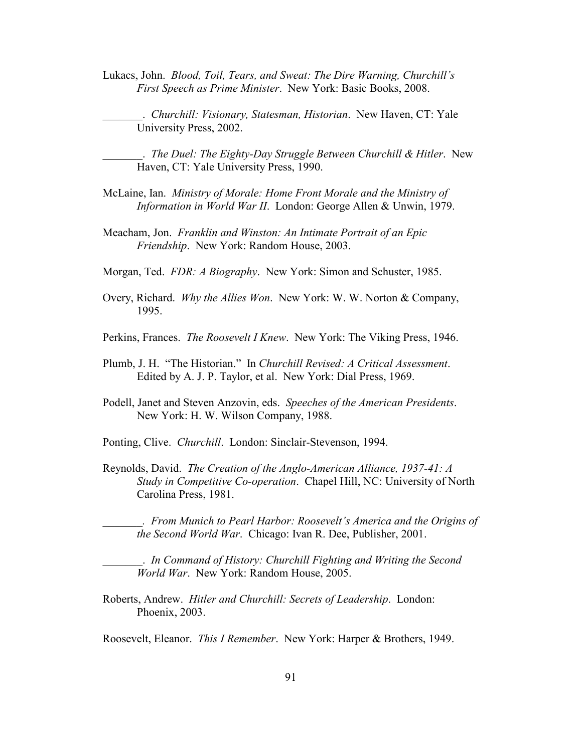Lukacs, John. *Blood, Toil, Tears, and Sweat: The Dire Warning, Churchill's First Speech as Prime Minister*. New York: Basic Books, 2008.

_______. *Churchill: Visionary, Statesman, Historian*. New Haven, CT: Yale University Press, 2002.

_______. *The Duel: The Eighty-Day Struggle Between Churchill & Hitler*. New Haven, CT: Yale University Press, 1990.

McLaine, Ian. *Ministry of Morale: Home Front Morale and the Ministry of Information in World War II*. London: George Allen & Unwin, 1979.

Meacham, Jon. *Franklin and Winston: An Intimate Portrait of an Epic Friendship*. New York: Random House, 2003.

Morgan, Ted. *FDR: A Biography*. New York: Simon and Schuster, 1985.

Overy, Richard. *Why the Allies Won*. New York: W. W. Norton & Company, 1995.

Perkins, Frances. *The Roosevelt I Knew*. New York: The Viking Press, 1946.

Plumb, J. H. "The Historian." In *Churchill Revised: A Critical Assessment*. Edited by A. J. P. Taylor, et al. New York: Dial Press, 1969.

Podell, Janet and Steven Anzovin, eds. *Speeches of the American Presidents*. New York: H. W. Wilson Company, 1988.

Ponting, Clive. *Churchill*. London: Sinclair-Stevenson, 1994.

Reynolds, David. *The Creation of the Anglo-American Alliance, 1937-41: A Study in Competitive Co-operation*. Chapel Hill, NC: University of North Carolina Press, 1981.

_______. *From Munich to Pearl Harbor: Roosevelt's America and the Origins of the Second World War*. Chicago: Ivan R. Dee, Publisher, 2001.

_______. *In Command of History: Churchill Fighting and Writing the Second World War*. New York: Random House, 2005.

Roberts, Andrew. *Hitler and Churchill: Secrets of Leadership*. London: Phoenix, 2003.

Roosevelt, Eleanor. *This I Remember*. New York: Harper & Brothers, 1949.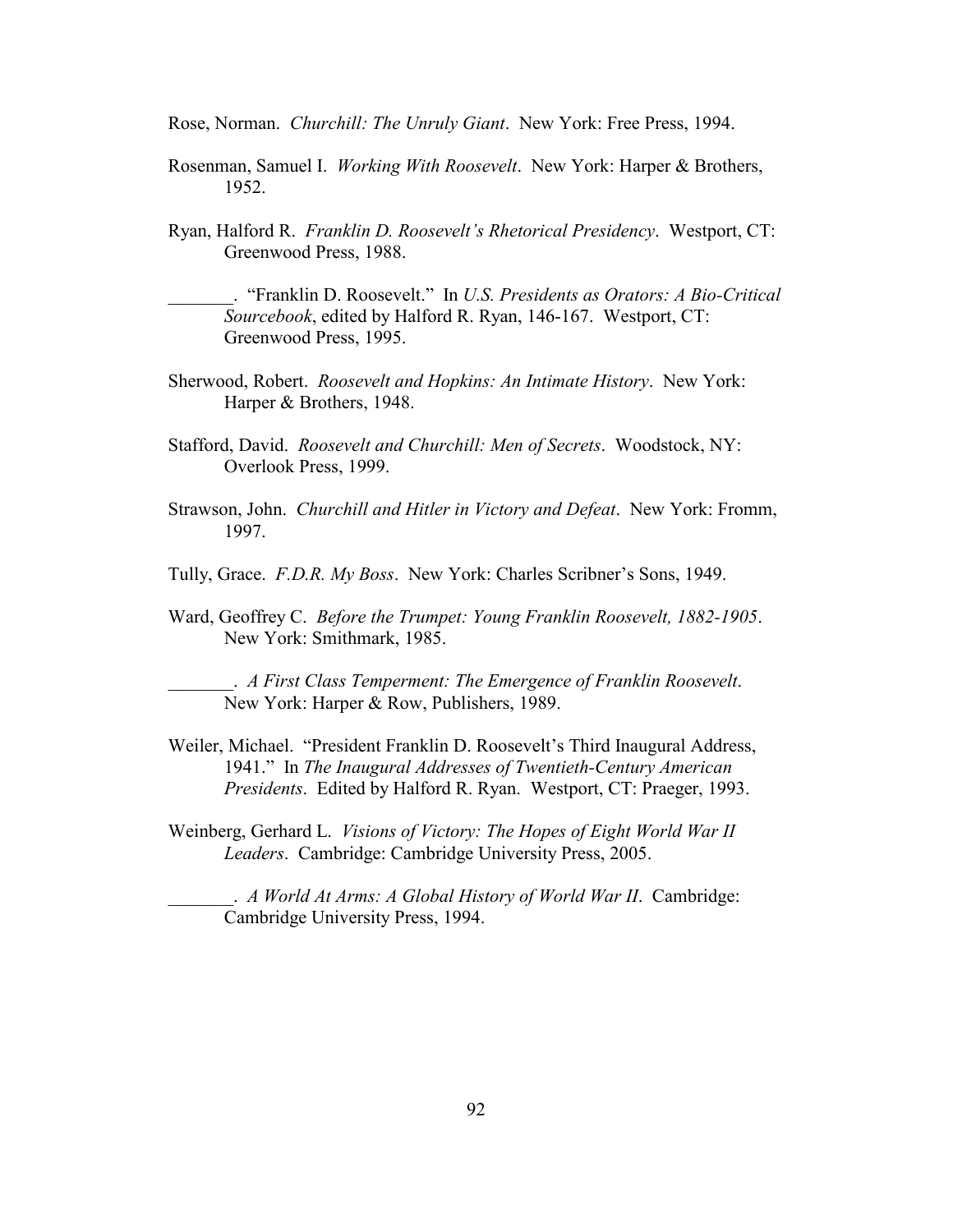Rose, Norman. *Churchill: The Unruly Giant*. New York: Free Press, 1994.

Rosenman, Samuel I. *Working With Roosevelt*. New York: Harper & Brothers, 1952.

Ryan, Halford R. *Franklin D. Roosevelt's Rhetorical Presidency*. Westport, CT: Greenwood Press, 1988.

_______. "Franklin D. Roosevelt." In *U.S. Presidents as Orators: A Bio-Critical Sourcebook*, edited by Halford R. Ryan, 146-167. Westport, CT: Greenwood Press, 1995.

Sherwood, Robert. *Roosevelt and Hopkins: An Intimate History*. New York: Harper & Brothers, 1948.

Stafford, David. *Roosevelt and Churchill: Men of Secrets*. Woodstock, NY: Overlook Press, 1999.

Strawson, John. *Churchill and Hitler in Victory and Defeat*. New York: Fromm, 1997.

Tully, Grace. *F.D.R. My Boss*. New York: Charles Scribner's Sons, 1949.

Ward, Geoffrey C. *Before the Trumpet: Young Franklin Roosevelt, 1882-1905*. New York: Smithmark, 1985.

_______. *A First Class Temperment: The Emergence of Franklin Roosevelt*. New York: Harper & Row, Publishers, 1989.

Weiler, Michael. "President Franklin D. Roosevelt's Third Inaugural Address, 1941." In *The Inaugural Addresses of Twentieth-Century American Presidents*. Edited by Halford R. Ryan. Westport, CT: Praeger, 1993.

Weinberg, Gerhard L. *Visions of Victory: The Hopes of Eight World War II Leaders*. Cambridge: Cambridge University Press, 2005.

_______. *A World At Arms: A Global History of World War II*. Cambridge: Cambridge University Press, 1994.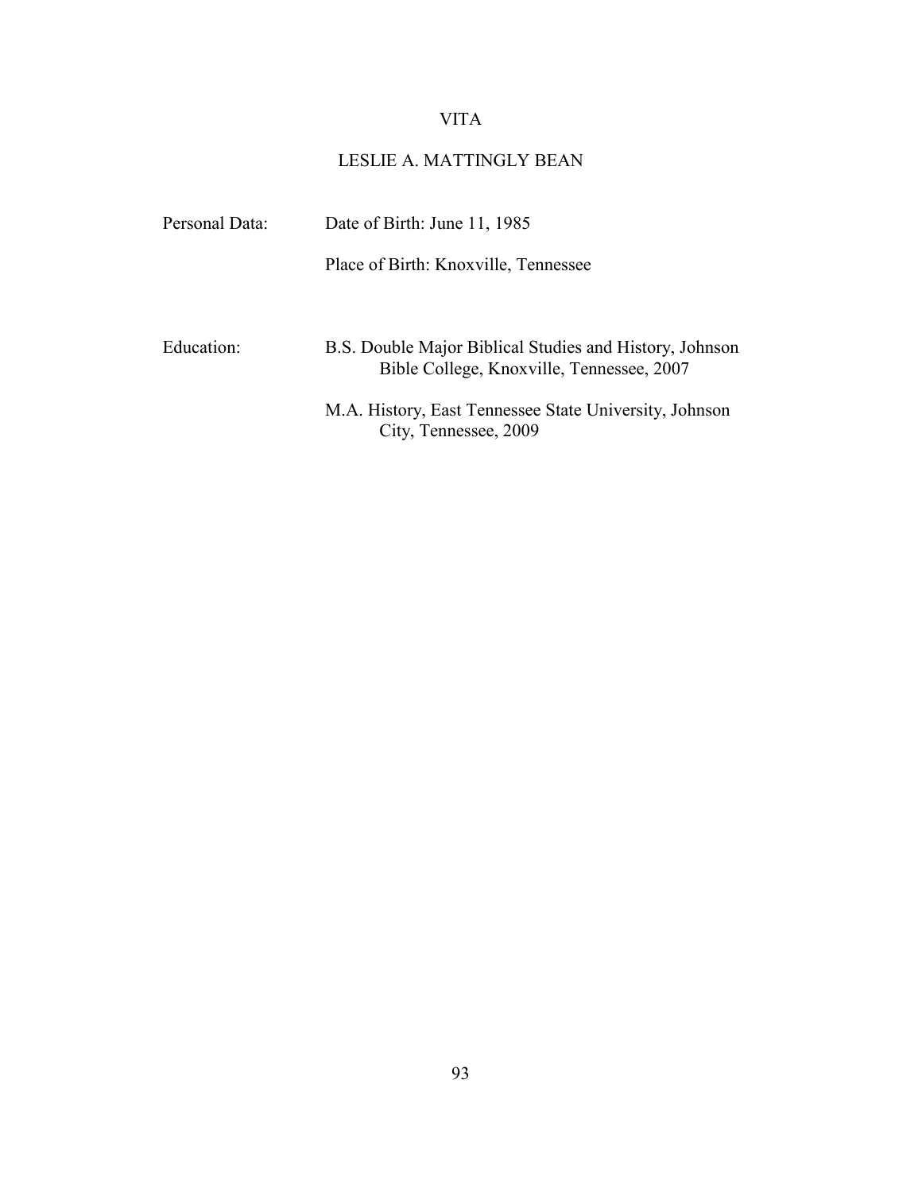# VITA

## LESLIE A. MATTINGLY BEAN

| | |
|---|---|
| Personal Data: | Date of Birth: June 11, 1985 |
| | Place of Birth: Knoxville, Tennessee |
| Education: | B.S. Double Major Biblical Studies and History, Johnson Bible College, Knoxville, Tennessee, 2007 |
| | M.A. History, East Tennessee State University, Johnson City, Tennessee, 2009 |